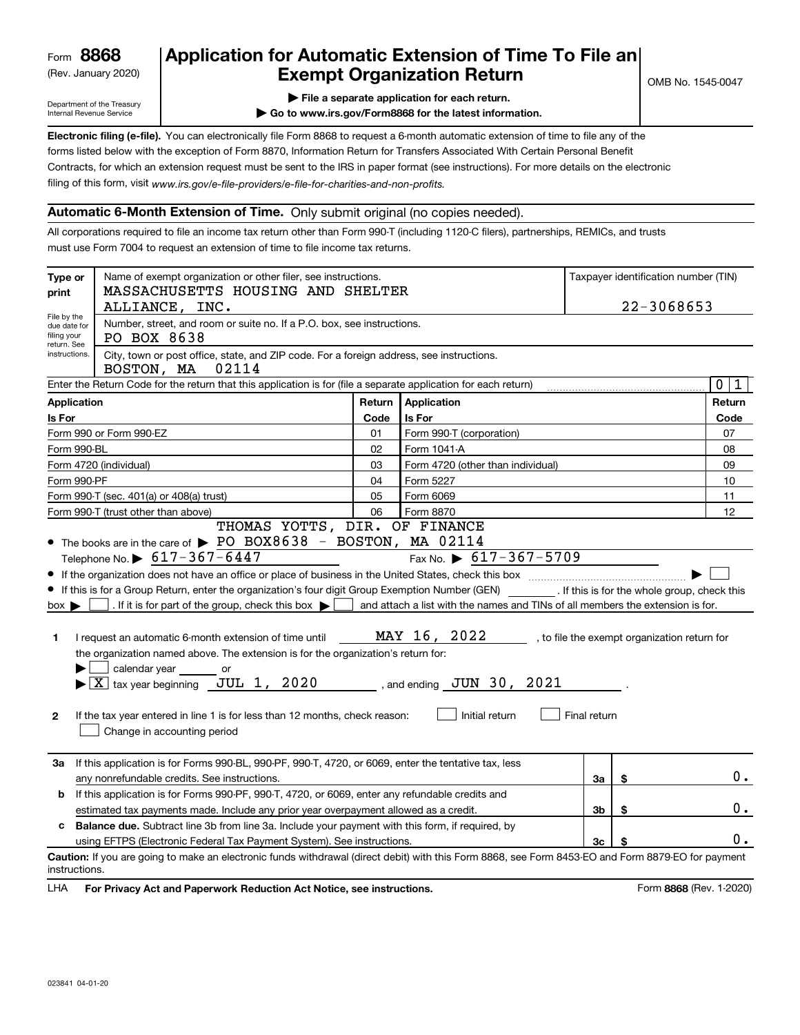Form **8868**
(Rev. January 2020)

Department of the Treasury
Internal Revenue Service

# Application for Automatic Extension of Time To File an Exempt Organization Return

OMB No. 1545-0047

▶ File a separate application for each return.

▶ Go to www.irs.gov/Form8868 for the latest information.

**Electronic filing (e-file).** You can electronically file Form 8868 to request a 6-month automatic extension of time to file any of the forms listed below with the exception of Form 8870, Information Return for Transfers Associated With Certain Personal Benefit Contracts, for which an extension request must be sent to the IRS in paper format (see instructions). For more details on the electronic filing of this form, visit *www.irs.gov/e-file-providers/e-file-for-charities-and-non-profits.*

## Automatic 6-Month Extension of Time. Only submit original (no copies needed).

All corporations required to file an income tax return other than Form 990-T (including 1120-C filers), partnerships, REMICs, and trusts must use Form 7004 to request an extension of time to file income tax returns.

**Type or print**

File by the due date for filing your return. See instructions.

Name of exempt organization or other filer, see instructions.
MASSACHUSETTS HOUSING AND SHELTER ALLIANCE, INC.

Taxpayer identification number (TIN)
22-3068653

Number, street, and room or suite no. If a P.O. box, see instructions.
PO BOX 8638

City, town or post office, state, and ZIP code. For a foreign address, see instructions.
BOSTON, MA 02114

Enter the Return Code for the return that this application is for (file a separate application for each return): 0 1

| Application Is For | Return Code | Application Is For | Return Code |
|---|---|---|---|
| Form 990 or Form 990-EZ | 01 | Form 990-T (corporation) | 07 |
| Form 990-BL | 02 | Form 1041-A | 08 |
| Form 4720 (individual) | 03 | Form 4720 (other than individual) | 09 |
| Form 990-PF | 04 | Form 5227 | 10 |
| Form 990-T (sec. 401(a) or 408(a) trust) | 05 | Form 6069 | 11 |
| Form 990-T (trust other than above) | 06 | Form 8870 | 12 |

- The books are in the care of ▶ THOMAS YOTTS, DIR. OF FINANCE PO BOX8638 - BOSTON, MA 02114
  Telephone No. ▶ 617-367-6447 Fax No. ▶ 617-367-5709
- If the organization does not have an office or place of business in the United States, check this box ▶ ☐
- If this is for a Group Return, enter the organization's four digit Group Exemption Number (GEN) ______ . If this is for the whole group, check this box ▶ ☐ . If it is for part of the group, check this box ▶ ☐ and attach a list with the names and TINs of all members the extension is for.

**1** I request an automatic 6-month extension of time until MAY 16, 2022 , to file the exempt organization return for the organization named above. The extension is for the organization's return for:
▶ ☐ calendar year ______ or
▶ ☒ tax year beginning JUL 1, 2020 , and ending JUN 30, 2021 .

**2** If the tax year entered in line 1 is for less than 12 months, check reason: ☐ Initial return ☐ Final return ☐ Change in accounting period

| | | | |
|---|---|---|---|
| **3a** | If this application is for Forms 990-BL, 990-PF, 990-T, 4720, or 6069, enter the tentative tax, less any nonrefundable credits. See instructions. | 3a | $ 0. |
| **b** | If this application is for Forms 990-PF, 990-T, 4720, or 6069, enter any refundable credits and estimated tax payments made. Include any prior year overpayment allowed as a credit. | 3b | $ 0. |
| **c** | **Balance due.** Subtract line 3b from line 3a. Include your payment with this form, if required, by using EFTPS (Electronic Federal Tax Payment System). See instructions. | 3c | $ 0. |

**Caution:** If you are going to make an electronic funds withdrawal (direct debit) with this Form 8868, see Form 8453-EO and Form 8879-EO for payment instructions.

LHA **For Privacy Act and Paperwork Reduction Act Notice, see instructions.** Form **8868** (Rev. 1-2020)

023841 04-01-20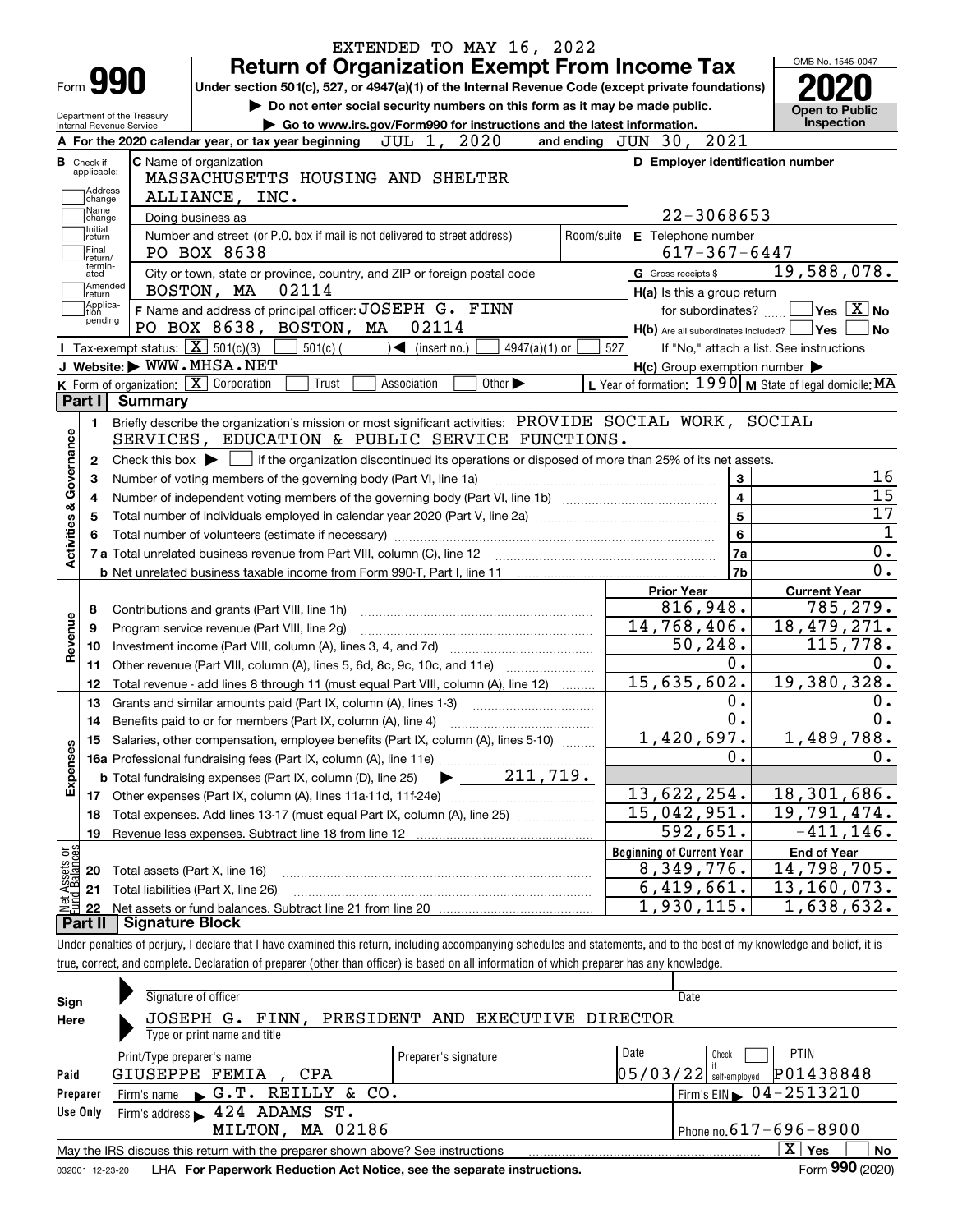EXTENDED TO MAY 16, 2022

# Form 990 — Return of Organization Exempt From Income Tax (2020)

Under section 501(c), 527, or 4947(a)(1) of the Internal Revenue Code (except private foundations)

▶ Do not enter social security numbers on this form as it may be made public.

▶ Go to www.irs.gov/Form990 for instructions and the latest information.

Department of the Treasury, Internal Revenue Service

OMB No. 1545-0047 — **Open to Public Inspection**

**A** For the 2020 calendar year, or tax year beginning JUL 1, 2020 and ending JUN 30, 2021

**B** Check if applicable: Address change; Name change; Initial return; Final return/terminated; Amended return; Application pending

**C** Name of organization: MASSACHUSETTS HOUSING AND SHELTER ALLIANCE, INC.

Doing business as

Number and street (or P.O. box if mail is not delivered to street address): PO BOX 8638 | Room/suite

City or town, state or province, country, and ZIP or foreign postal code: BOSTON, MA 02114

**D** Employer identification number: 22-3068653

**E** Telephone number: 617-367-6447

**G** Gross receipts $ 19,588,078.

**F** Name and address of principal officer: JOSEPH G. FINN, PO BOX 8638, BOSTON, MA 02114

**H(a)** Is this a group return for subordinates? ☐ Yes ☒ No

**H(b)** Are all subordinates included? ☐ Yes ☐ No — If "No," attach a list. See instructions

**H(c)** Group exemption number ▶

**I** Tax-exempt status: ☒ 501(c)(3) ☐ 501(c) ( ) ◀ (insert no.) ☐ 4947(a)(1) or ☐ 527

**J** Website: ▶ WWW.MHSA.NET

**K** Form of organization: ☒ Corporation ☐ Trust ☐ Association ☐ Other ▶

**L** Year of formation: 1990 **M** State of legal domicile: MA

## Part I Summary

**Activities & Governance**

1 Briefly describe the organization's mission or most significant activities: PROVIDE SOCIAL WORK, SOCIAL SERVICES, EDUCATION & PUBLIC SERVICE FUNCTIONS.

2 Check this box ▶ ☐ if the organization discontinued its operations or disposed of more than 25% of its net assets.

| Line | Description | | Value |
|---|---|---|---|
| 3 | Number of voting members of the governing body (Part VI, line 1a) | 3 | 16 |
| 4 | Number of independent voting members of the governing body (Part VI, line 1b) | 4 | 15 |
| 5 | Total number of individuals employed in calendar year 2020 (Part V, line 2a) | 5 | 17 |
| 6 | Total number of volunteers (estimate if necessary) | 6 | 1 |
| 7a | Total unrelated business revenue from Part VIII, column (C), line 12 | 7a | 0. |
| 7b | Net unrelated business taxable income from Form 990-T, Part I, line 11 | 7b | 0. |

| Line | Description | Prior Year | Current Year |
|---|---|---|---|
| | **Revenue** | | |
| 8 | Contributions and grants (Part VIII, line 1h) | 816,948. | 785,279. |
| 9 | Program service revenue (Part VIII, line 2g) | 14,768,406. | 18,479,271. |
| 10 | Investment income (Part VIII, column (A), lines 3, 4, and 7d) | 50,248. | 115,778. |
| 11 | Other revenue (Part VIII, column (A), lines 5, 6d, 8c, 9c, 10c, and 11e) | 0. | 0. |
| 12 | Total revenue - add lines 8 through 11 (must equal Part VIII, column (A), line 12) | 15,635,602. | 19,380,328. |
| | **Expenses** | | |
| 13 | Grants and similar amounts paid (Part IX, column (A), lines 1-3) | 0. | 0. |
| 14 | Benefits paid to or for members (Part IX, column (A), line 4) | 0. | 0. |
| 15 | Salaries, other compensation, employee benefits (Part IX, column (A), lines 5-10) | 1,420,697. | 1,489,788. |
| 16a | Professional fundraising fees (Part IX, column (A), line 11e) | 0. | 0. |
| b | Total fundraising expenses (Part IX, column (D), line 25) ▶ 211,719. | | |
| 17 | Other expenses (Part IX, column (A), lines 11a-11d, 11f-24e) | 13,622,254. | 18,301,686. |
| 18 | Total expenses. Add lines 13-17 (must equal Part IX, column (A), line 25) | 15,042,951. | 19,791,474. |
| 19 | Revenue less expenses. Subtract line 18 from line 12 | 592,651. | -411,146. |
| | **Net Assets or Fund Balances** | **Beginning of Current Year** | **End of Year** |
| 20 | Total assets (Part X, line 16) | 8,349,776. | 14,798,705. |
| 21 | Total liabilities (Part X, line 26) | 6,419,661. | 13,160,073. |
| 22 | Net assets or fund balances. Subtract line 21 from line 20 | 1,930,115. | 1,638,632. |

## Part II Signature Block

Under penalties of perjury, I declare that I have examined this return, including accompanying schedules and statements, and to the best of my knowledge and belief, it is true, correct, and complete. Declaration of preparer (other than officer) is based on all information of which preparer has any knowledge.

**Sign Here**

Signature of officer | Date

JOSEPH G. FINN, PRESIDENT AND EXECUTIVE DIRECTOR

Type or print name and title

**Paid Preparer Use Only**

| Print/Type preparer's name | Preparer's signature | Date | Check if self-employed | PTIN |
|---|---|---|---|---|
| GIUSEPPE FEMIA , CPA | | 05/03/22 | ☐ | P01438848 |

Firm's name ▶ G.T. REILLY & CO. — Firm's EIN ▶ 04-2513210

Firm's address ▶ 424 ADAMS ST. MILTON, MA 02186 — Phone no. 617-696-8900

May the IRS discuss this return with the preparer shown above? See instructions ☒ Yes ☐ No

032001 12-23-20 LHA For Paperwork Reduction Act Notice, see the separate instructions. Form **990** (2020)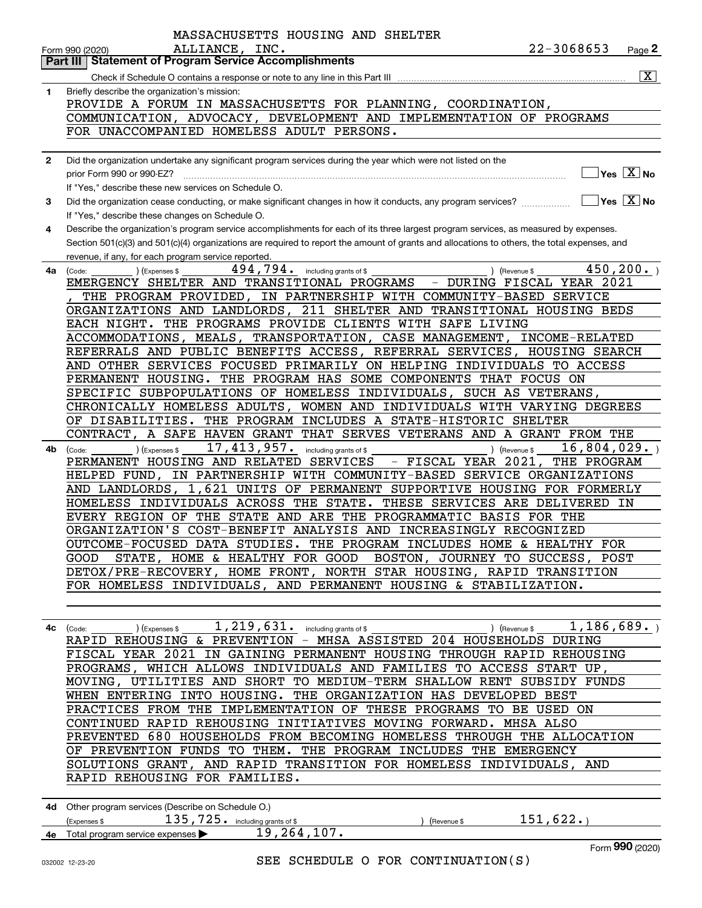MASSACHUSETTS HOUSING AND SHELTER ALLIANCE, INC. 22-3068653

Form 990 (2020) Page **2**

## Part III Statement of Program Service Accomplishments

Check if Schedule O contains a response or note to any line in this Part III [X]

**1** Briefly describe the organization's mission:

PROVIDE A FORUM IN MASSACHUSETTS FOR PLANNING, COORDINATION, COMMUNICATION, ADVOCACY, DEVELOPMENT AND IMPLEMENTATION OF PROGRAMS FOR UNACCOMPANIED HOMELESS ADULT PERSONS.

**2** Did the organization undertake any significant program services during the year which were not listed on the prior Form 990 or 990-EZ? [ ] Yes [X] No

If "Yes," describe these new services on Schedule O.

**3** Did the organization cease conducting, or make significant changes in how it conducts, any program services? [ ] Yes [X] No

If "Yes," describe these changes on Schedule O.

**4** Describe the organization's program service accomplishments for each of its three largest program services, as measured by expenses. Section 501(c)(3) and 501(c)(4) organizations are required to report the amount of grants and allocations to others, the total expenses, and revenue, if any, for each program service reported.

**4a** (Code: ) (Expenses $ 494,794. including grants of $ ) (Revenue $ 450,200. )

EMERGENCY SHELTER AND TRANSITIONAL PROGRAMS - DURING FISCAL YEAR 2021 , THE PROGRAM PROVIDED, IN PARTNERSHIP WITH COMMUNITY-BASED SERVICE ORGANIZATIONS AND LANDLORDS, 211 SHELTER AND TRANSITIONAL HOUSING BEDS EACH NIGHT. THE PROGRAMS PROVIDE CLIENTS WITH SAFE LIVING ACCOMMODATIONS, MEALS, TRANSPORTATION, CASE MANAGEMENT, INCOME-RELATED REFERRALS AND PUBLIC BENEFITS ACCESS, REFERRAL SERVICES, HOUSING SEARCH AND OTHER SERVICES FOCUSED PRIMARILY ON HELPING INDIVIDUALS TO ACCESS PERMANENT HOUSING. THE PROGRAM HAS SOME COMPONENTS THAT FOCUS ON SPECIFIC SUBPOPULATIONS OF HOMELESS INDIVIDUALS, SUCH AS VETERANS, CHRONICALLY HOMELESS ADULTS, WOMEN AND INDIVIDUALS WITH VARYING DEGREES OF DISABILITIES. THE PROGRAM INCLUDES A STATE-HISTORIC SHELTER CONTRACT, A SAFE HAVEN GRANT THAT SERVES VETERANS AND A GRANT FROM THE

**4b** (Code: ) (Expenses $ 17,413,957. including grants of $ ) (Revenue $ 16,804,029. )

PERMANENT HOUSING AND RELATED SERVICES - FISCAL YEAR 2021, THE PROGRAM HELPED FUND, IN PARTNERSHIP WITH COMMUNITY-BASED SERVICE ORGANIZATIONS AND LANDLORDS, 1,621 UNITS OF PERMANENT SUPPORTIVE HOUSING FOR FORMERLY HOMELESS INDIVIDUALS ACROSS THE STATE. THESE SERVICES ARE DELIVERED IN EVERY REGION OF THE STATE AND ARE THE PROGRAMMATIC BASIS FOR THE ORGANIZATION'S COST-BENEFIT ANALYSIS AND INCREASINGLY RECOGNIZED OUTCOME-FOCUSED DATA STUDIES. THE PROGRAM INCLUDES HOME & HEALTHY FOR GOOD STATE, HOME & HEALTHY FOR GOOD BOSTON, JOURNEY TO SUCCESS, POST DETOX/PRE-RECOVERY, HOME FRONT, NORTH STAR HOUSING, RAPID TRANSITION FOR HOMELESS INDIVIDUALS, AND PERMANENT HOUSING & STABILIZATION.

**4c** (Code: ) (Expenses $ 1,219,631. including grants of $ ) (Revenue $ 1,186,689. )

RAPID REHOUSING & PREVENTION - MHSA ASSISTED 204 HOUSEHOLDS DURING FISCAL YEAR 2021 IN GAINING PERMANENT HOUSING THROUGH RAPID REHOUSING PROGRAMS, WHICH ALLOWS INDIVIDUALS AND FAMILIES TO ACCESS START UP, MOVING, UTILITIES AND SHORT TO MEDIUM-TERM SHALLOW RENT SUBSIDY FUNDS WHEN ENTERING INTO HOUSING. THE ORGANIZATION HAS DEVELOPED BEST PRACTICES FROM THE IMPLEMENTATION OF THESE PROGRAMS TO BE USED ON CONTINUED RAPID REHOUSING INITIATIVES MOVING FORWARD. MHSA ALSO PREVENTED 680 HOUSEHOLDS FROM BECOMING HOMELESS THROUGH THE ALLOCATION OF PREVENTION FUNDS TO THEM. THE PROGRAM INCLUDES THE EMERGENCY SOLUTIONS GRANT, AND RAPID TRANSITION FOR HOMELESS INDIVIDUALS, AND RAPID REHOUSING FOR FAMILIES.

**4d** Other program services (Describe on Schedule O.)

(Expenses $ 135,725. including grants of $ ) (Revenue $ 151,622. )

**4e** Total program service expenses ▶ 19,264,107.

SEE SCHEDULE O FOR CONTINUATION(S)

Form **990** (2020)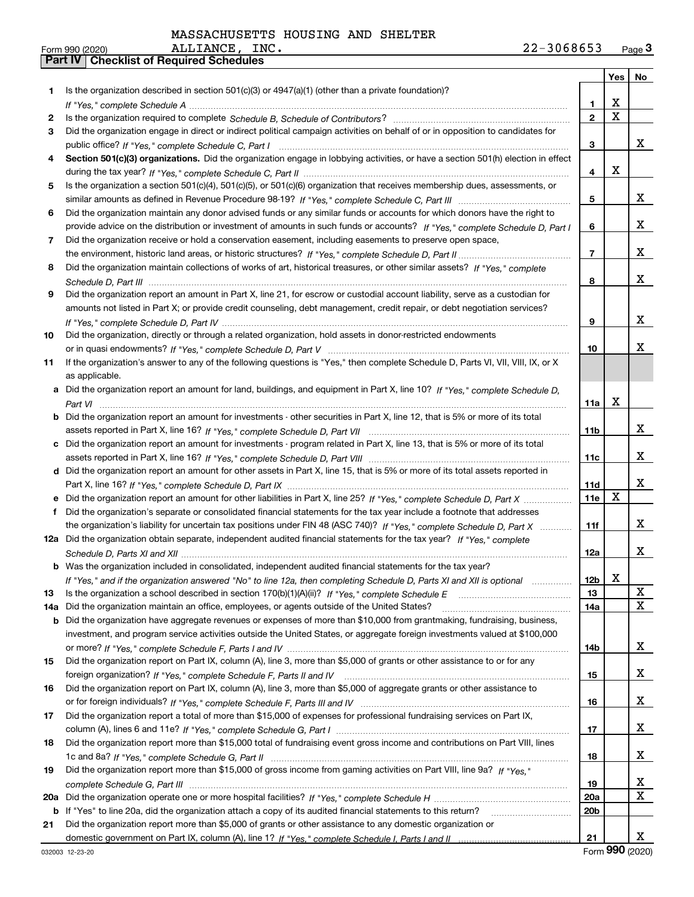MASSACHUSETTS HOUSING AND SHELTER ALLIANCE, INC. 22-3068653

Form 990 (2020) Page **3**

**Part IV Checklist of Required Schedules**

| | | | Yes | No |
|---|---|---|---|---|
| 1 | Is the organization described in section 501(c)(3) or 4947(a)(1) (other than a private foundation)? *If "Yes," complete Schedule A* | 1 | X | |
| 2 | Is the organization required to complete *Schedule B, Schedule of Contributors*? | 2 | X | |
| 3 | Did the organization engage in direct or indirect political campaign activities on behalf of or in opposition to candidates for public office? *If "Yes," complete Schedule C, Part I* | 3 | | X |
| 4 | **Section 501(c)(3) organizations.** Did the organization engage in lobbying activities, or have a section 501(h) election in effect during the tax year? *If "Yes," complete Schedule C, Part II* | 4 | X | |
| 5 | Is the organization a section 501(c)(4), 501(c)(5), or 501(c)(6) organization that receives membership dues, assessments, or similar amounts as defined in Revenue Procedure 98-19? *If "Yes," complete Schedule C, Part III* | 5 | | X |
| 6 | Did the organization maintain any donor advised funds or any similar funds or accounts for which donors have the right to provide advice on the distribution or investment of amounts in such funds or accounts? *If "Yes," complete Schedule D, Part I* | 6 | | X |
| 7 | Did the organization receive or hold a conservation easement, including easements to preserve open space, the environment, historic land areas, or historic structures? *If "Yes," complete Schedule D, Part II* | 7 | | X |
| 8 | Did the organization maintain collections of works of art, historical treasures, or other similar assets? *If "Yes," complete Schedule D, Part III* | 8 | | X |
| 9 | Did the organization report an amount in Part X, line 21, for escrow or custodial account liability, serve as a custodian for amounts not listed in Part X; or provide credit counseling, debt management, credit repair, or debt negotiation services? *If "Yes," complete Schedule D, Part IV* | 9 | | X |
| 10 | Did the organization, directly or through a related organization, hold assets in donor-restricted endowments or in quasi endowments? *If "Yes," complete Schedule D, Part V* | 10 | | X |
| 11 | If the organization's answer to any of the following questions is "Yes," then complete Schedule D, Parts VI, VII, VIII, IX, or X as applicable. | | | |
| a | Did the organization report an amount for land, buildings, and equipment in Part X, line 10? *If "Yes," complete Schedule D, Part VI* | 11a | X | |
| b | Did the organization report an amount for investments - other securities in Part X, line 12, that is 5% or more of its total assets reported in Part X, line 16? *If "Yes," complete Schedule D, Part VII* | 11b | | X |
| c | Did the organization report an amount for investments - program related in Part X, line 13, that is 5% or more of its total assets reported in Part X, line 16? *If "Yes," complete Schedule D, Part VIII* | 11c | | X |
| d | Did the organization report an amount for other assets in Part X, line 15, that is 5% or more of its total assets reported in Part X, line 16? *If "Yes," complete Schedule D, Part IX* | 11d | | X |
| e | Did the organization report an amount for other liabilities in Part X, line 25? *If "Yes," complete Schedule D, Part X* | 11e | X | |
| f | Did the organization's separate or consolidated financial statements for the tax year include a footnote that addresses the organization's liability for uncertain tax positions under FIN 48 (ASC 740)? *If "Yes," complete Schedule D, Part X* | 11f | | X |
| 12a | Did the organization obtain separate, independent audited financial statements for the tax year? *If "Yes," complete Schedule D, Parts XI and XII* | 12a | | X |
| b | Was the organization included in consolidated, independent audited financial statements for the tax year? *If "Yes," and if the organization answered "No" to line 12a, then completing Schedule D, Parts XI and XII is optional* | 12b | X | |
| 13 | Is the organization a school described in section 170(b)(1)(A)(ii)? *If "Yes," complete Schedule E* | 13 | | X |
| 14a | Did the organization maintain an office, employees, or agents outside of the United States? | 14a | | X |
| b | Did the organization have aggregate revenues or expenses of more than $10,000 from grantmaking, fundraising, business, investment, and program service activities outside the United States, or aggregate foreign investments valued at $100,000 or more? *If "Yes," complete Schedule F, Parts I and IV* | 14b | | X |
| 15 | Did the organization report on Part IX, column (A), line 3, more than $5,000 of grants or other assistance to or for any foreign organization? *If "Yes," complete Schedule F, Parts II and IV* | 15 | | X |
| 16 | Did the organization report on Part IX, column (A), line 3, more than $5,000 of aggregate grants or other assistance to or for foreign individuals? *If "Yes," complete Schedule F, Parts III and IV* | 16 | | X |
| 17 | Did the organization report a total of more than $15,000 of expenses for professional fundraising services on Part IX, column (A), lines 6 and 11e? *If "Yes," complete Schedule G, Part I* | 17 | | X |
| 18 | Did the organization report more than $15,000 total of fundraising event gross income and contributions on Part VIII, lines 1c and 8a? *If "Yes," complete Schedule G, Part II* | 18 | | X |
| 19 | Did the organization report more than $15,000 of gross income from gaming activities on Part VIII, line 9a? *If "Yes," complete Schedule G, Part III* | 19 | | X |
| 20a | Did the organization operate one or more hospital facilities? *If "Yes," complete Schedule H* | 20a | | X |
| b | If "Yes" to line 20a, did the organization attach a copy of its audited financial statements to this return? | 20b | | |
| 21 | Did the organization report more than $5,000 of grants or other assistance to any domestic organization or domestic government on Part IX, column (A), line 1? *If "Yes," complete Schedule I, Parts I and II* | 21 | | X |

032003 12-23-20 Form **990** (2020)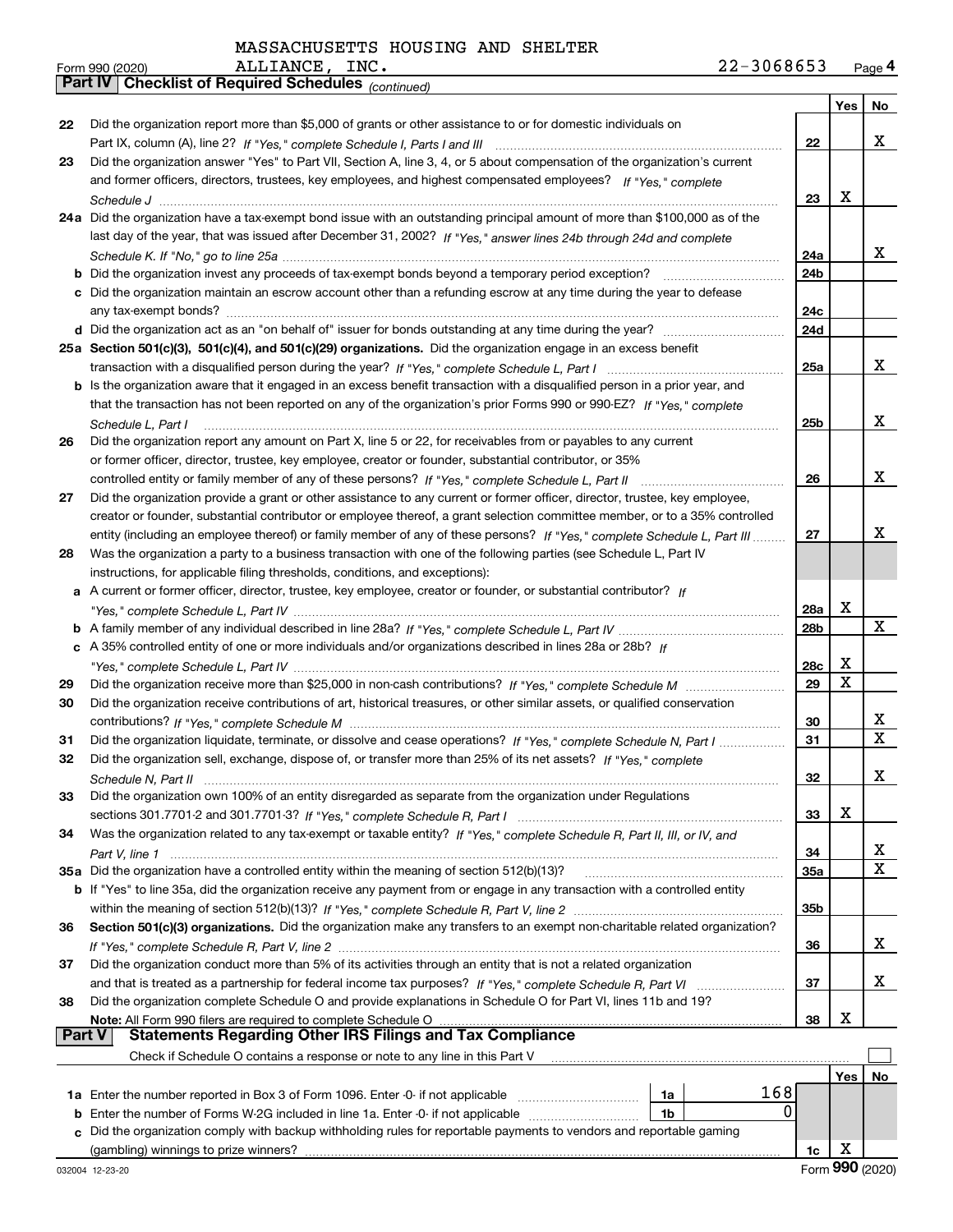MASSACHUSETTS HOUSING AND SHELTER

Form 990 (2020) ALLIANCE, INC. 22-3068653 Page 4

**Part IV Checklist of Required Schedules** *(continued)*

| | | | Yes | No |
|---|---|---|---|---|
| 22 | Did the organization report more than $5,000 of grants or other assistance to or for domestic individuals on Part IX, column (A), line 2? *If "Yes," complete Schedule I, Parts I and III* | 22 | | X |
| 23 | Did the organization answer "Yes" to Part VII, Section A, line 3, 4, or 5 about compensation of the organization's current and former officers, directors, trustees, key employees, and highest compensated employees? *If "Yes," complete Schedule J* | 23 | X | |
| 24a | Did the organization have a tax-exempt bond issue with an outstanding principal amount of more than $100,000 as of the last day of the year, that was issued after December 31, 2002? *If "Yes," answer lines 24b through 24d and complete Schedule K. If "No," go to line 25a* | 24a | | X |
| b | Did the organization invest any proceeds of tax-exempt bonds beyond a temporary period exception? | 24b | | |
| c | Did the organization maintain an escrow account other than a refunding escrow at any time during the year to defease any tax-exempt bonds? | 24c | | |
| d | Did the organization act as an "on behalf of" issuer for bonds outstanding at any time during the year? | 24d | | |
| 25a | **Section 501(c)(3), 501(c)(4), and 501(c)(29) organizations.** Did the organization engage in an excess benefit transaction with a disqualified person during the year? *If "Yes," complete Schedule L, Part I* | 25a | | X |
| b | Is the organization aware that it engaged in an excess benefit transaction with a disqualified person in a prior year, and that the transaction has not been reported on any of the organization's prior Forms 990 or 990-EZ? *If "Yes," complete Schedule L, Part I* | 25b | | X |
| 26 | Did the organization report any amount on Part X, line 5 or 22, for receivables from or payables to any current or former officer, director, trustee, key employee, creator or founder, substantial contributor, or 35% controlled entity or family member of any of these persons? *If "Yes," complete Schedule L, Part II* | 26 | | X |
| 27 | Did the organization provide a grant or other assistance to any current or former officer, director, trustee, key employee, creator or founder, substantial contributor or employee thereof, a grant selection committee member, or to a 35% controlled entity (including an employee thereof) or family member of any of these persons? *If "Yes," complete Schedule L, Part III* | 27 | | X |
| 28 | Was the organization a party to a business transaction with one of the following parties (see Schedule L, Part IV instructions, for applicable filing thresholds, conditions, and exceptions): | | | |
| a | A current or former officer, director, trustee, key employee, creator or founder, or substantial contributor? *If "Yes," complete Schedule L, Part IV* | 28a | X | |
| b | A family member of any individual described in line 28a? *If "Yes," complete Schedule L, Part IV* | 28b | | X |
| c | A 35% controlled entity of one or more individuals and/or organizations described in lines 28a or 28b? *If "Yes," complete Schedule L, Part IV* | 28c | X | |
| 29 | Did the organization receive more than $25,000 in non-cash contributions? *If "Yes," complete Schedule M* | 29 | X | |
| 30 | Did the organization receive contributions of art, historical treasures, or other similar assets, or qualified conservation contributions? *If "Yes," complete Schedule M* | 30 | | X |
| 31 | Did the organization liquidate, terminate, or dissolve and cease operations? *If "Yes," complete Schedule N, Part I* | 31 | | X |
| 32 | Did the organization sell, exchange, dispose of, or transfer more than 25% of its net assets? *If "Yes," complete Schedule N, Part II* | 32 | | X |
| 33 | Did the organization own 100% of an entity disregarded as separate from the organization under Regulations sections 301.7701-2 and 301.7701-3? *If "Yes," complete Schedule R, Part I* | 33 | X | |
| 34 | Was the organization related to any tax-exempt or taxable entity? *If "Yes," complete Schedule R, Part II, III, or IV, and Part V, line 1* | 34 | | X |
| 35a | Did the organization have a controlled entity within the meaning of section 512(b)(13)? | 35a | | X |
| b | If "Yes" to line 35a, did the organization receive any payment from or engage in any transaction with a controlled entity within the meaning of section 512(b)(13)? *If "Yes," complete Schedule R, Part V, line 2* | 35b | | |
| 36 | **Section 501(c)(3) organizations.** Did the organization make any transfers to an exempt non-charitable related organization? *If "Yes," complete Schedule R, Part V, line 2* | 36 | | X |
| 37 | Did the organization conduct more than 5% of its activities through an entity that is not a related organization and that is treated as a partnership for federal income tax purposes? *If "Yes," complete Schedule R, Part VI* | 37 | | X |
| 38 | Did the organization complete Schedule O and provide explanations in Schedule O for Part VI, lines 11b and 19? **Note:** All Form 990 filers are required to complete Schedule O | 38 | X | |

**Part V Statements Regarding Other IRS Filings and Tax Compliance**

Check if Schedule O contains a response or note to any line in this Part V ☐

| | | | | | Yes | No |
|---|---|---|---|---|---|---|
| 1a | Enter the number reported in Box 3 of Form 1096. Enter -0- if not applicable | 1a | 168 | | | |
| b | Enter the number of Forms W-2G included in line 1a. Enter -0- if not applicable | 1b | 0 | | | |
| c | Did the organization comply with backup withholding rules for reportable payments to vendors and reportable gaming (gambling) winnings to prize winners? | | | 1c | X | |

032004 12-23-20 Form **990** (2020)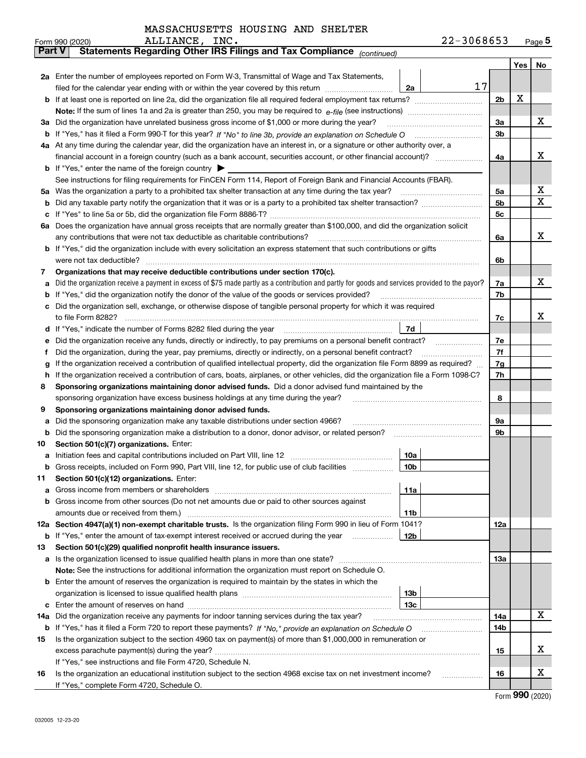MASSACHUSETTS HOUSING AND SHELTER ALLIANCE, INC. 22-3068653

Form 990 (2020)

**Part V Statements Regarding Other IRS Filings and Tax Compliance** *(continued)*

| | | | | Yes | No |
|---|---|---|---|---|---|
| **2a** | Enter the number of employees reported on Form W-3, Transmittal of Wage and Tax Statements, filed for the calendar year ending with or within the year covered by this return | 2a | 17 | | |
| **b** | If at least one is reported on line 2a, did the organization file all required federal employment tax returns? | | 2b | X | |
| | **Note:** If the sum of lines 1a and 2a is greater than 250, you may be required to *e-file* (see instructions) | | | | |
| **3a** | Did the organization have unrelated business gross income of $1,000 or more during the year? | | 3a | | X |
| **b** | If "Yes," has it filed a Form 990-T for this year? *If "No" to line 3b, provide an explanation on Schedule O* | | 3b | | |
| **4a** | At any time during the calendar year, did the organization have an interest in, or a signature or other authority over, a financial account in a foreign country (such as a bank account, securities account, or other financial account)? | | 4a | | X |
| **b** | If "Yes," enter the name of the foreign country ▶ | | | | |
| | See instructions for filing requirements for FinCEN Form 114, Report of Foreign Bank and Financial Accounts (FBAR). | | | | |
| **5a** | Was the organization a party to a prohibited tax shelter transaction at any time during the tax year? | | 5a | | X |
| **b** | Did any taxable party notify the organization that it was or is a party to a prohibited tax shelter transaction? | | 5b | | X |
| **c** | If "Yes" to line 5a or 5b, did the organization file Form 8886-T? | | 5c | | |
| **6a** | Does the organization have annual gross receipts that are normally greater than $100,000, and did the organization solicit any contributions that were not tax deductible as charitable contributions? | | 6a | | X |
| **b** | If "Yes," did the organization include with every solicitation an express statement that such contributions or gifts were not tax deductible? | | 6b | | |
| **7** | **Organizations that may receive deductible contributions under section 170(c).** | | | | |
| **a** | Did the organization receive a payment in excess of $75 made partly as a contribution and partly for goods and services provided to the payor? | | 7a | | X |
| **b** | If "Yes," did the organization notify the donor of the value of the goods or services provided? | | 7b | | |
| **c** | Did the organization sell, exchange, or otherwise dispose of tangible personal property for which it was required to file Form 8282? | | 7c | | X |
| **d** | If "Yes," indicate the number of Forms 8282 filed during the year | 7d | | | |
| **e** | Did the organization receive any funds, directly or indirectly, to pay premiums on a personal benefit contract? | | 7e | | |
| **f** | Did the organization, during the year, pay premiums, directly or indirectly, on a personal benefit contract? | | 7f | | |
| **g** | If the organization received a contribution of qualified intellectual property, did the organization file Form 8899 as required? | | 7g | | |
| **h** | If the organization received a contribution of cars, boats, airplanes, or other vehicles, did the organization file a Form 1098-C? | | 7h | | |
| **8** | **Sponsoring organizations maintaining donor advised funds.** Did a donor advised fund maintained by the sponsoring organization have excess business holdings at any time during the year? | | 8 | | |
| **9** | **Sponsoring organizations maintaining donor advised funds.** | | | | |
| **a** | Did the sponsoring organization make any taxable distributions under section 4966? | | 9a | | |
| **b** | Did the sponsoring organization make a distribution to a donor, donor advisor, or related person? | | 9b | | |
| **10** | **Section 501(c)(7) organizations.** Enter: | | | | |
| **a** | Initiation fees and capital contributions included on Part VIII, line 12 | 10a | | | |
| **b** | Gross receipts, included on Form 990, Part VIII, line 12, for public use of club facilities | 10b | | | |
| **11** | **Section 501(c)(12) organizations.** Enter: | | | | |
| **a** | Gross income from members or shareholders | 11a | | | |
| **b** | Gross income from other sources (Do not net amounts due or paid to other sources against amounts due or received from them.) | 11b | | | |
| **12a** | **Section 4947(a)(1) non-exempt charitable trusts.** Is the organization filing Form 990 in lieu of Form 1041? | | 12a | | |
| **b** | If "Yes," enter the amount of tax-exempt interest received or accrued during the year | 12b | | | |
| **13** | **Section 501(c)(29) qualified nonprofit health insurance issuers.** | | | | |
| **a** | Is the organization licensed to issue qualified health plans in more than one state? | | 13a | | |
| | **Note:** See the instructions for additional information the organization must report on Schedule O. | | | | |
| **b** | Enter the amount of reserves the organization is required to maintain by the states in which the organization is licensed to issue qualified health plans | 13b | | | |
| **c** | Enter the amount of reserves on hand | 13c | | | |
| **14a** | Did the organization receive any payments for indoor tanning services during the tax year? | | 14a | | X |
| **b** | If "Yes," has it filed a Form 720 to report these payments? *If "No," provide an explanation on Schedule O* | | 14b | | |
| **15** | Is the organization subject to the section 4960 tax on payment(s) of more than $1,000,000 in remuneration or excess parachute payment(s) during the year? | | 15 | | X |
| | If "Yes," see instructions and file Form 4720, Schedule N. | | | | |
| **16** | Is the organization an educational institution subject to the section 4968 excise tax on net investment income? | | 16 | | X |
| | If "Yes," complete Form 4720, Schedule O. | | | | |

Form **990** (2020)

032005 12-23-20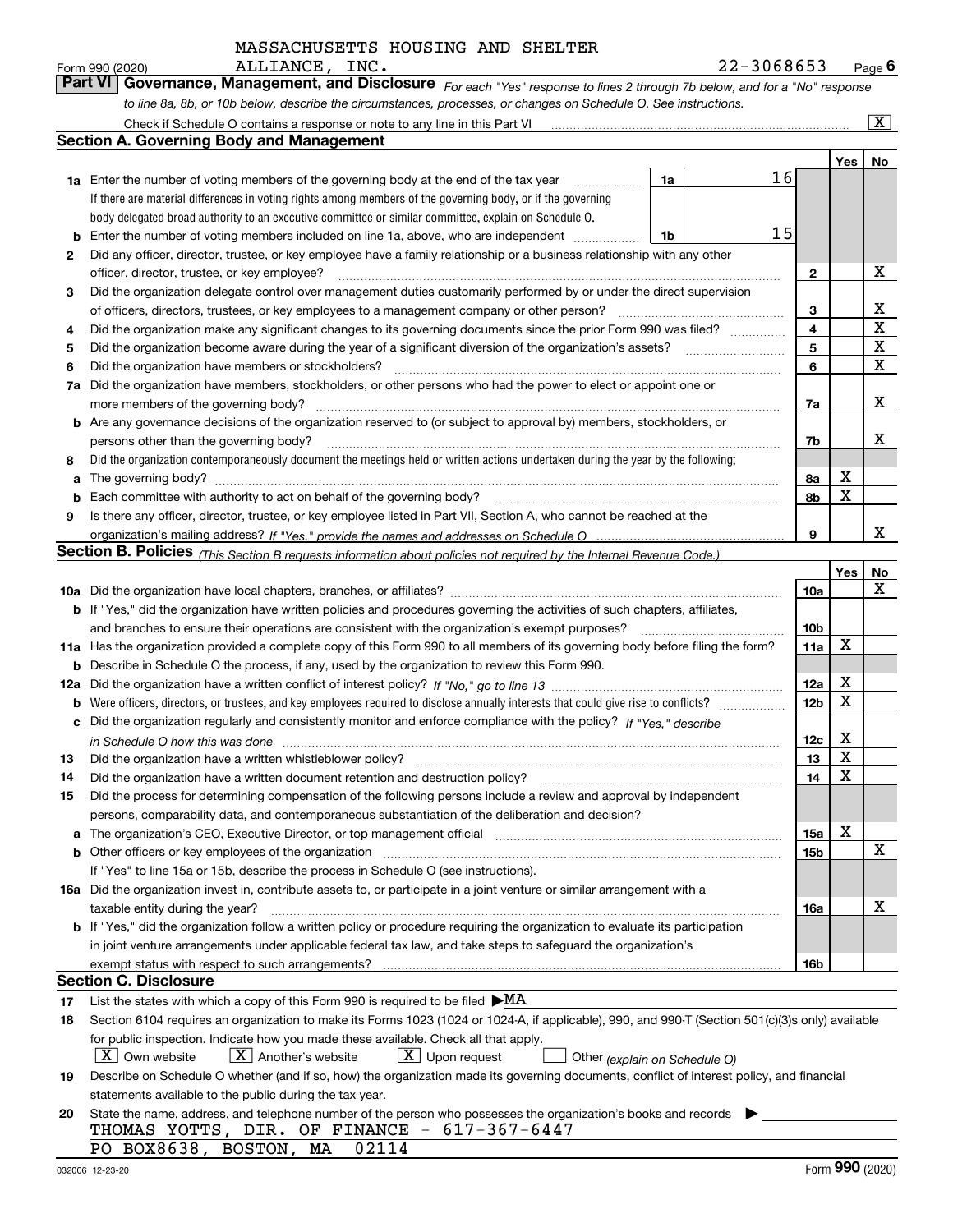MASSACHUSETTS HOUSING AND SHELTER ALLIANCE, INC.

Form 990 (2020) 22-3068653 Page 6

**Part VI Governance, Management, and Disclosure** *For each "Yes" response to lines 2 through 7b below, and for a "No" response to line 8a, 8b, or 10b below, describe the circumstances, processes, or changes on Schedule O. See instructions.*

Check if Schedule O contains a response or note to any line in this Part VI .... [X]

## Section A. Governing Body and Management

| | | | | Yes | No |
|---|---|---|---|---|---|
| 1a | Enter the number of voting members of the governing body at the end of the tax year (1a) | 16 | | | |
| | If there are material differences in voting rights among members of the governing body, or if the governing body delegated broad authority to an executive committee or similar committee, explain on Schedule O. | | | | |
| b | Enter the number of voting members included on line 1a, above, who are independent (1b) | 15 | | | |
| 2 | Did any officer, director, trustee, or key employee have a family relationship or a business relationship with any other officer, director, trustee, or key employee? | | 2 | | X |
| 3 | Did the organization delegate control over management duties customarily performed by or under the direct supervision of officers, directors, trustees, or key employees to a management company or other person? | | 3 | | X |
| 4 | Did the organization make any significant changes to its governing documents since the prior Form 990 was filed? | | 4 | | X |
| 5 | Did the organization become aware during the year of a significant diversion of the organization's assets? | | 5 | | X |
| 6 | Did the organization have members or stockholders? | | 6 | | X |
| 7a | Did the organization have members, stockholders, or other persons who had the power to elect or appoint one or more members of the governing body? | | 7a | | X |
| b | Are any governance decisions of the organization reserved to (or subject to approval by) members, stockholders, or persons other than the governing body? | | 7b | | X |
| 8 | Did the organization contemporaneously document the meetings held or written actions undertaken during the year by the following: | | | | |
| a | The governing body? | | 8a | X | |
| b | Each committee with authority to act on behalf of the governing body? | | 8b | X | |
| 9 | Is there any officer, director, trustee, or key employee listed in Part VII, Section A, who cannot be reached at the organization's mailing address? *If "Yes," provide the names and addresses on Schedule O* | | 9 | | X |

## Section B. Policies *(This Section B requests information about policies not required by the Internal Revenue Code.)*

| | | | Yes | No |
|---|---|---|---|---|
| 10a | Did the organization have local chapters, branches, or affiliates? | 10a | | X |
| b | If "Yes," did the organization have written policies and procedures governing the activities of such chapters, affiliates, and branches to ensure their operations are consistent with the organization's exempt purposes? | 10b | | |
| 11a | Has the organization provided a complete copy of this Form 990 to all members of its governing body before filing the form? | 11a | X | |
| b | Describe in Schedule O the process, if any, used by the organization to review this Form 990. | | | |
| 12a | Did the organization have a written conflict of interest policy? *If "No," go to line 13* | 12a | X | |
| b | Were officers, directors, or trustees, and key employees required to disclose annually interests that could give rise to conflicts? | 12b | X | |
| c | Did the organization regularly and consistently monitor and enforce compliance with the policy? *If "Yes," describe in Schedule O how this was done* | 12c | X | |
| 13 | Did the organization have a written whistleblower policy? | 13 | X | |
| 14 | Did the organization have a written document retention and destruction policy? | 14 | X | |
| 15 | Did the process for determining compensation of the following persons include a review and approval by independent persons, comparability data, and contemporaneous substantiation of the deliberation and decision? | | | |
| a | The organization's CEO, Executive Director, or top management official | 15a | X | |
| b | Other officers or key employees of the organization | 15b | | X |
| | If "Yes" to line 15a or 15b, describe the process in Schedule O (see instructions). | | | |
| 16a | Did the organization invest in, contribute assets to, or participate in a joint venture or similar arrangement with a taxable entity during the year? | 16a | | X |
| b | If "Yes," did the organization follow a written policy or procedure requiring the organization to evaluate its participation in joint venture arrangements under applicable federal tax law, and take steps to safeguard the organization's exempt status with respect to such arrangements? | 16b | | |

## Section C. Disclosure

17 List the states with which a copy of this Form 990 is required to be filed ▶MA

18 Section 6104 requires an organization to make its Forms 1023 (1024 or 1024-A, if applicable), 990, and 990-T (Section 501(c)(3)s only) available for public inspection. Indicate how you made these available. Check all that apply.

[X] Own website [X] Another's website [X] Upon request [ ] Other *(explain on Schedule O)*

19 Describe on Schedule O whether (and if so, how) the organization made its governing documents, conflict of interest policy, and financial statements available to the public during the tax year.

20 State the name, address, and telephone number of the person who possesses the organization's books and records ▶

THOMAS YOTTS, DIR. OF FINANCE - 617-367-6447
PO BOX8638, BOSTON, MA 02114

032006 12-23-20 Form **990** (2020)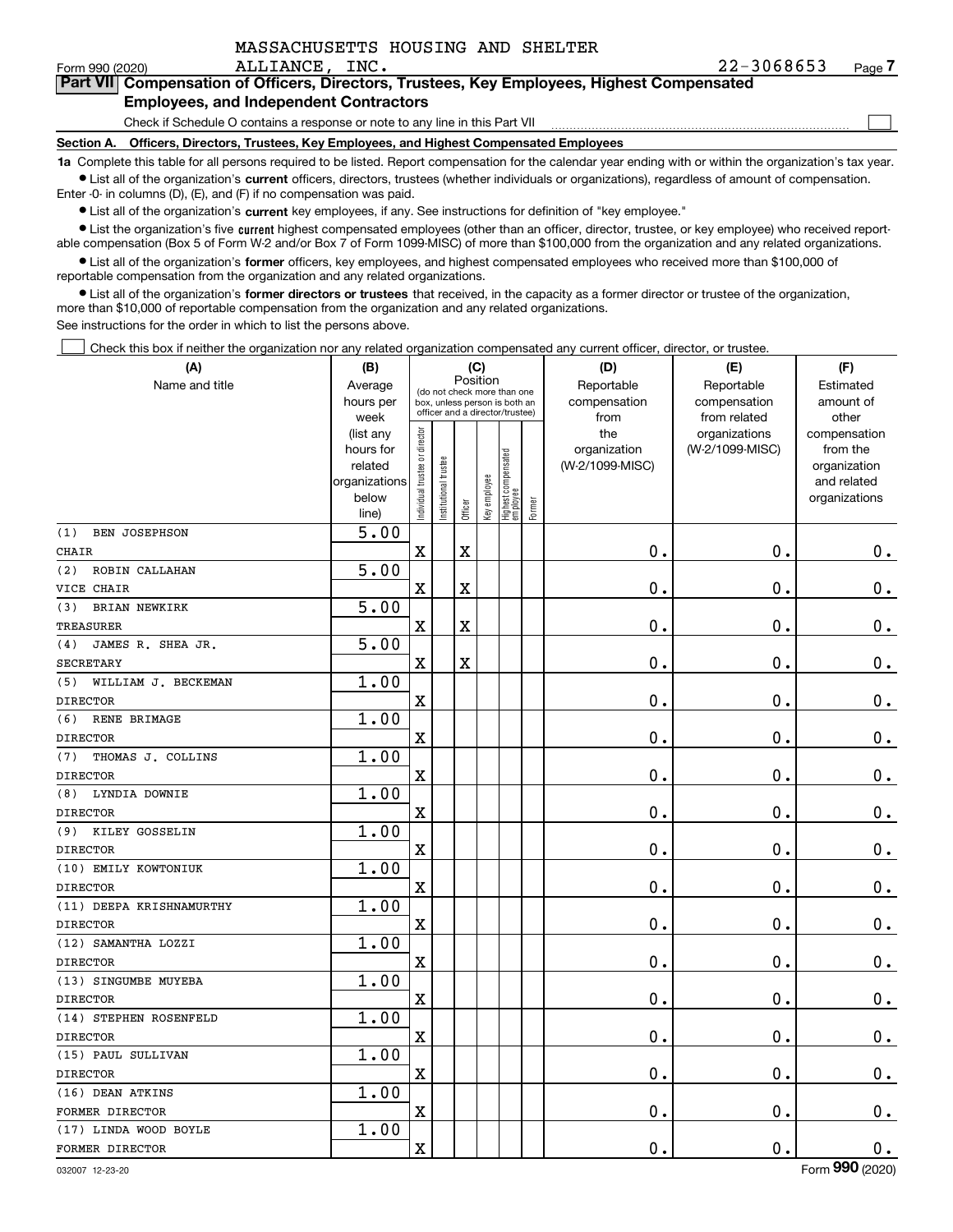MASSACHUSETTS HOUSING AND SHELTER ALLIANCE, INC. 22-3068653

Form 990 (2020) Page 7

**Part VII Compensation of Officers, Directors, Trustees, Key Employees, Highest Compensated Employees, and Independent Contractors**

Check if Schedule O contains a response or note to any line in this Part VII ☐

**Section A. Officers, Directors, Trustees, Key Employees, and Highest Compensated Employees**

**1a** Complete this table for all persons required to be listed. Report compensation for the calendar year ending with or within the organization's tax year.

- List all of the organization's **current** officers, directors, trustees (whether individuals or organizations), regardless of amount of compensation. Enter -0- in columns (D), (E), and (F) if no compensation was paid.
- List all of the organization's **current** key employees, if any. See instructions for definition of "key employee."
- List the organization's five **current** highest compensated employees (other than an officer, director, trustee, or key employee) who received reportable compensation (Box 5 of Form W-2 and/or Box 7 of Form 1099-MISC) of more than $100,000 from the organization and any related organizations.
- List all of the organization's **former** officers, key employees, and highest compensated employees who received more than $100,000 of reportable compensation from the organization and any related organizations.
- List all of the organization's **former directors or trustees** that received, in the capacity as a former director or trustee of the organization, more than $10,000 of reportable compensation from the organization and any related organizations.

See instructions for the order in which to list the persons above.

☐ Check this box if neither the organization nor any related organization compensated any current officer, director, or trustee.

| (A) Name and title | (B) Average hours per week (list any hours for related organizations below line) | (C) Position: Individual trustee or director | Institutional trustee | Officer | Key employee | Highest compensated employee | Former | (D) Reportable compensation from the organization (W-2/1099-MISC) | (E) Reportable compensation from related organizations (W-2/1099-MISC) | (F) Estimated amount of other compensation from the organization and related organizations |
|---|---|---|---|---|---|---|---|---|---|---|
| (1) BEN JOSEPHSON<br>CHAIR | 5.00 | X | | X | | | | 0. | 0. | 0. |
| (2) ROBIN CALLAHAN<br>VICE CHAIR | 5.00 | X | | X | | | | 0. | 0. | 0. |
| (3) BRIAN NEWKIRK<br>TREASURER | 5.00 | X | | X | | | | 0. | 0. | 0. |
| (4) JAMES R. SHEA JR.<br>SECRETARY | 5.00 | X | | X | | | | 0. | 0. | 0. |
| (5) WILLIAM J. BECKEMAN<br>DIRECTOR | 1.00 | X | | | | | | 0. | 0. | 0. |
| (6) RENE BRIMAGE<br>DIRECTOR | 1.00 | X | | | | | | 0. | 0. | 0. |
| (7) THOMAS J. COLLINS<br>DIRECTOR | 1.00 | X | | | | | | 0. | 0. | 0. |
| (8) LYNDIA DOWNIE<br>DIRECTOR | 1.00 | X | | | | | | 0. | 0. | 0. |
| (9) KILEY GOSSELIN<br>DIRECTOR | 1.00 | X | | | | | | 0. | 0. | 0. |
| (10) EMILY KOWTONIUK<br>DIRECTOR | 1.00 | X | | | | | | 0. | 0. | 0. |
| (11) DEEPA KRISHNAMURTHY<br>DIRECTOR | 1.00 | X | | | | | | 0. | 0. | 0. |
| (12) SAMANTHA LOZZI<br>DIRECTOR | 1.00 | X | | | | | | 0. | 0. | 0. |
| (13) SINGUMBE MUYEBA<br>DIRECTOR | 1.00 | X | | | | | | 0. | 0. | 0. |
| (14) STEPHEN ROSENFELD<br>DIRECTOR | 1.00 | X | | | | | | 0. | 0. | 0. |
| (15) PAUL SULLIVAN<br>DIRECTOR | 1.00 | X | | | | | | 0. | 0. | 0. |
| (16) DEAN ATKINS<br>FORMER DIRECTOR | 1.00 | X | | | | | | 0. | 0. | 0. |
| (17) LINDA WOOD BOYLE<br>FORMER DIRECTOR | 1.00 | X | | | | | | 0. | 0. | 0. |

032007 12-23-20 Form **990** (2020)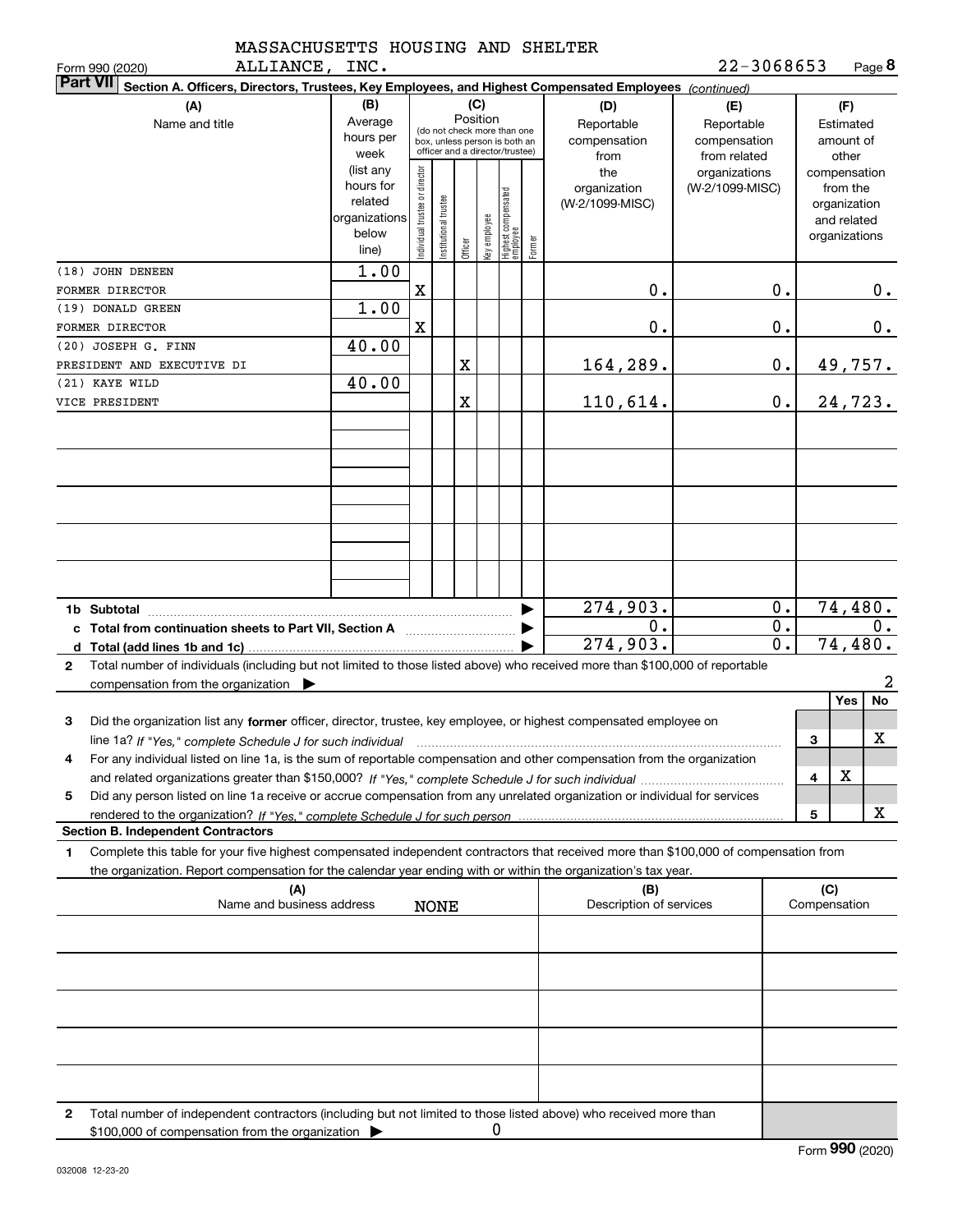MASSACHUSETTS HOUSING AND SHELTER ALLIANCE, INC. 22-3068653

Form 990 (2020)

**Part VII Section A. Officers, Directors, Trustees, Key Employees, and Highest Compensated Employees** *(continued)*

| (A) Name and title | (B) Average hours per week (list any hours for related organizations below line) | (C) Position: Individual trustee or director | Institutional trustee | Officer | Key employee | Highest compensated employee | Former | (D) Reportable compensation from the organization (W-2/1099-MISC) | (E) Reportable compensation from related organizations (W-2/1099-MISC) | (F) Estimated amount of other compensation from the organization and related organizations |
|---|---|---|---|---|---|---|---|---|---|---|
| (18) JOHN DENEEN FORMER DIRECTOR | 1.00 | X | | | | | | 0. | 0. | 0. |
| (19) DONALD GREEN FORMER DIRECTOR | 1.00 | X | | | | | | 0. | 0. | 0. |
| (20) JOSEPH G. FINN PRESIDENT AND EXECUTIVE DI | 40.00 | | | X | | | | 164,289. | 0. | 49,757. |
| (21) KAYE WILD VICE PRESIDENT | 40.00 | | | X | | | | 110,614. | 0. | 24,723. |
| 1b Subtotal | | | | | | | | 274,903. | 0. | 74,480. |
| c Total from continuation sheets to Part VII, Section A | | | | | | | | 0. | 0. | 0. |
| d Total (add lines 1b and 1c) | | | | | | | | 274,903. | 0. | 74,480. |

2 Total number of individuals (including but not limited to those listed above) who received more than $100,000 of reportable compensation from the organization ▶ 2

| | | Yes | No |
|---|---|---|---|
| 3 Did the organization list any **former** officer, director, trustee, key employee, or highest compensated employee on line 1a? *If "Yes," complete Schedule J for such individual* | 3 | | X |
| 4 For any individual listed on line 1a, is the sum of reportable compensation and other compensation from the organization and related organizations greater than $150,000? *If "Yes," complete Schedule J for such individual* | 4 | X | |
| 5 Did any person listed on line 1a receive or accrue compensation from any unrelated organization or individual for services rendered to the organization? *If "Yes," complete Schedule J for such person* | 5 | | X |

**Section B. Independent Contractors**

1 Complete this table for your five highest compensated independent contractors that received more than $100,000 of compensation from the organization. Report compensation for the calendar year ending with or within the organization's tax year.

| (A) Name and business address | (B) Description of services | (C) Compensation |
|---|---|---|
| NONE | | |
| | | |
| | | |
| | | |
| | | |

2 Total number of independent contractors (including but not limited to those listed above) who received more than $100,000 of compensation from the organization ▶ 0

Form **990** (2020)

032008 12-23-20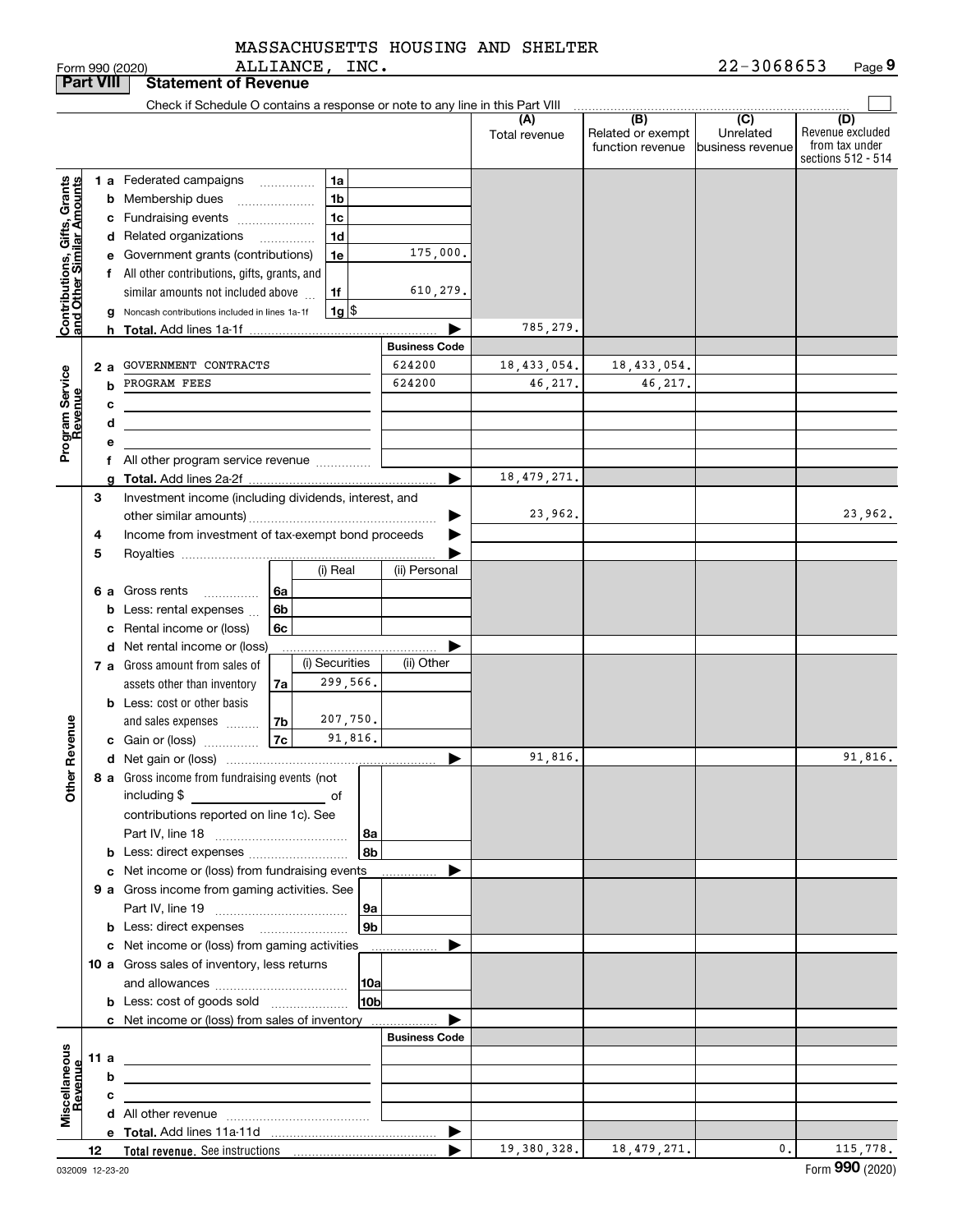MASSACHUSETTS HOUSING AND SHELTER ALLIANCE, INC.

Form 990 (2020) 22-3068653 Page 9

## Part VIII Statement of Revenue

Check if Schedule O contains a response or note to any line in this Part VIII

| | | | | (A) Total revenue | (B) Related or exempt function revenue | (C) Unrelated business revenue | (D) Revenue excluded from tax under sections 512 - 514 |
|---|---|---|---|---|---|---|---|
| **Contributions, Gifts, Grants and Other Similar Amounts** | 1a Federated campaigns | 1a | | | | | |
| | b Membership dues | 1b | | | | | |
| | c Fundraising events | 1c | | | | | |
| | d Related organizations | 1d | | | | | |
| | e Government grants (contributions) | 1e | 175,000. | | | | |
| | f All other contributions, gifts, grants, and similar amounts not included above | 1f | 610,279. | | | | |
| | g Noncash contributions included in lines 1a-1f | 1g | $ | | | | |
| | h **Total.** Add lines 1a-1f | | | 785,279. | | | |
| | | | **Business Code** | | | | |
| **Program Service Revenue** | 2a GOVERNMENT CONTRACTS | | 624200 | 18,433,054. | 18,433,054. | | |
| | b PROGRAM FEES | | 624200 | 46,217. | 46,217. | | |
| | c | | | | | | |
| | d | | | | | | |
| | e | | | | | | |
| | f All other program service revenue | | | | | | |
| | g **Total.** Add lines 2a-2f | | | 18,479,271. | | | |
| **Other Revenue** | 3 Investment income (including dividends, interest, and other similar amounts) | | | 23,962. | | | 23,962. |
| | 4 Income from investment of tax-exempt bond proceeds | | | | | | |
| | 5 Royalties | | | | | | |
| | | (i) Real | (ii) Personal | | | | |
| | 6a Gross rents | 6a | | | | | |
| | b Less: rental expenses | 6b | | | | | |
| | c Rental income or (loss) | 6c | | | | | |
| | d Net rental income or (loss) | | | | | | |
| | | (i) Securities | (ii) Other | | | | |
| | 7a Gross amount from sales of assets other than inventory | 7a 299,566. | | | | | |
| | b Less: cost or other basis and sales expenses | 7b 207,750. | | | | | |
| | c Gain or (loss) | 7c 91,816. | | | | | |
| | d Net gain or (loss) | | | 91,816. | | | 91,816. |
| | 8a Gross income from fundraising events (not including $ of contributions reported on line 1c). See Part IV, line 18 | 8a | | | | | |
| | b Less: direct expenses | 8b | | | | | |
| | c Net income or (loss) from fundraising events | | | | | | |
| | 9a Gross income from gaming activities. See Part IV, line 19 | 9a | | | | | |
| | b Less: direct expenses | 9b | | | | | |
| | c Net income or (loss) from gaming activities | | | | | | |
| | 10a Gross sales of inventory, less returns and allowances | 10a | | | | | |
| | b Less: cost of goods sold | 10b | | | | | |
| | c Net income or (loss) from sales of inventory | | | | | | |
| | | | **Business Code** | | | | |
| **Miscellaneous Revenue** | 11a | | | | | | |
| | b | | | | | | |
| | c | | | | | | |
| | d All other revenue | | | | | | |
| | e **Total.** Add lines 11a-11d | | | | | | |
| | 12 **Total revenue.** See instructions | | | 19,380,328. | 18,479,271. | 0. | 115,778. |

032009 12-23-20

Form **990** (2020)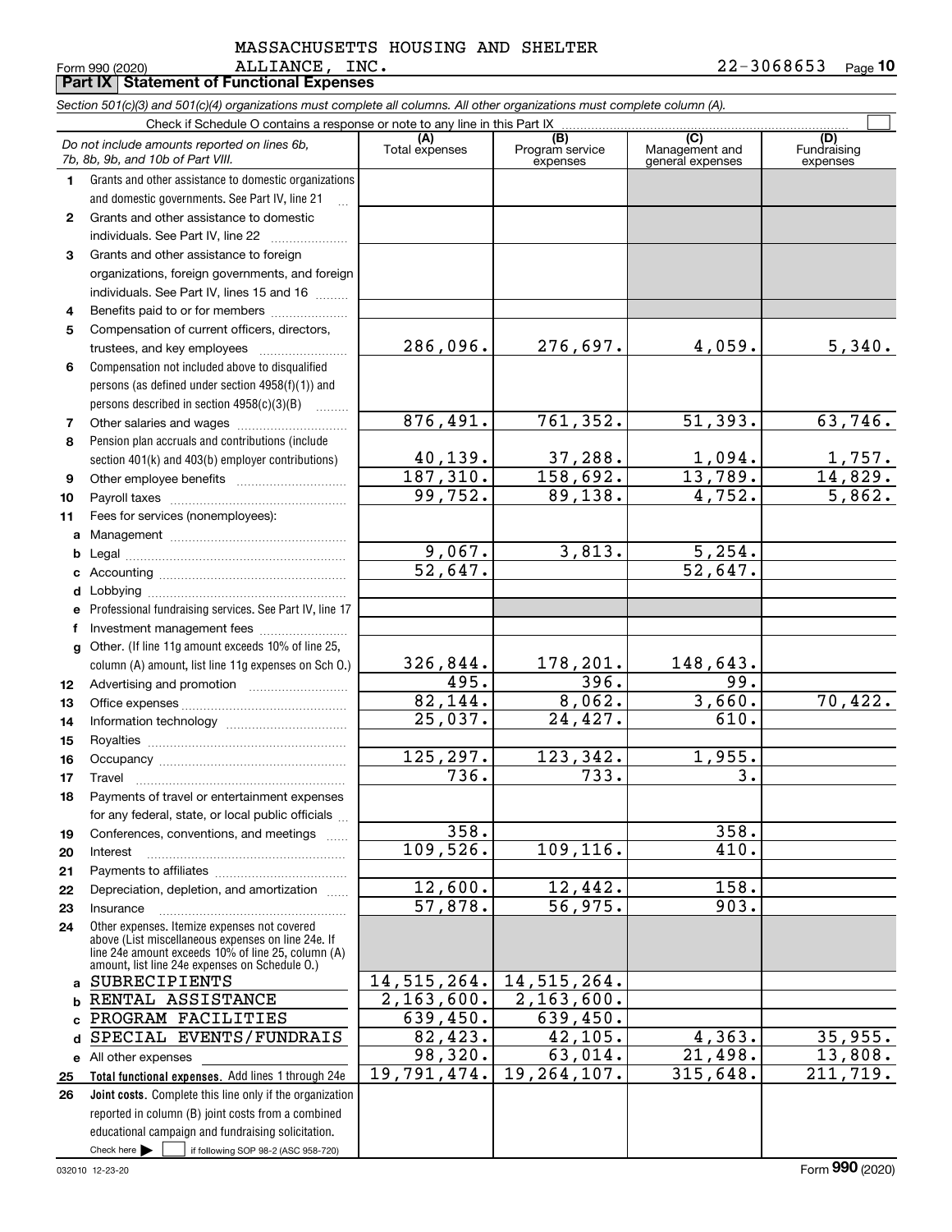MASSACHUSETTS HOUSING AND SHELTER ALLIANCE, INC. 22-3068653

Form 990 (2020)

## Part IX Statement of Functional Expenses

*Section 501(c)(3) and 501(c)(4) organizations must complete all columns. All other organizations must complete column (A).*

Check if Schedule O contains a response or note to any line in this Part IX ☐

| | *Do not include amounts reported on lines 6b, 7b, 8b, 9b, and 10b of Part VIII.* | (A) Total expenses | (B) Program service expenses | (C) Management and general expenses | (D) Fundraising expenses |
|---|---|---|---|---|---|
| 1 | Grants and other assistance to domestic organizations and domestic governments. See Part IV, line 21 | | | | |
| 2 | Grants and other assistance to domestic individuals. See Part IV, line 22 | | | | |
| 3 | Grants and other assistance to foreign organizations, foreign governments, and foreign individuals. See Part IV, lines 15 and 16 | | | | |
| 4 | Benefits paid to or for members | | | | |
| 5 | Compensation of current officers, directors, trustees, and key employees | 286,096. | 276,697. | 4,059. | 5,340. |
| 6 | Compensation not included above to disqualified persons (as defined under section 4958(f)(1)) and persons described in section 4958(c)(3)(B) | | | | |
| 7 | Other salaries and wages | 876,491. | 761,352. | 51,393. | 63,746. |
| 8 | Pension plan accruals and contributions (include section 401(k) and 403(b) employer contributions) | 40,139. | 37,288. | 1,094. | 1,757. |
| 9 | Other employee benefits | 187,310. | 158,692. | 13,789. | 14,829. |
| 10 | Payroll taxes | 99,752. | 89,138. | 4,752. | 5,862. |
| 11 | Fees for services (nonemployees): | | | | |
| a | Management | | | | |
| b | Legal | 9,067. | 3,813. | 5,254. | |
| c | Accounting | 52,647. | | 52,647. | |
| d | Lobbying | | | | |
| e | Professional fundraising services. See Part IV, line 17 | | | | |
| f | Investment management fees | | | | |
| g | Other. (If line 11g amount exceeds 10% of line 25, column (A) amount, list line 11g expenses on Sch O.) | 326,844. | 178,201. | 148,643. | |
| 12 | Advertising and promotion | 495. | 396. | 99. | |
| 13 | Office expenses | 82,144. | 8,062. | 3,660. | 70,422. |
| 14 | Information technology | 25,037. | 24,427. | 610. | |
| 15 | Royalties | | | | |
| 16 | Occupancy | 125,297. | 123,342. | 1,955. | |
| 17 | Travel | 736. | 733. | 3. | |
| 18 | Payments of travel or entertainment expenses for any federal, state, or local public officials | | | | |
| 19 | Conferences, conventions, and meetings | 358. | | 358. | |
| 20 | Interest | 109,526. | 109,116. | 410. | |
| 21 | Payments to affiliates | | | | |
| 22 | Depreciation, depletion, and amortization | 12,600. | 12,442. | 158. | |
| 23 | Insurance | 57,878. | 56,975. | 903. | |
| 24 | Other expenses. Itemize expenses not covered above (List miscellaneous expenses on line 24e. If line 24e amount exceeds 10% of line 25, column (A) amount, list line 24e expenses on Schedule O.) | | | | |
| a | SUBRECIPIENTS | 14,515,264. | 14,515,264. | | |
| b | RENTAL ASSISTANCE | 2,163,600. | 2,163,600. | | |
| c | PROGRAM FACILITIES | 639,450. | 639,450. | | |
| d | SPECIAL EVENTS/FUNDRAIS | 82,423. | 42,105. | 4,363. | 35,955. |
| e | All other expenses | 98,320. | 63,014. | 21,498. | 13,808. |
| 25 | **Total functional expenses.** Add lines 1 through 24e | 19,791,474. | 19,264,107. | 315,648. | 211,719. |
| 26 | **Joint costs.** Complete this line only if the organization reported in column (B) joint costs from a combined educational campaign and fundraising solicitation. Check here ☐ if following SOP 98-2 (ASC 958-720) | | | | |

032010 12-23-20 Form **990** (2020)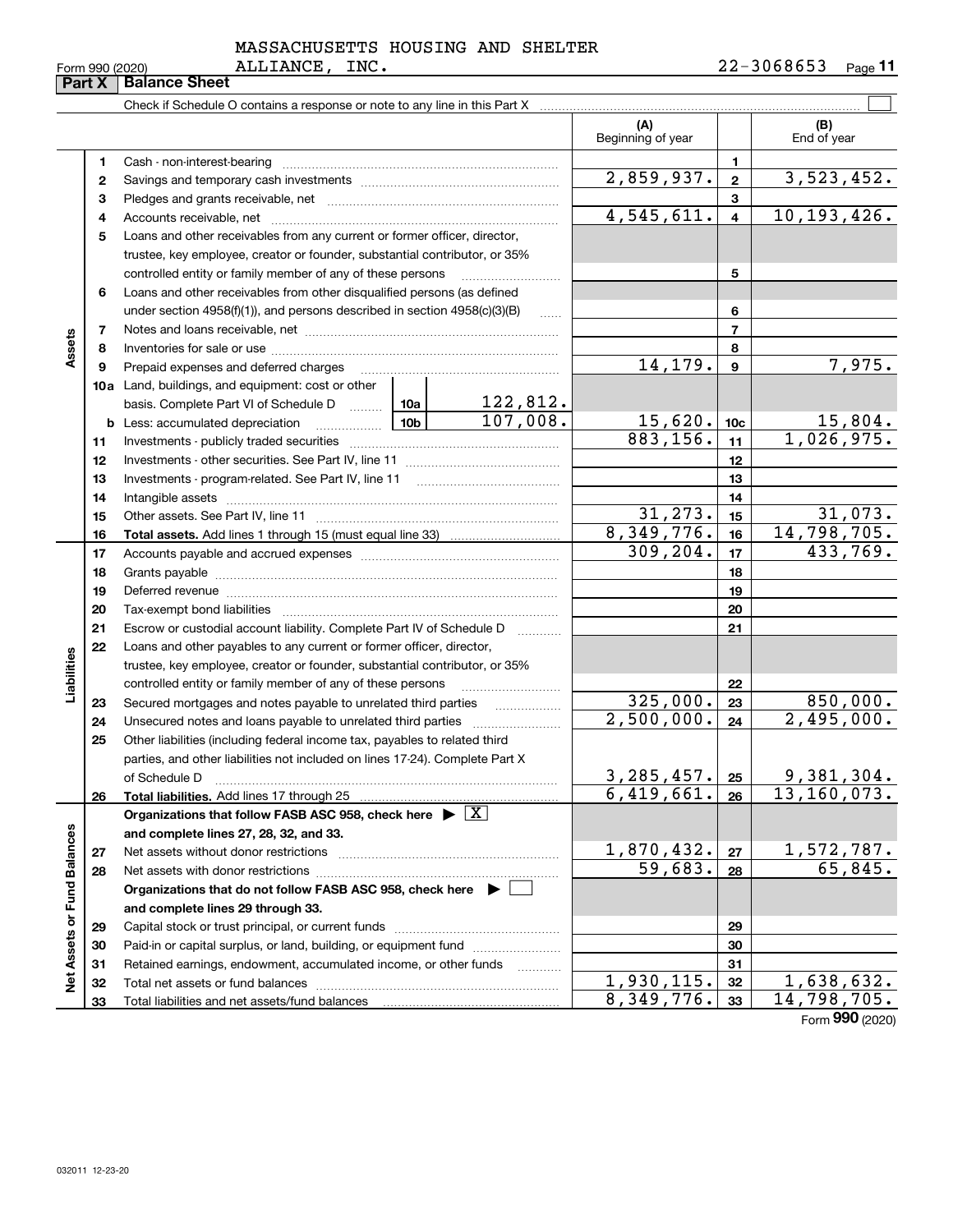MASSACHUSETTS HOUSING AND SHELTER ALLIANCE, INC. 22-3068653

Form 990 (2020)

## Part X | Balance Sheet

Check if Schedule O contains a response or note to any line in this Part X

| | | | | | (A) Beginning of year | | (B) End of year |
|---|---|---|---|---|---|---|---|
| Assets | 1 | Cash - non-interest-bearing | | | | 1 | |
| | 2 | Savings and temporary cash investments | | | 2,859,937. | 2 | 3,523,452. |
| | 3 | Pledges and grants receivable, net | | | | 3 | |
| | 4 | Accounts receivable, net | | | 4,545,611. | 4 | 10,193,426. |
| | 5 | Loans and other receivables from any current or former officer, director, trustee, key employee, creator or founder, substantial contributor, or 35% controlled entity or family member of any of these persons | | | | 5 | |
| | 6 | Loans and other receivables from other disqualified persons (as defined under section 4958(f)(1)), and persons described in section 4958(c)(3)(B) | | | | 6 | |
| | 7 | Notes and loans receivable, net | | | | 7 | |
| | 8 | Inventories for sale or use | | | | 8 | |
| | 9 | Prepaid expenses and deferred charges | | | 14,179. | 9 | 7,975. |
| | 10a | Land, buildings, and equipment: cost or other basis. Complete Part VI of Schedule D | 10a | 122,812. | | | |
| | b | Less: accumulated depreciation | 10b | 107,008. | 15,620. | 10c | 15,804. |
| | 11 | Investments - publicly traded securities | | | 883,156. | 11 | 1,026,975. |
| | 12 | Investments - other securities. See Part IV, line 11 | | | | 12 | |
| | 13 | Investments - program-related. See Part IV, line 11 | | | | 13 | |
| | 14 | Intangible assets | | | | 14 | |
| | 15 | Other assets. See Part IV, line 11 | | | 31,273. | 15 | 31,073. |
| | 16 | **Total assets.** Add lines 1 through 15 (must equal line 33) | | | 8,349,776. | 16 | 14,798,705. |
| Liabilities | 17 | Accounts payable and accrued expenses | | | 309,204. | 17 | 433,769. |
| | 18 | Grants payable | | | | 18 | |
| | 19 | Deferred revenue | | | | 19 | |
| | 20 | Tax-exempt bond liabilities | | | | 20 | |
| | 21 | Escrow or custodial account liability. Complete Part IV of Schedule D | | | | 21 | |
| | 22 | Loans and other payables to any current or former officer, director, trustee, key employee, creator or founder, substantial contributor, or 35% controlled entity or family member of any of these persons | | | | 22 | |
| | 23 | Secured mortgages and notes payable to unrelated third parties | | | 325,000. | 23 | 850,000. |
| | 24 | Unsecured notes and loans payable to unrelated third parties | | | 2,500,000. | 24 | 2,495,000. |
| | 25 | Other liabilities (including federal income tax, payables to related third parties, and other liabilities not included on lines 17-24). Complete Part X of Schedule D | | | 3,285,457. | 25 | 9,381,304. |
| | 26 | **Total liabilities.** Add lines 17 through 25 | | | 6,419,661. | 26 | 13,160,073. |
| Net Assets or Fund Balances | | **Organizations that follow FASB ASC 958, check here** ▶ [X] **and complete lines 27, 28, 32, and 33.** | | | | | |
| | 27 | Net assets without donor restrictions | | | 1,870,432. | 27 | 1,572,787. |
| | 28 | Net assets with donor restrictions | | | 59,683. | 28 | 65,845. |
| | | **Organizations that do not follow FASB ASC 958, check here** ▶ [ ] **and complete lines 29 through 33.** | | | | | |
| | 29 | Capital stock or trust principal, or current funds | | | | 29 | |
| | 30 | Paid-in or capital surplus, or land, building, or equipment fund | | | | 30 | |
| | 31 | Retained earnings, endowment, accumulated income, or other funds | | | | 31 | |
| | 32 | Total net assets or fund balances | | | 1,930,115. | 32 | 1,638,632. |
| | 33 | Total liabilities and net assets/fund balances | | | 8,349,776. | 33 | 14,798,705. |

Form **990** (2020)

032011 12-23-20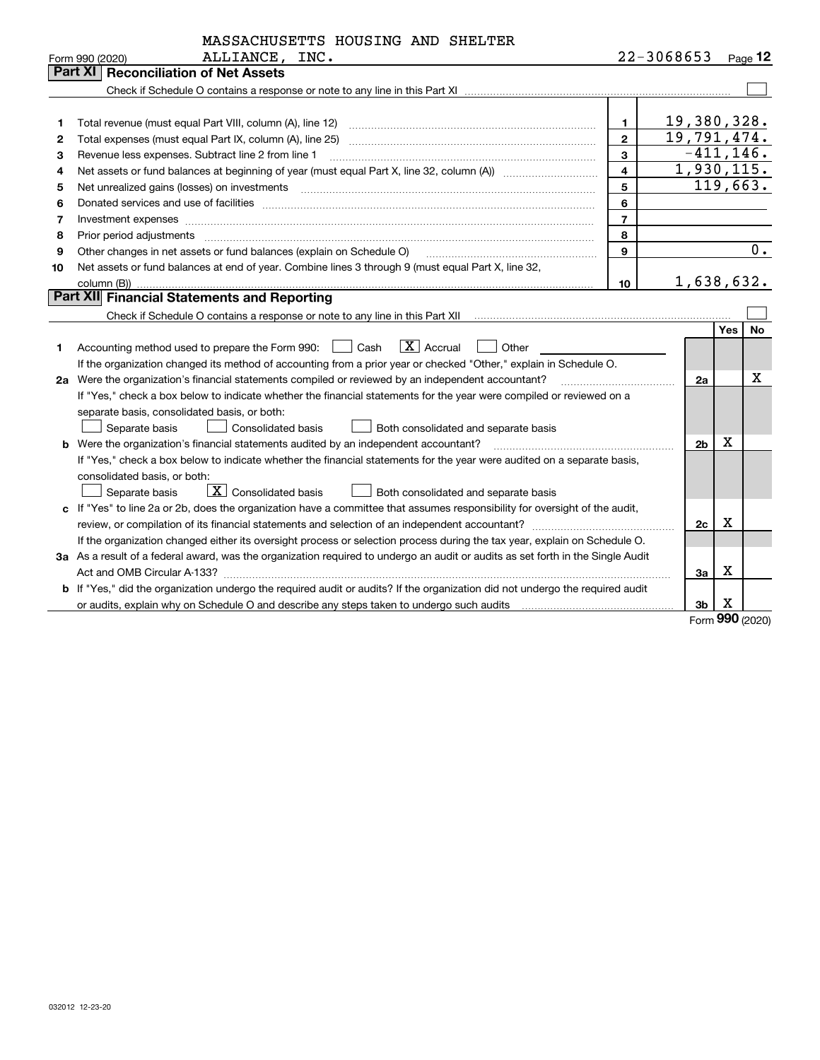MASSACHUSETTS HOUSING AND SHELTER ALLIANCE, INC. 22-3068653

## Part XI Reconciliation of Net Assets

Check if Schedule O contains a response or note to any line in this Part XI ☐

| | | | |
|---|---|---|---|
| 1 | Total revenue (must equal Part VIII, column (A), line 12) | 1 | 19,380,328. |
| 2 | Total expenses (must equal Part IX, column (A), line 25) | 2 | 19,791,474. |
| 3 | Revenue less expenses. Subtract line 2 from line 1 | 3 | -411,146. |
| 4 | Net assets or fund balances at beginning of year (must equal Part X, line 32, column (A)) | 4 | 1,930,115. |
| 5 | Net unrealized gains (losses) on investments | 5 | 119,663. |
| 6 | Donated services and use of facilities | 6 | |
| 7 | Investment expenses | 7 | |
| 8 | Prior period adjustments | 8 | |
| 9 | Other changes in net assets or fund balances (explain on Schedule O) | 9 | 0. |
| 10 | Net assets or fund balances at end of year. Combine lines 3 through 9 (must equal Part X, line 32, column (B)) | 10 | 1,638,632. |

## Part XII Financial Statements and Reporting

Check if Schedule O contains a response or note to any line in this Part XII ☐

| | | | Yes | No |
|---|---|---|---|---|
| 1 | Accounting method used to prepare the Form 990: ☐ Cash ☒ Accrual ☐ Other<br>If the organization changed its method of accounting from a prior year or checked "Other," explain in Schedule O. | | | |
| 2a | Were the organization's financial statements compiled or reviewed by an independent accountant?<br>If "Yes," check a box below to indicate whether the financial statements for the year were compiled or reviewed on a separate basis, consolidated basis, or both:<br>☐ Separate basis ☐ Consolidated basis ☐ Both consolidated and separate basis | 2a | | X |
| b | Were the organization's financial statements audited by an independent accountant?<br>If "Yes," check a box below to indicate whether the financial statements for the year were audited on a separate basis, consolidated basis, or both:<br>☐ Separate basis ☒ Consolidated basis ☐ Both consolidated and separate basis | 2b | X | |
| c | If "Yes" to line 2a or 2b, does the organization have a committee that assumes responsibility for oversight of the audit, review, or compilation of its financial statements and selection of an independent accountant?<br>If the organization changed either its oversight process or selection process during the tax year, explain on Schedule O. | 2c | X | |
| 3a | As a result of a federal award, was the organization required to undergo an audit or audits as set forth in the Single Audit Act and OMB Circular A-133? | 3a | X | |
| b | If "Yes," did the organization undergo the required audit or audits? If the organization did not undergo the required audit or audits, explain why on Schedule O and describe any steps taken to undergo such audits | 3b | X | |

Form 990 (2020)

032012 12-23-20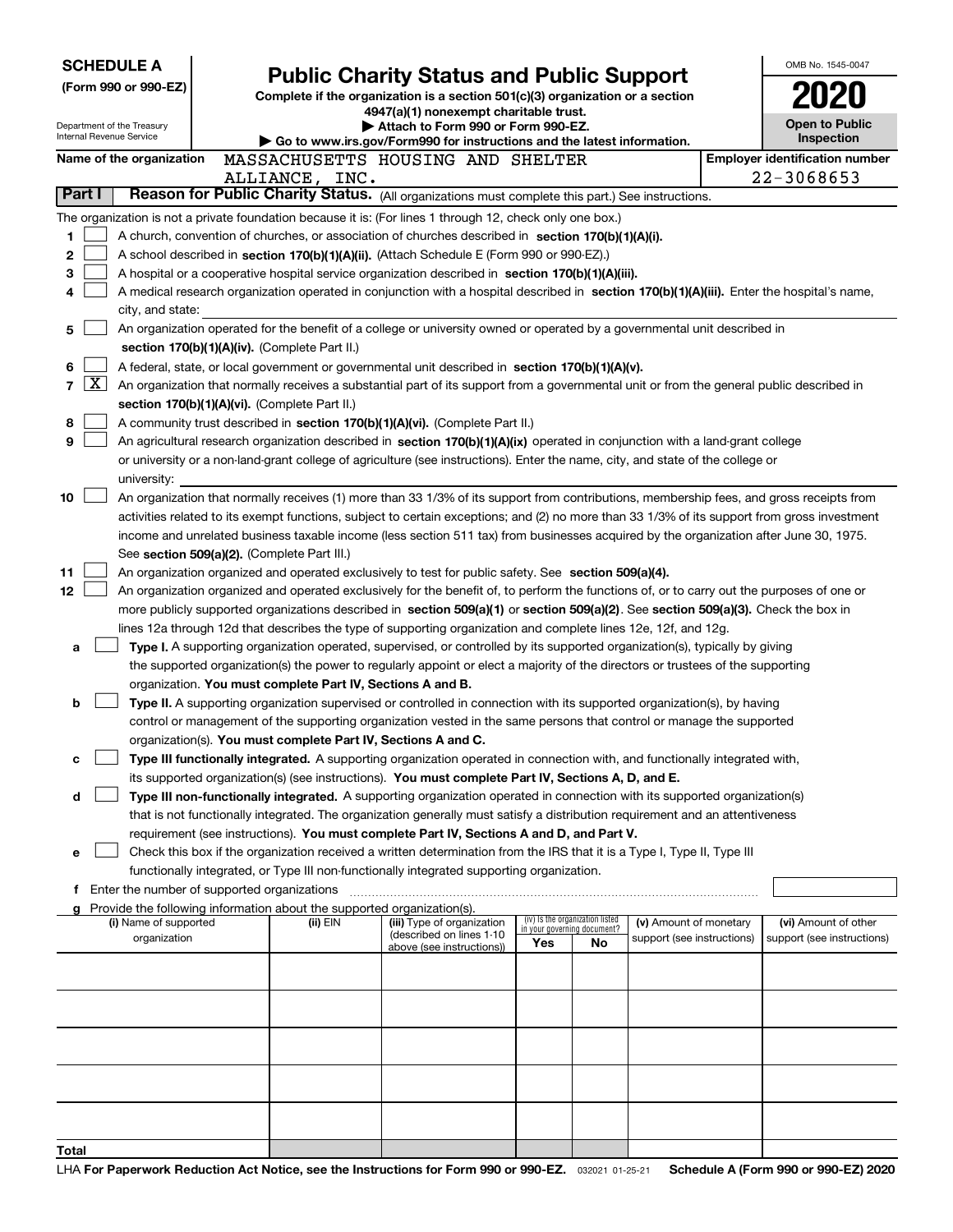**SCHEDULE A**
**(Form 990 or 990-EZ)**

Department of the Treasury
Internal Revenue Service

# Public Charity Status and Public Support

**Complete if the organization is a section 501(c)(3) organization or a section 4947(a)(1) nonexempt charitable trust.**
**▶ Attach to Form 990 or Form 990-EZ.**
**▶ Go to www.irs.gov/Form990 for instructions and the latest information.**

OMB No. 1545-0047
**2020**
**Open to Public Inspection**

**Name of the organization:** MASSACHUSETTS HOUSING AND SHELTER ALLIANCE, INC.
**Employer identification number:** 22-3068653

## Part I — Reason for Public Charity Status. (All organizations must complete this part.) See instructions.

The organization is not a private foundation because it is: (For lines 1 through 12, check only one box.)

1. ☐ A church, convention of churches, or association of churches described in **section 170(b)(1)(A)(i).**
2. ☐ A school described in **section 170(b)(1)(A)(ii).** (Attach Schedule E (Form 990 or 990-EZ).)
3. ☐ A hospital or a cooperative hospital service organization described in **section 170(b)(1)(A)(iii).**
4. ☐ A medical research organization operated in conjunction with a hospital described in **section 170(b)(1)(A)(iii).** Enter the hospital's name, city, and state:
5. ☐ An organization operated for the benefit of a college or university owned or operated by a governmental unit described in **section 170(b)(1)(A)(iv).** (Complete Part II.)
6. ☐ A federal, state, or local government or governmental unit described in **section 170(b)(1)(A)(v).**
7. ☒ An organization that normally receives a substantial part of its support from a governmental unit or from the general public described in **section 170(b)(1)(A)(vi).** (Complete Part II.)
8. ☐ A community trust described in **section 170(b)(1)(A)(vi).** (Complete Part II.)
9. ☐ An agricultural research organization described in **section 170(b)(1)(A)(ix)** operated in conjunction with a land-grant college or university or a non-land-grant college of agriculture (see instructions). Enter the name, city, and state of the college or university:
10. ☐ An organization that normally receives (1) more than 33 1/3% of its support from contributions, membership fees, and gross receipts from activities related to its exempt functions, subject to certain exceptions; and (2) no more than 33 1/3% of its support from gross investment income and unrelated business taxable income (less section 511 tax) from businesses acquired by the organization after June 30, 1975. See **section 509(a)(2).** (Complete Part III.)
11. ☐ An organization organized and operated exclusively to test for public safety. See **section 509(a)(4).**
12. ☐ An organization organized and operated exclusively for the benefit of, to perform the functions of, or to carry out the purposes of one or more publicly supported organizations described in **section 509(a)(1)** or **section 509(a)(2).** See **section 509(a)(3).** Check the box in lines 12a through 12d that describes the type of supporting organization and complete lines 12e, 12f, and 12g.
   - **a** ☐ **Type I.** A supporting organization operated, supervised, or controlled by its supported organization(s), typically by giving the supported organization(s) the power to regularly appoint or elect a majority of the directors or trustees of the supporting organization. **You must complete Part IV, Sections A and B.**
   - **b** ☐ **Type II.** A supporting organization supervised or controlled in connection with its supported organization(s), by having control or management of the supporting organization vested in the same persons that control or manage the supported organization(s). **You must complete Part IV, Sections A and C.**
   - **c** ☐ **Type III functionally integrated.** A supporting organization operated in connection with, and functionally integrated with, its supported organization(s) (see instructions). **You must complete Part IV, Sections A, D, and E.**
   - **d** ☐ **Type III non-functionally integrated.** A supporting organization operated in connection with its supported organization(s) that is not functionally integrated. The organization generally must satisfy a distribution requirement and an attentiveness requirement (see instructions). **You must complete Part IV, Sections A and D, and Part V.**
   - **e** ☐ Check this box if the organization received a written determination from the IRS that it is a Type I, Type II, Type III functionally integrated, or Type III non-functionally integrated supporting organization.
   - **f** Enter the number of supported organizations
   - **g** Provide the following information about the supported organization(s).

| (i) Name of supported organization | (ii) EIN | (iii) Type of organization (described on lines 1-10 above (see instructions)) | (iv) Is the organization listed in your governing document? Yes | No | (v) Amount of monetary support (see instructions) | (vi) Amount of other support (see instructions) |
|---|---|---|---|---|---|---|
| | | | | | | |
| | | | | | | |
| | | | | | | |
| | | | | | | |
| | | | | | | |
| **Total** | | | | | | |

LHA **For Paperwork Reduction Act Notice, see the Instructions for Form 990 or 990-EZ.** 032021 01-25-21 **Schedule A (Form 990 or 990-EZ) 2020**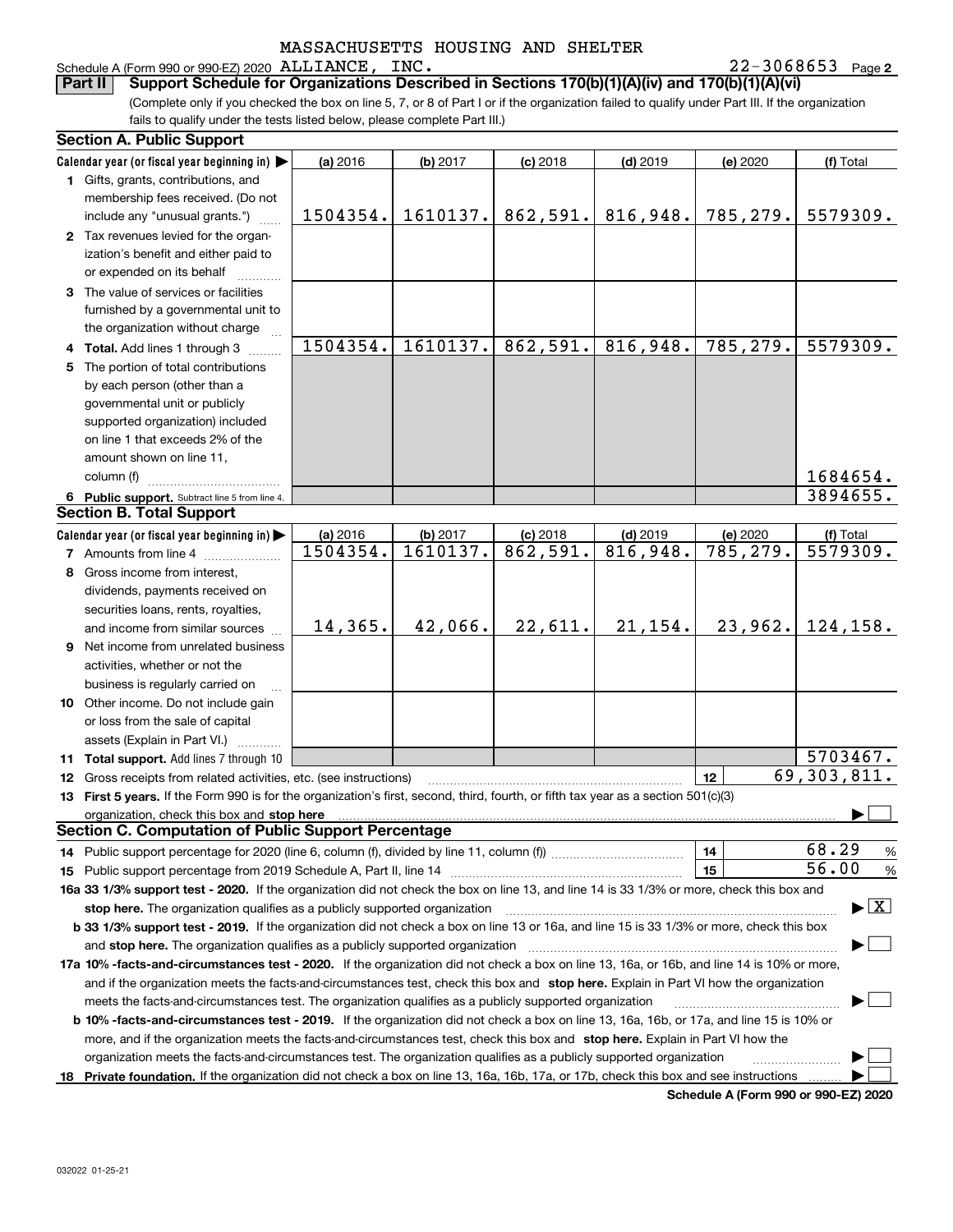MASSACHUSETTS HOUSING AND SHELTER

Schedule A (Form 990 or 990-EZ) 2020 ALLIANCE, INC. 22-3068653 Page 2

**Part II Support Schedule for Organizations Described in Sections 170(b)(1)(A)(iv) and 170(b)(1)(A)(vi)**

(Complete only if you checked the box on line 5, 7, or 8 of Part I or if the organization failed to qualify under Part III. If the organization fails to qualify under the tests listed below, please complete Part III.)

**Section A. Public Support**

| Calendar year (or fiscal year beginning in) ▶ | (a) 2016 | (b) 2017 | (c) 2018 | (d) 2019 | (e) 2020 | (f) Total |
|---|---|---|---|---|---|---|
| 1 Gifts, grants, contributions, and membership fees received. (Do not include any "unusual grants.") | 1504354. | 1610137. | 862,591. | 816,948. | 785,279. | 5579309. |
| 2 Tax revenues levied for the organization's benefit and either paid to or expended on its behalf | | | | | | |
| 3 The value of services or facilities furnished by a governmental unit to the organization without charge | | | | | | |
| 4 Total. Add lines 1 through 3 | 1504354. | 1610137. | 862,591. | 816,948. | 785,279. | 5579309. |
| 5 The portion of total contributions by each person (other than a governmental unit or publicly supported organization) included on line 1 that exceeds 2% of the amount shown on line 11, column (f) | | | | | | 1684654. |
| 6 Public support. Subtract line 5 from line 4. | | | | | | 3894655. |

**Section B. Total Support**

| Calendar year (or fiscal year beginning in) ▶ | (a) 2016 | (b) 2017 | (c) 2018 | (d) 2019 | (e) 2020 | (f) Total |
|---|---|---|---|---|---|---|
| 7 Amounts from line 4 | 1504354. | 1610137. | 862,591. | 816,948. | 785,279. | 5579309. |
| 8 Gross income from interest, dividends, payments received on securities loans, rents, royalties, and income from similar sources | 14,365. | 42,066. | 22,611. | 21,154. | 23,962. | 124,158. |
| 9 Net income from unrelated business activities, whether or not the business is regularly carried on | | | | | | |
| 10 Other income. Do not include gain or loss from the sale of capital assets (Explain in Part VI.) | | | | | | |
| 11 Total support. Add lines 7 through 10 | | | | | | 5703467. |

12 Gross receipts from related activities, etc. (see instructions) | 12 | 69,303,811.

13 **First 5 years.** If the Form 990 is for the organization's first, second, third, fourth, or fifth tax year as a section 501(c)(3) organization, check this box and **stop here** ▶ ☐

**Section C. Computation of Public Support Percentage**

14 Public support percentage for 2020 (line 6, column (f), divided by line 11, column (f)) | 14 | 68.29 %

15 Public support percentage from 2019 Schedule A, Part II, line 14 | 15 | 56.00 %

**16a 33 1/3% support test - 2020.** If the organization did not check the box on line 13, and line 14 is 33 1/3% or more, check this box and **stop here.** The organization qualifies as a publicly supported organization ▶ ☒

**b 33 1/3% support test - 2019.** If the organization did not check a box on line 13 or 16a, and line 15 is 33 1/3% or more, check this box and **stop here.** The organization qualifies as a publicly supported organization ▶ ☐

**17a 10% -facts-and-circumstances test - 2020.** If the organization did not check a box on line 13, 16a, or 16b, and line 14 is 10% or more, and if the organization meets the facts-and-circumstances test, check this box and **stop here.** Explain in Part VI how the organization meets the facts-and-circumstances test. The organization qualifies as a publicly supported organization ▶ ☐

**b 10% -facts-and-circumstances test - 2019.** If the organization did not check a box on line 13, 16a, 16b, or 17a, and line 15 is 10% or more, and if the organization meets the facts-and-circumstances test, check this box and **stop here.** Explain in Part VI how the organization meets the facts-and-circumstances test. The organization qualifies as a publicly supported organization ▶ ☐

**18 Private foundation.** If the organization did not check a box on line 13, 16a, 16b, 17a, or 17b, check this box and see instructions ▶ ☐

**Schedule A (Form 990 or 990-EZ) 2020**

032022 01-25-21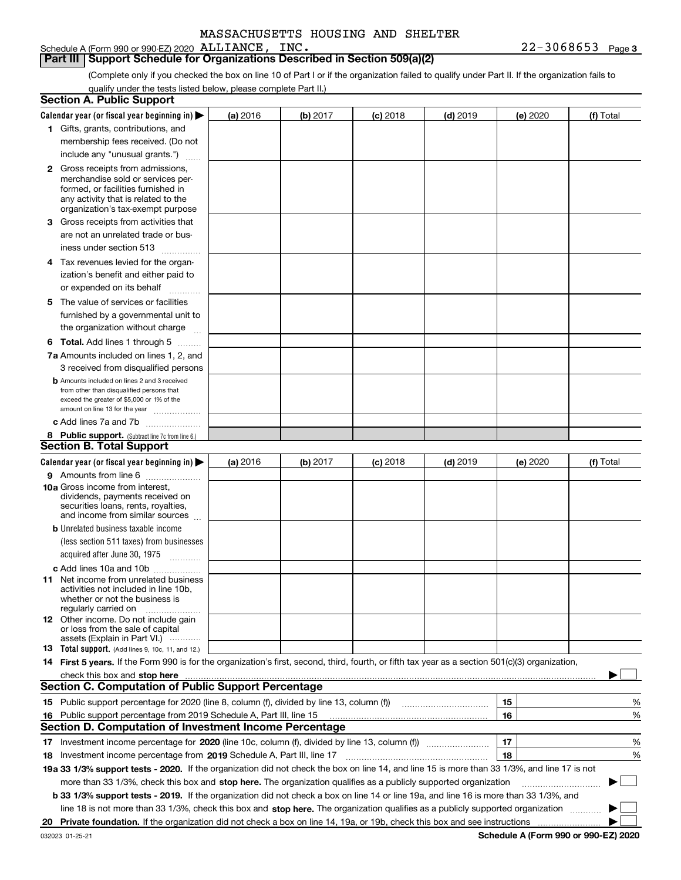MASSACHUSETTS HOUSING AND SHELTER

Schedule A (Form 990 or 990-EZ) 2020 ALLIANCE, INC. 22-3068653 Page 3

**Part III | Support Schedule for Organizations Described in Section 509(a)(2)**

(Complete only if you checked the box on line 10 of Part I or if the organization failed to qualify under Part II. If the organization fails to qualify under the tests listed below, please complete Part II.)

## Section A. Public Support

| Calendar year (or fiscal year beginning in) ▶ | (a) 2016 | (b) 2017 | (c) 2018 | (d) 2019 | (e) 2020 | (f) Total |
|---|---|---|---|---|---|---|
| **1** Gifts, grants, contributions, and membership fees received. (Do not include any "unusual grants.") | | | | | | |
| **2** Gross receipts from admissions, merchandise sold or services performed, or facilities furnished in any activity that is related to the organization's tax-exempt purpose | | | | | | |
| **3** Gross receipts from activities that are not an unrelated trade or business under section 513 | | | | | | |
| **4** Tax revenues levied for the organization's benefit and either paid to or expended on its behalf | | | | | | |
| **5** The value of services or facilities furnished by a governmental unit to the organization without charge | | | | | | |
| **6** **Total.** Add lines 1 through 5 | | | | | | |
| **7a** Amounts included on lines 1, 2, and 3 received from disqualified persons | | | | | | |
| **b** Amounts included on lines 2 and 3 received from other than disqualified persons that exceed the greater of $5,000 or 1% of the amount on line 13 for the year | | | | | | |
| **c** Add lines 7a and 7b | | | | | | |
| **8** **Public support.** (Subtract line 7c from line 6.) | | | | | | |

## Section B. Total Support

| Calendar year (or fiscal year beginning in) ▶ | (a) 2016 | (b) 2017 | (c) 2018 | (d) 2019 | (e) 2020 | (f) Total |
|---|---|---|---|---|---|---|
| **9** Amounts from line 6 | | | | | | |
| **10a** Gross income from interest, dividends, payments received on securities loans, rents, royalties, and income from similar sources | | | | | | |
| **b** Unrelated business taxable income (less section 511 taxes) from businesses acquired after June 30, 1975 | | | | | | |
| **c** Add lines 10a and 10b | | | | | | |
| **11** Net income from unrelated business activities not included in line 10b, whether or not the business is regularly carried on | | | | | | |
| **12** Other income. Do not include gain or loss from the sale of capital assets (Explain in Part VI.) | | | | | | |
| **13** **Total support.** (Add lines 9, 10c, 11, and 12.) | | | | | | |

**14** **First 5 years.** If the Form 990 is for the organization's first, second, third, fourth, or fifth tax year as a section 501(c)(3) organization, check this box and **stop here** ▶ ☐

## Section C. Computation of Public Support Percentage

| | | | |
|---|---|---|---|
| **15** | Public support percentage for 2020 (line 8, column (f), divided by line 13, column (f)) | 15 | % |
| **16** | Public support percentage from 2019 Schedule A, Part III, line 15 | 16 | % |

## Section D. Computation of Investment Income Percentage

| | | | |
|---|---|---|---|
| **17** | Investment income percentage for **2020** (line 10c, column (f), divided by line 13, column (f)) | 17 | % |
| **18** | Investment income percentage from **2019** Schedule A, Part III, line 17 | 18 | % |

**19a 33 1/3% support tests - 2020.** If the organization did not check the box on line 14, and line 15 is more than 33 1/3%, and line 17 is not more than 33 1/3%, check this box and **stop here.** The organization qualifies as a publicly supported organization ▶ ☐

**b 33 1/3% support tests - 2019.** If the organization did not check a box on line 14 or line 19a, and line 16 is more than 33 1/3%, and line 18 is not more than 33 1/3%, check this box and **stop here.** The organization qualifies as a publicly supported organization ▶ ☐

**20 Private foundation.** If the organization did not check a box on line 14, 19a, or 19b, check this box and see instructions ▶ ☐

032023 01-25-21 **Schedule A (Form 990 or 990-EZ) 2020**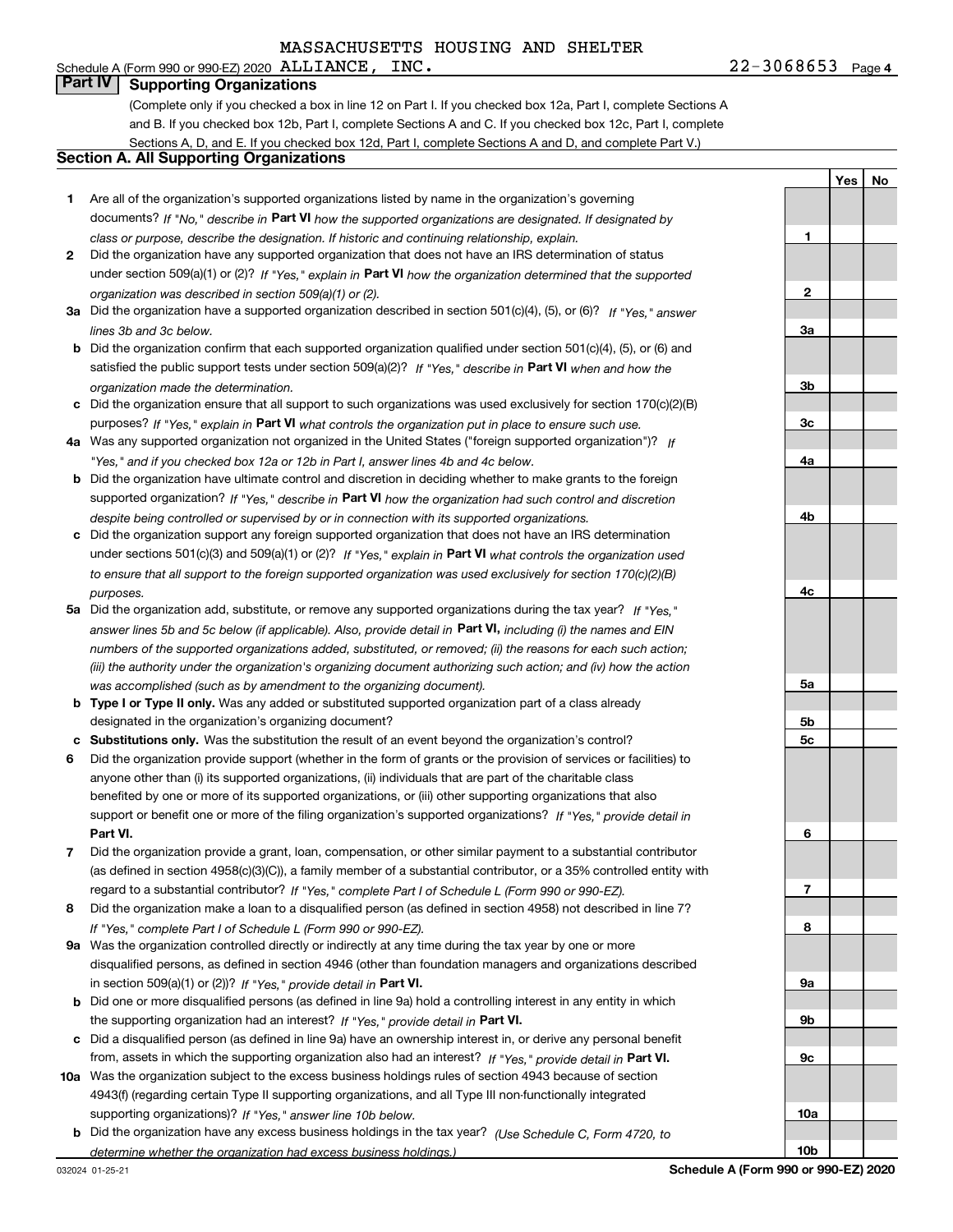MASSACHUSETTS HOUSING AND SHELTER

Schedule A (Form 990 or 990-EZ) 2020 ALLIANCE, INC. 22-3068653 Page 4

## Part IV Supporting Organizations

(Complete only if you checked a box in line 12 on Part I. If you checked box 12a, Part I, complete Sections A and B. If you checked box 12b, Part I, complete Sections A and C. If you checked box 12c, Part I, complete Sections A, D, and E. If you checked box 12d, Part I, complete Sections A and D, and complete Part V.)

### Section A. All Supporting Organizations

| | | | Yes | No |
|---|---|---|---|---|
| **1** | Are all of the organization's supported organizations listed by name in the organization's governing documents? *If "No," describe in* **Part VI** *how the supported organizations are designated. If designated by class or purpose, describe the designation. If historic and continuing relationship, explain.* | **1** | | |
| **2** | Did the organization have any supported organization that does not have an IRS determination of status under section 509(a)(1) or (2)? *If "Yes," explain in* **Part VI** *how the organization determined that the supported organization was described in section 509(a)(1) or (2).* | **2** | | |
| **3a** | Did the organization have a supported organization described in section 501(c)(4), (5), or (6)? *If "Yes," answer lines 3b and 3c below.* | **3a** | | |
| **b** | Did the organization confirm that each supported organization qualified under section 501(c)(4), (5), or (6) and satisfied the public support tests under section 509(a)(2)? *If "Yes," describe in* **Part VI** *when and how the organization made the determination.* | **3b** | | |
| **c** | Did the organization ensure that all support to such organizations was used exclusively for section 170(c)(2)(B) purposes? *If "Yes," explain in* **Part VI** *what controls the organization put in place to ensure such use.* | **3c** | | |
| **4a** | Was any supported organization not organized in the United States ("foreign supported organization")? *If "Yes," and if you checked box 12a or 12b in Part I, answer lines 4b and 4c below.* | **4a** | | |
| **b** | Did the organization have ultimate control and discretion in deciding whether to make grants to the foreign supported organization? *If "Yes," describe in* **Part VI** *how the organization had such control and discretion despite being controlled or supervised by or in connection with its supported organizations.* | **4b** | | |
| **c** | Did the organization support any foreign supported organization that does not have an IRS determination under sections 501(c)(3) and 509(a)(1) or (2)? *If "Yes," explain in* **Part VI** *what controls the organization used to ensure that all support to the foreign supported organization was used exclusively for section 170(c)(2)(B) purposes.* | **4c** | | |
| **5a** | Did the organization add, substitute, or remove any supported organizations during the tax year? *If "Yes," answer lines 5b and 5c below (if applicable). Also, provide detail in* **Part VI,** *including (i) the names and EIN numbers of the supported organizations added, substituted, or removed; (ii) the reasons for each such action; (iii) the authority under the organization's organizing document authorizing such action; and (iv) how the action was accomplished (such as by amendment to the organizing document).* | **5a** | | |
| **b** | **Type I or Type II only.** Was any added or substituted supported organization part of a class already designated in the organization's organizing document? | **5b** | | |
| **c** | **Substitutions only.** Was the substitution the result of an event beyond the organization's control? | **5c** | | |
| **6** | Did the organization provide support (whether in the form of grants or the provision of services or facilities) to anyone other than (i) its supported organizations, (ii) individuals that are part of the charitable class benefited by one or more of its supported organizations, or (iii) other supporting organizations that also support or benefit one or more of the filing organization's supported organizations? *If "Yes," provide detail in* **Part VI.** | **6** | | |
| **7** | Did the organization provide a grant, loan, compensation, or other similar payment to a substantial contributor (as defined in section 4958(c)(3)(C)), a family member of a substantial contributor, or a 35% controlled entity with regard to a substantial contributor? *If "Yes," complete Part I of Schedule L (Form 990 or 990-EZ).* | **7** | | |
| **8** | Did the organization make a loan to a disqualified person (as defined in section 4958) not described in line 7? *If "Yes," complete Part I of Schedule L (Form 990 or 990-EZ).* | **8** | | |
| **9a** | Was the organization controlled directly or indirectly at any time during the tax year by one or more disqualified persons, as defined in section 4946 (other than foundation managers and organizations described in section 509(a)(1) or (2))? *If "Yes," provide detail in* **Part VI.** | **9a** | | |
| **b** | Did one or more disqualified persons (as defined in line 9a) hold a controlling interest in any entity in which the supporting organization had an interest? *If "Yes," provide detail in* **Part VI.** | **9b** | | |
| **c** | Did a disqualified person (as defined in line 9a) have an ownership interest in, or derive any personal benefit from, assets in which the supporting organization also had an interest? *If "Yes," provide detail in* **Part VI.** | **9c** | | |
| **10a** | Was the organization subject to the excess business holdings rules of section 4943 because of section 4943(f) (regarding certain Type II supporting organizations, and all Type III non-functionally integrated supporting organizations)? *If "Yes," answer line 10b below.* | **10a** | | |
| **b** | Did the organization have any excess business holdings in the tax year? *(Use Schedule C, Form 4720, to determine whether the organization had excess business holdings.)* | **10b** | | |

032024 01-25-21 **Schedule A (Form 990 or 990-EZ) 2020**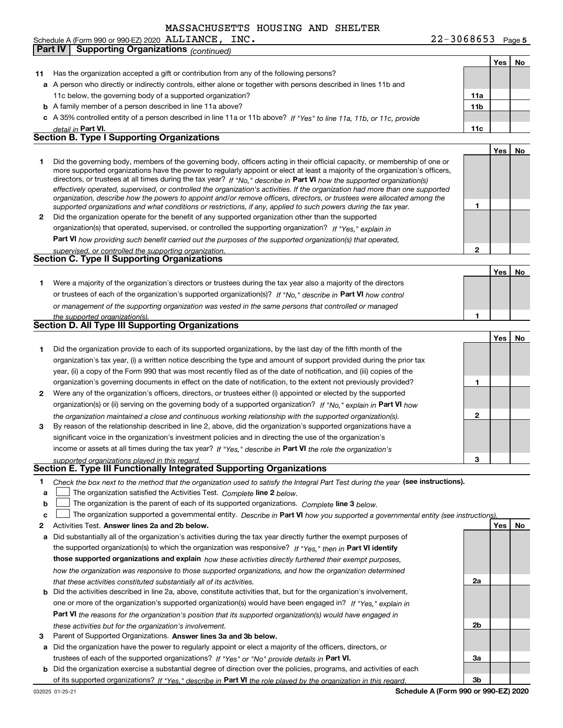MASSACHUSETTS HOUSING AND SHELTER

Schedule A (Form 990 or 990-EZ) 2020 ALLIANCE, INC. 22-3068653

## Part IV Supporting Organizations *(continued)*

| | | | Yes | No |
|---|---|---|---|---|
| 11 | Has the organization accepted a gift or contribution from any of the following persons? | | | |
| a | A person who directly or indirectly controls, either alone or together with persons described in lines 11b and 11c below, the governing body of a supported organization? | 11a | | |
| b | A family member of a person described in line 11a above? | 11b | | |
| c | A 35% controlled entity of a person described in line 11a or 11b above? *If "Yes" to line 11a, 11b, or 11c, provide detail in* **Part VI.** | 11c | | |

### Section B. Type I Supporting Organizations

| | | | Yes | No |
|---|---|---|---|---|
| 1 | Did the governing body, members of the governing body, officers acting in their official capacity, or membership of one or more supported organizations have the power to regularly appoint or elect at least a majority of the organization's officers, directors, or trustees at all times during the tax year? *If "No," describe in* **Part VI** *how the supported organization(s) effectively operated, supervised, or controlled the organization's activities. If the organization had more than one supported organization, describe how the powers to appoint and/or remove officers, directors, or trustees were allocated among the supported organizations and what conditions or restrictions, if any, applied to such powers during the tax year.* | 1 | | |
| 2 | Did the organization operate for the benefit of any supported organization other than the supported organization(s) that operated, supervised, or controlled the supporting organization? *If "Yes," explain in* **Part VI** *how providing such benefit carried out the purposes of the supported organization(s) that operated, supervised, or controlled the supporting organization.* | 2 | | |

### Section C. Type II Supporting Organizations

| | | | Yes | No |
|---|---|---|---|---|
| 1 | Were a majority of the organization's directors or trustees during the tax year also a majority of the directors or trustees of each of the organization's supported organization(s)? *If "No," describe in* **Part VI** *how control or management of the supporting organization was vested in the same persons that controlled or managed the supported organization(s).* | 1 | | |

### Section D. All Type III Supporting Organizations

| | | | Yes | No |
|---|---|---|---|---|
| 1 | Did the organization provide to each of its supported organizations, by the last day of the fifth month of the organization's tax year, (i) a written notice describing the type and amount of support provided during the prior tax year, (ii) a copy of the Form 990 that was most recently filed as of the date of notification, and (iii) copies of the organization's governing documents in effect on the date of notification, to the extent not previously provided? | 1 | | |
| 2 | Were any of the organization's officers, directors, or trustees either (i) appointed or elected by the supported organization(s) or (ii) serving on the governing body of a supported organization? *If "No," explain in* **Part VI** *how the organization maintained a close and continuous working relationship with the supported organization(s).* | 2 | | |
| 3 | By reason of the relationship described in line 2, above, did the organization's supported organizations have a significant voice in the organization's investment policies and in directing the use of the organization's income or assets at all times during the tax year? *If "Yes," describe in* **Part VI** *the role the organization's supported organizations played in this regard.* | 3 | | |

### Section E. Type III Functionally Integrated Supporting Organizations

1 *Check the box next to the method that the organization used to satisfy the Integral Part Test during the year* **(see instructions).**

- a ☐ The organization satisfied the Activities Test. *Complete* **line 2** *below.*
- b ☐ The organization is the parent of each of its supported organizations. *Complete* **line 3** *below.*
- c ☐ The organization supported a governmental entity. *Describe in* **Part VI** *how you supported a governmental entity (see instructions).*

| | | | Yes | No |
|---|---|---|---|---|
| 2 | Activities Test. **Answer lines 2a and 2b below.** | | | |
| a | Did substantially all of the organization's activities during the tax year directly further the exempt purposes of the supported organization(s) to which the organization was responsive? *If "Yes," then in* **Part VI identify those supported organizations and explain** *how these activities directly furthered their exempt purposes, how the organization was responsive to those supported organizations, and how the organization determined that these activities constituted substantially all of its activities.* | 2a | | |
| b | Did the activities described in line 2a, above, constitute activities that, but for the organization's involvement, one or more of the organization's supported organization(s) would have been engaged in? *If "Yes," explain in* **Part VI** *the reasons for the organization's position that its supported organization(s) would have engaged in these activities but for the organization's involvement.* | 2b | | |
| 3 | Parent of Supported Organizations. **Answer lines 3a and 3b below.** | | | |
| a | Did the organization have the power to regularly appoint or elect a majority of the officers, directors, or trustees of each of the supported organizations? *If "Yes" or "No" provide details in* **Part VI.** | 3a | | |
| b | Did the organization exercise a substantial degree of direction over the policies, programs, and activities of each of its supported organizations? *If "Yes," describe in* **Part VI** *the role played by the organization in this regard.* | 3b | | |

032025 01-25-21 **Schedule A (Form 990 or 990-EZ) 2020**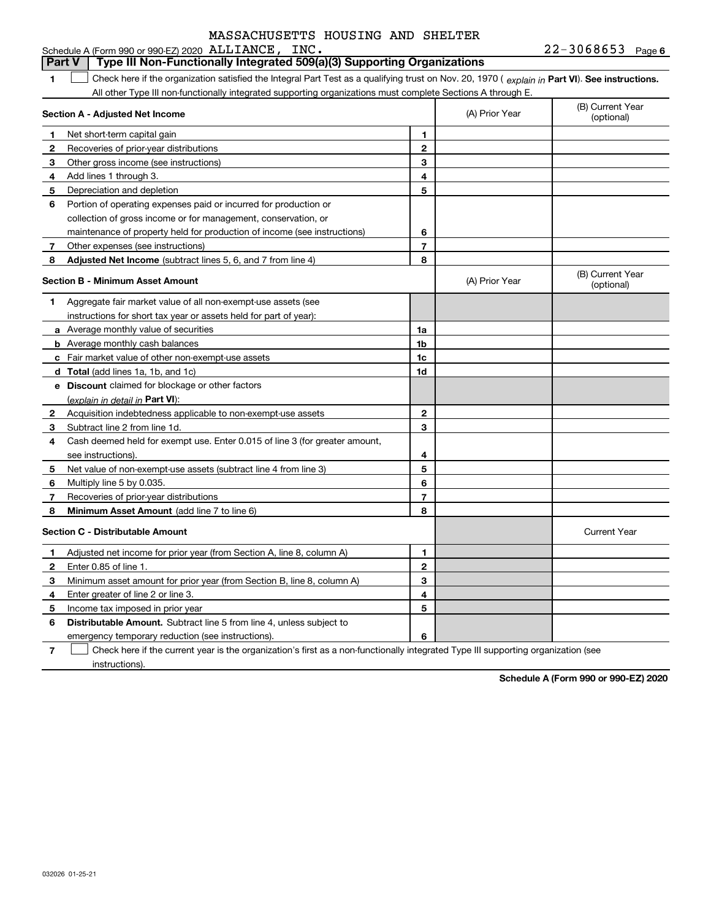MASSACHUSETTS HOUSING AND SHELTER

Schedule A (Form 990 or 990-EZ) 2020 ALLIANCE, INC. 22-3068653 Page 6

## Part V Type III Non-Functionally Integrated 509(a)(3) Supporting Organizations

1 ☐ Check here if the organization satisfied the Integral Part Test as a qualifying trust on Nov. 20, 1970 ( *explain in* **Part VI**). **See instructions.** All other Type III non-functionally integrated supporting organizations must complete Sections A through E.

| **Section A - Adjusted Net Income** | | | (A) Prior Year | (B) Current Year (optional) |
|---|---|---|---|---|
| 1 | Net short-term capital gain | 1 | | |
| 2 | Recoveries of prior-year distributions | 2 | | |
| 3 | Other gross income (see instructions) | 3 | | |
| 4 | Add lines 1 through 3. | 4 | | |
| 5 | Depreciation and depletion | 5 | | |
| 6 | Portion of operating expenses paid or incurred for production or collection of gross income or for management, conservation, or maintenance of property held for production of income (see instructions) | 6 | | |
| 7 | Other expenses (see instructions) | 7 | | |
| 8 | **Adjusted Net Income** (subtract lines 5, 6, and 7 from line 4) | 8 | | |

| **Section B - Minimum Asset Amount** | | | (A) Prior Year | (B) Current Year (optional) |
|---|---|---|---|---|
| 1 | Aggregate fair market value of all non-exempt-use assets (see instructions for short tax year or assets held for part of year): | | | |
| a | Average monthly value of securities | 1a | | |
| b | Average monthly cash balances | 1b | | |
| c | Fair market value of other non-exempt-use assets | 1c | | |
| d | **Total** (add lines 1a, 1b, and 1c) | 1d | | |
| e | **Discount** claimed for blockage or other factors (*explain in detail in* **Part VI**): | | | |
| 2 | Acquisition indebtedness applicable to non-exempt-use assets | 2 | | |
| 3 | Subtract line 2 from line 1d. | 3 | | |
| 4 | Cash deemed held for exempt use. Enter 0.015 of line 3 (for greater amount, see instructions). | 4 | | |
| 5 | Net value of non-exempt-use assets (subtract line 4 from line 3) | 5 | | |
| 6 | Multiply line 5 by 0.035. | 6 | | |
| 7 | Recoveries of prior-year distributions | 7 | | |
| 8 | **Minimum Asset Amount** (add line 7 to line 6) | 8 | | |

| **Section C - Distributable Amount** | | | | Current Year |
|---|---|---|---|---|
| 1 | Adjusted net income for prior year (from Section A, line 8, column A) | 1 | | |
| 2 | Enter 0.85 of line 1. | 2 | | |
| 3 | Minimum asset amount for prior year (from Section B, line 8, column A) | 3 | | |
| 4 | Enter greater of line 2 or line 3. | 4 | | |
| 5 | Income tax imposed in prior year | 5 | | |
| 6 | **Distributable Amount.** Subtract line 5 from line 4, unless subject to emergency temporary reduction (see instructions). | 6 | | |

7 ☐ Check here if the current year is the organization's first as a non-functionally integrated Type III supporting organization (see instructions).

**Schedule A (Form 990 or 990-EZ) 2020**

032026 01-25-21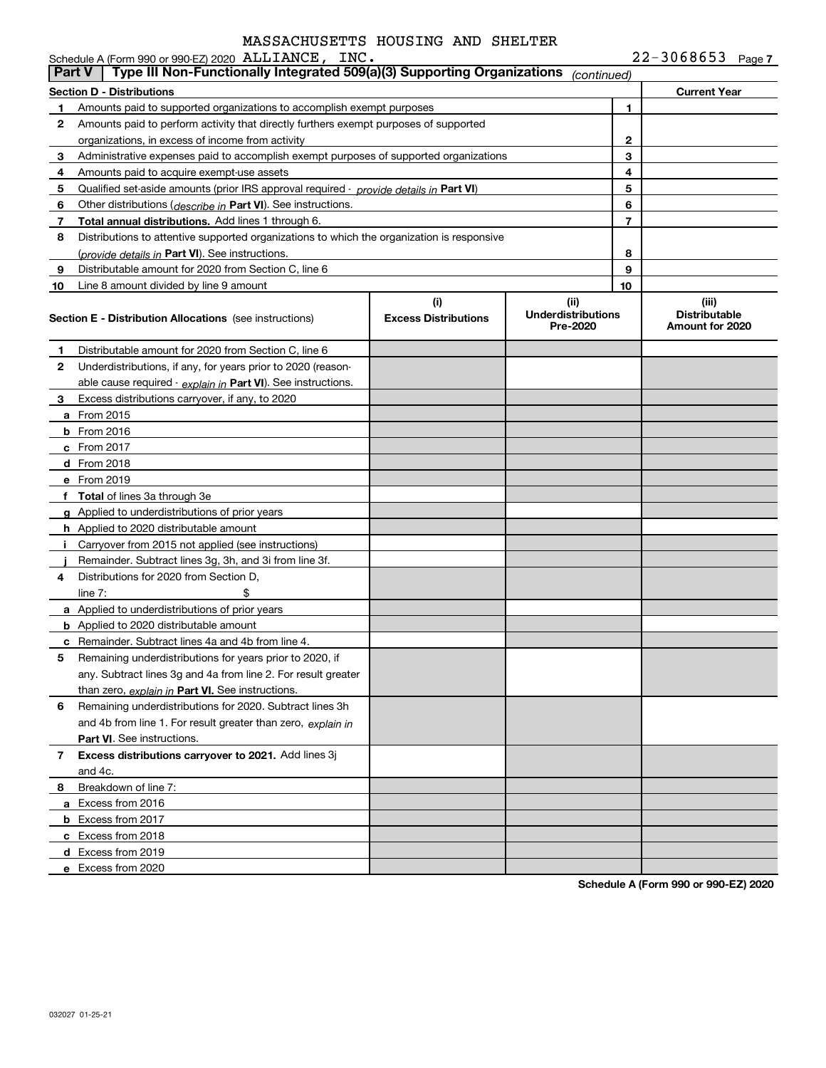MASSACHUSETTS HOUSING AND SHELTER

Schedule A (Form 990 or 990-EZ) 2020 ALLIANCE, INC. 22-3068653 Page 7

**Part V | Type III Non-Functionally Integrated 509(a)(3) Supporting Organizations** *(continued)*

| **Section D - Distributions** | | | **Current Year** |
|---|---|---|---|
| **1** | Amounts paid to supported organizations to accomplish exempt purposes | 1 | |
| **2** | Amounts paid to perform activity that directly furthers exempt purposes of supported organizations, in excess of income from activity | 2 | |
| **3** | Administrative expenses paid to accomplish exempt purposes of supported organizations | 3 | |
| **4** | Amounts paid to acquire exempt-use assets | 4 | |
| **5** | Qualified set-aside amounts (prior IRS approval required - *provide details in* **Part VI**) | 5 | |
| **6** | Other distributions (*describe in* **Part VI**). See instructions. | 6 | |
| **7** | **Total annual distributions.** Add lines 1 through 6. | 7 | |
| **8** | Distributions to attentive supported organizations to which the organization is responsive (*provide details in* **Part VI**). See instructions. | 8 | |
| **9** | Distributable amount for 2020 from Section C, line 6 | 9 | |
| **10** | Line 8 amount divided by line 9 amount | 10 | |

| **Section E - Distribution Allocations** (see instructions) | (i) **Excess Distributions** | (ii) **Underdistributions Pre-2020** | (iii) **Distributable Amount for 2020** |
|---|---|---|---|
| **1** Distributable amount for 2020 from Section C, line 6 | | | |
| **2** Underdistributions, if any, for years prior to 2020 (reasonable cause required - *explain in* **Part VI**). See instructions. | | | |
| **3** Excess distributions carryover, if any, to 2020 | | | |
| **a** From 2015 | | | |
| **b** From 2016 | | | |
| **c** From 2017 | | | |
| **d** From 2018 | | | |
| **e** From 2019 | | | |
| **f Total** of lines 3a through 3e | | | |
| **g** Applied to underdistributions of prior years | | | |
| **h** Applied to 2020 distributable amount | | | |
| **i** Carryover from 2015 not applied (see instructions) | | | |
| **j** Remainder. Subtract lines 3g, 3h, and 3i from line 3f. | | | |
| **4** Distributions for 2020 from Section D, line 7: $ | | | |
| **a** Applied to underdistributions of prior years | | | |
| **b** Applied to 2020 distributable amount | | | |
| **c** Remainder. Subtract lines 4a and 4b from line 4. | | | |
| **5** Remaining underdistributions for years prior to 2020, if any. Subtract lines 3g and 4a from line 2. For result greater than zero, *explain in* **Part VI.** See instructions. | | | |
| **6** Remaining underdistributions for 2020. Subtract lines 3h and 4b from line 1. For result greater than zero, *explain in* **Part VI**. See instructions. | | | |
| **7 Excess distributions carryover to 2021.** Add lines 3j and 4c. | | | |
| **8** Breakdown of line 7: | | | |
| **a** Excess from 2016 | | | |
| **b** Excess from 2017 | | | |
| **c** Excess from 2018 | | | |
| **d** Excess from 2019 | | | |
| **e** Excess from 2020 | | | |

**Schedule A (Form 990 or 990-EZ) 2020**

032027 01-25-21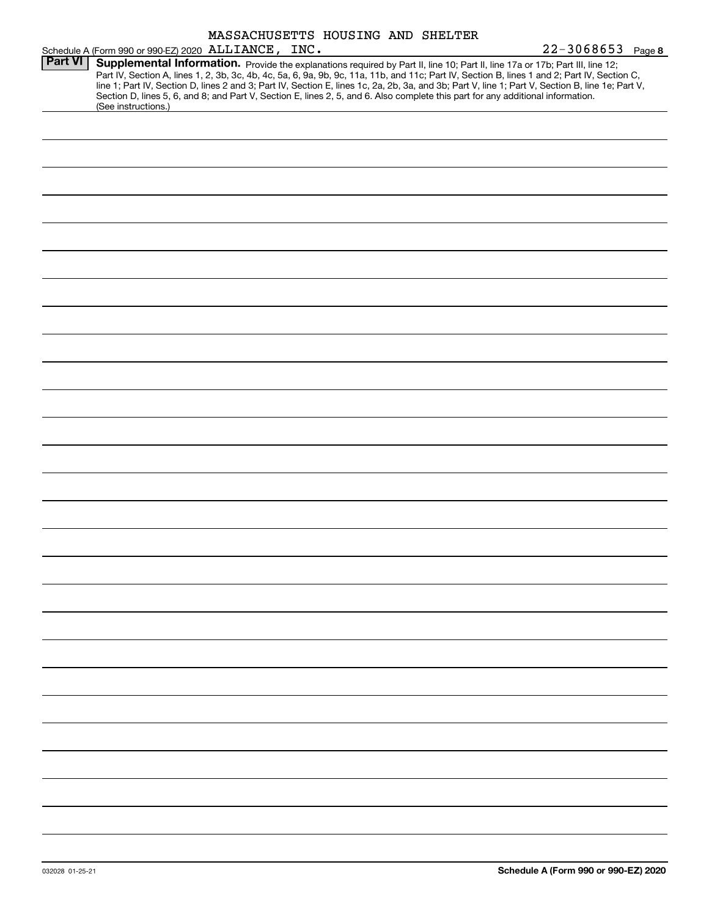Schedule A (Form 990 or 990-EZ) 2020 MASSACHUSETTS HOUSING AND SHELTER ALLIANCE, INC. 22-3068653 Page 8

## Part VI Supplemental Information.

Provide the explanations required by Part II, line 10; Part II, line 17a or 17b; Part III, line 12; Part IV, Section A, lines 1, 2, 3b, 3c, 4b, 4c, 5a, 6, 9a, 9b, 9c, 11a, 11b, and 11c; Part IV, Section B, lines 1 and 2; Part IV, Section C, line 1; Part IV, Section D, lines 2 and 3; Part IV, Section E, lines 1c, 2a, 2b, 3a, and 3b; Part V, line 1; Part V, Section B, line 1e; Part V, Section D, lines 5, 6, and 8; and Part V, Section E, lines 2, 5, and 6. Also complete this part for any additional information. (See instructions.)

032028 01-25-21

Schedule A (Form 990 or 990-EZ) 2020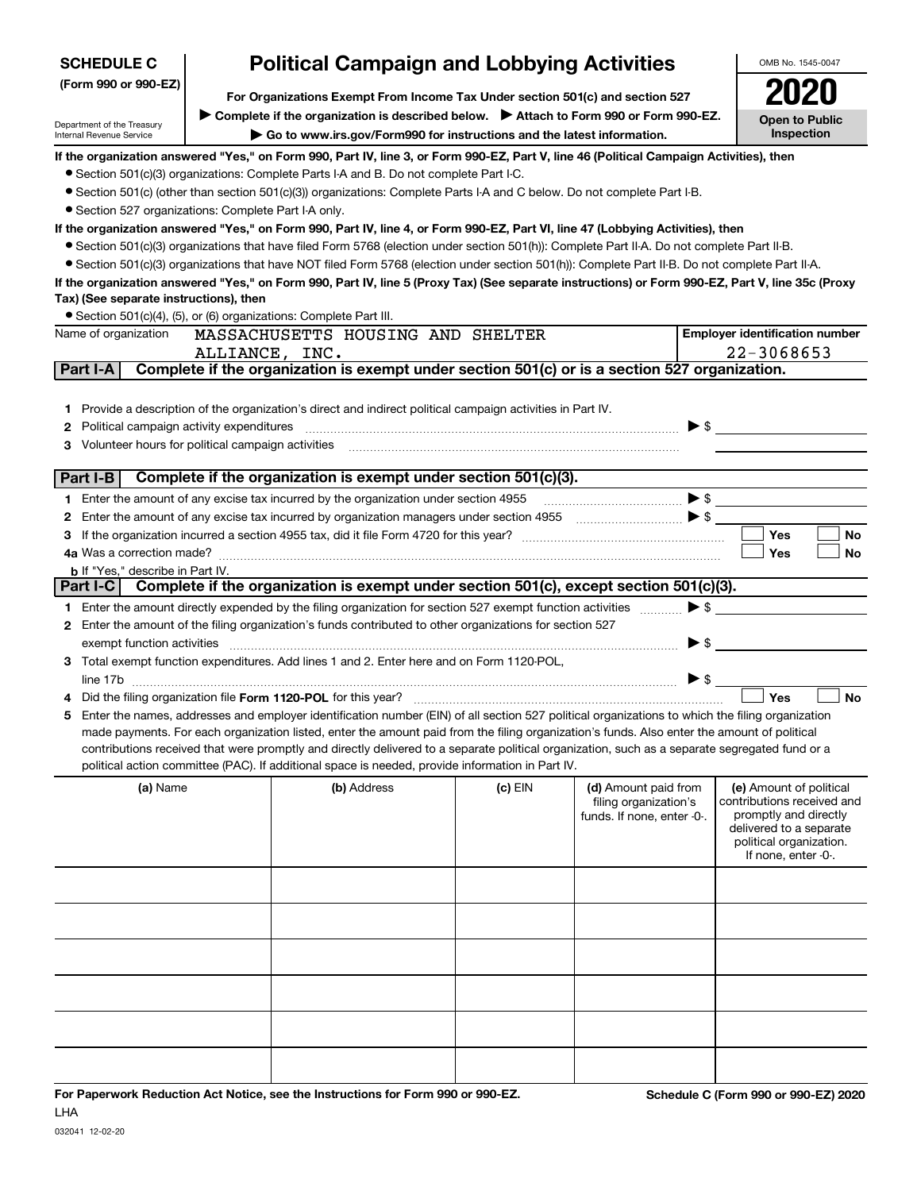**SCHEDULE C**
**(Form 990 or 990-EZ)**

Department of the Treasury
Internal Revenue Service

# Political Campaign and Lobbying Activities

**For Organizations Exempt From Income Tax Under section 501(c) and section 527**

▶ **Complete if the organization is described below.** ▶ **Attach to Form 990 or Form 990-EZ.**

▶ **Go to www.irs.gov/Form990 for instructions and the latest information.**

OMB No. 1545-0047

**2020**

**Open to Public Inspection**

**If the organization answered "Yes," on Form 990, Part IV, line 3, or Form 990-EZ, Part V, line 46 (Political Campaign Activities), then**

- Section 501(c)(3) organizations: Complete Parts I-A and B. Do not complete Part I-C.
- Section 501(c) (other than section 501(c)(3)) organizations: Complete Parts I-A and C below. Do not complete Part I-B.
- Section 527 organizations: Complete Part I-A only.

**If the organization answered "Yes," on Form 990, Part IV, line 4, or Form 990-EZ, Part VI, line 47 (Lobbying Activities), then**

- Section 501(c)(3) organizations that have filed Form 5768 (election under section 501(h)): Complete Part II-A. Do not complete Part II-B.
- Section 501(c)(3) organizations that have NOT filed Form 5768 (election under section 501(h)): Complete Part II-B. Do not complete Part II-A.

**If the organization answered "Yes," on Form 990, Part IV, line 5 (Proxy Tax) (See separate instructions) or Form 990-EZ, Part V, line 35c (Proxy Tax) (See separate instructions), then**

- Section 501(c)(4), (5), or (6) organizations: Complete Part III.

| Name of organization | Employer identification number |
|---|---|
| MASSACHUSETTS HOUSING AND SHELTER ALLIANCE, INC. | 22-3068653 |

## Part I-A Complete if the organization is exempt under section 501(c) or is a section 527 organization.

1 Provide a description of the organization's direct and indirect political campaign activities in Part IV.

2 Political campaign activity expenditures ▶ $

3 Volunteer hours for political campaign activities

## Part I-B Complete if the organization is exempt under section 501(c)(3).

1 Enter the amount of any excise tax incurred by the organization under section 4955 ▶ $

2 Enter the amount of any excise tax incurred by organization managers under section 4955 ▶ $

3 If the organization incurred a section 4955 tax, did it file Form 4720 for this year? ☐ Yes ☐ No

4a Was a correction made? ☐ Yes ☐ No

b If "Yes," describe in Part IV.

## Part I-C Complete if the organization is exempt under section 501(c), except section 501(c)(3).

1 Enter the amount directly expended by the filing organization for section 527 exempt function activities ▶ $

2 Enter the amount of the filing organization's funds contributed to other organizations for section 527 exempt function activities ▶ $

3 Total exempt function expenditures. Add lines 1 and 2. Enter here and on Form 1120-POL, line 17b ▶ $

4 Did the filing organization file **Form 1120-POL** for this year? ☐ Yes ☐ No

5 Enter the names, addresses and employer identification number (EIN) of all section 527 political organizations to which the filing organization made payments. For each organization listed, enter the amount paid from the filing organization's funds. Also enter the amount of political contributions received that were promptly and directly delivered to a separate political organization, such as a separate segregated fund or a political action committee (PAC). If additional space is needed, provide information in Part IV.

| (a) Name | (b) Address | (c) EIN | (d) Amount paid from filing organization's funds. If none, enter -0-. | (e) Amount of political contributions received and promptly and directly delivered to a separate political organization. If none, enter -0-. |
|---|---|---|---|---|
| | | | | |
| | | | | |
| | | | | |
| | | | | |
| | | | | |
| | | | | |

**For Paperwork Reduction Act Notice, see the Instructions for Form 990 or 990-EZ.**

LHA

032041 12-02-20

**Schedule C (Form 990 or 990-EZ) 2020**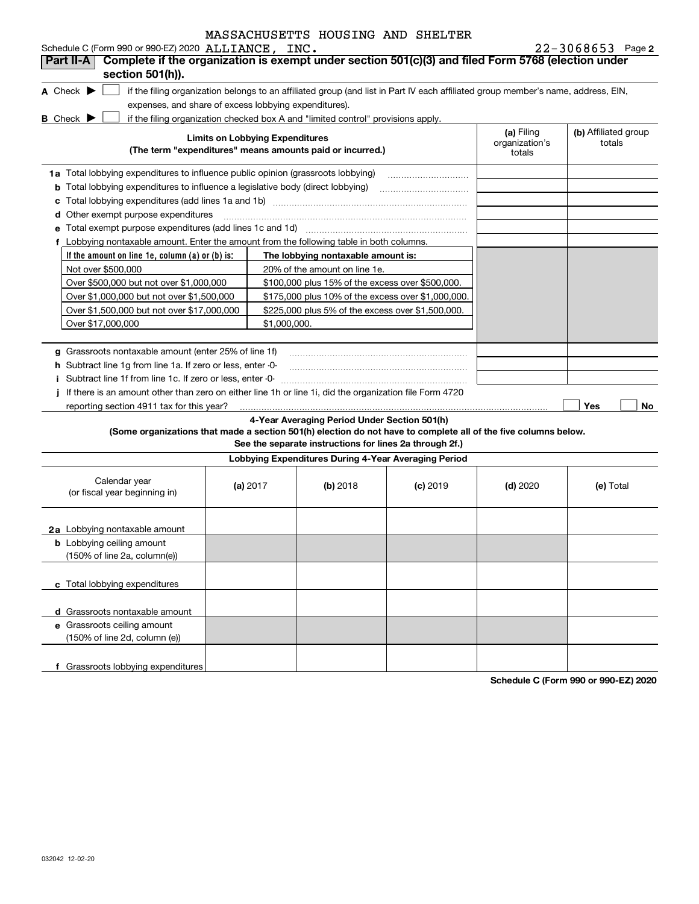MASSACHUSETTS HOUSING AND SHELTER

Schedule C (Form 990 or 990-EZ) 2020 ALLIANCE, INC. 22-3068653 Page 2

**Part II-A** **Complete if the organization is exempt under section 501(c)(3) and filed Form 5768 (election under section 501(h)).**

**A** Check ▶ ☐ if the filing organization belongs to an affiliated group (and list in Part IV each affiliated group member's name, address, EIN, expenses, and share of excess lobbying expenditures).

**B** Check ▶ ☐ if the filing organization checked box A and "limited control" provisions apply.

| **Limits on Lobbying Expenditures** (The term "expenditures" means amounts paid or incurred.) | **(a)** Filing organization's totals | **(b)** Affiliated group totals |
|---|---|---|
| **1a** Total lobbying expenditures to influence public opinion (grassroots lobbying) | | |
| **b** Total lobbying expenditures to influence a legislative body (direct lobbying) | | |
| **c** Total lobbying expenditures (add lines 1a and 1b) | | |
| **d** Other exempt purpose expenditures | | |
| **e** Total exempt purpose expenditures (add lines 1c and 1d) | | |
| **f** Lobbying nontaxable amount. Enter the amount from the following table in both columns. | | |

| If the amount on line 1e, column (a) or (b) is: | The lobbying nontaxable amount is: |
|---|---|
| Not over $500,000 | 20% of the amount on line 1e. |
| Over $500,000 but not over $1,000,000 | $100,000 plus 15% of the excess over $500,000. |
| Over $1,000,000 but not over $1,500,000 | $175,000 plus 10% of the excess over $1,000,000. |
| Over $1,500,000 but not over $17,000,000 | $225,000 plus 5% of the excess over $1,500,000. |
| Over $17,000,000 | $1,000,000. |

| | (a) | (b) |
|---|---|---|
| **g** Grassroots nontaxable amount (enter 25% of line 1f) | | |
| **h** Subtract line 1g from line 1a. If zero or less, enter -0- | | |
| **i** Subtract line 1f from line 1c. If zero or less, enter -0- | | |

**j** If there is an amount other than zero on either line 1h or line 1i, did the organization file Form 4720 reporting section 4911 tax for this year? ☐ Yes ☐ No

**4-Year Averaging Period Under Section 501(h)**

**(Some organizations that made a section 501(h) election do not have to complete all of the five columns below. See the separate instructions for lines 2a through 2f.)**

**Lobbying Expenditures During 4-Year Averaging Period**

| Calendar year (or fiscal year beginning in) | **(a)** 2017 | **(b)** 2018 | **(c)** 2019 | **(d)** 2020 | **(e)** Total |
|---|---|---|---|---|---|
| **2a** Lobbying nontaxable amount | | | | | |
| **b** Lobbying ceiling amount (150% of line 2a, column(e)) | | | | | |
| **c** Total lobbying expenditures | | | | | |
| **d** Grassroots nontaxable amount | | | | | |
| **e** Grassroots ceiling amount (150% of line 2d, column (e)) | | | | | |
| **f** Grassroots lobbying expenditures | | | | | |

**Schedule C (Form 990 or 990-EZ) 2020**

032042 12-02-20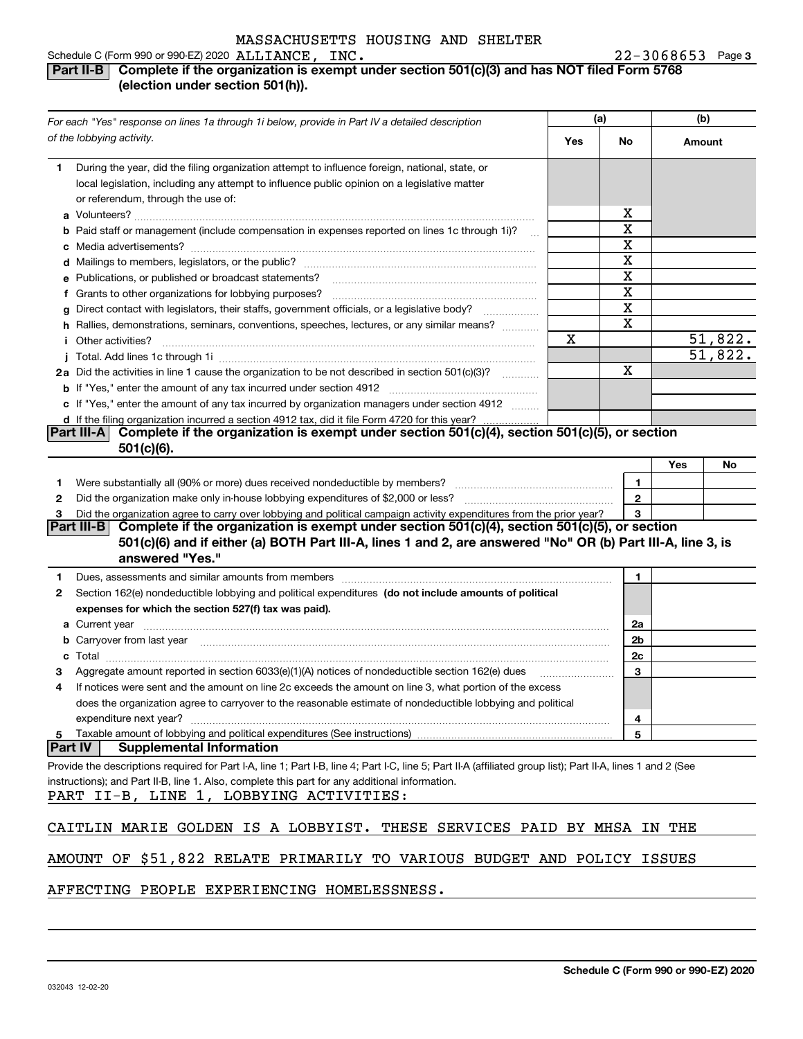MASSACHUSETTS HOUSING AND SHELTER

Schedule C (Form 990 or 990-EZ) 2020 ALLIANCE, INC. 22-3068653 Page 3

## Part II-B Complete if the organization is exempt under section 501(c)(3) and has NOT filed Form 5768 (election under section 501(h)).

| *For each "Yes" response on lines 1a through 1i below, provide in Part IV a detailed description of the lobbying activity.* | (a) Yes | (a) No | (b) Amount |
|---|---|---|---|
| **1** During the year, did the filing organization attempt to influence foreign, national, state, or local legislation, including any attempt to influence public opinion on a legislative matter or referendum, through the use of: | | | |
| **a** Volunteers? | | X | |
| **b** Paid staff or management (include compensation in expenses reported on lines 1c through 1i)? | | X | |
| **c** Media advertisements? | | X | |
| **d** Mailings to members, legislators, or the public? | | X | |
| **e** Publications, or published or broadcast statements? | | X | |
| **f** Grants to other organizations for lobbying purposes? | | X | |
| **g** Direct contact with legislators, their staffs, government officials, or a legislative body? | | X | |
| **h** Rallies, demonstrations, seminars, conventions, speeches, lectures, or any similar means? | | X | |
| **i** Other activities? | X | | 51,822. |
| **j** Total. Add lines 1c through 1i | | | 51,822. |
| **2a** Did the activities in line 1 cause the organization to be not described in section 501(c)(3)? | | X | |
| **b** If "Yes," enter the amount of any tax incurred under section 4912 | | | |
| **c** If "Yes," enter the amount of any tax incurred by organization managers under section 4912 | | | |
| **d** If the filing organization incurred a section 4912 tax, did it file Form 4720 for this year? | | | |

## Part III-A Complete if the organization is exempt under section 501(c)(4), section 501(c)(5), or section 501(c)(6).

| | | Yes | No |
|---|---|---|---|
| **1** Were substantially all (90% or more) dues received nondeductible by members? | 1 | | |
| **2** Did the organization make only in-house lobbying expenditures of $2,000 or less? | 2 | | |
| **3** Did the organization agree to carry over lobbying and political campaign activity expenditures from the prior year? | 3 | | |

## Part III-B Complete if the organization is exempt under section 501(c)(4), section 501(c)(5), or section 501(c)(6) and if either (a) BOTH Part III-A, lines 1 and 2, are answered "No" OR (b) Part III-A, line 3, is answered "Yes."

| | | |
|---|---|---|
| **1** Dues, assessments and similar amounts from members | 1 | |
| **2** Section 162(e) nondeductible lobbying and political expenditures **(do not include amounts of political expenses for which the section 527(f) tax was paid).** | | |
| **a** Current year | 2a | |
| **b** Carryover from last year | 2b | |
| **c** Total | 2c | |
| **3** Aggregate amount reported in section 6033(e)(1)(A) notices of nondeductible section 162(e) dues | 3 | |
| **4** If notices were sent and the amount on line 2c exceeds the amount on line 3, what portion of the excess does the organization agree to carryover to the reasonable estimate of nondeductible lobbying and political expenditure next year? | 4 | |
| **5** Taxable amount of lobbying and political expenditures (See instructions) | 5 | |

## Part IV Supplemental Information

Provide the descriptions required for Part I-A, line 1; Part I-B, line 4; Part I-C, line 5; Part II-A (affiliated group list); Part II-A, lines 1 and 2 (See instructions); and Part II-B, line 1. Also, complete this part for any additional information.

PART II-B, LINE 1, LOBBYING ACTIVITIES:

CAITLIN MARIE GOLDEN IS A LOBBYIST. THESE SERVICES PAID BY MHSA IN THE AMOUNT OF $51,822 RELATE PRIMARILY TO VARIOUS BUDGET AND POLICY ISSUES AFFECTING PEOPLE EXPERIENCING HOMELESSNESS.

032043 12-02-20 **Schedule C (Form 990 or 990-EZ) 2020**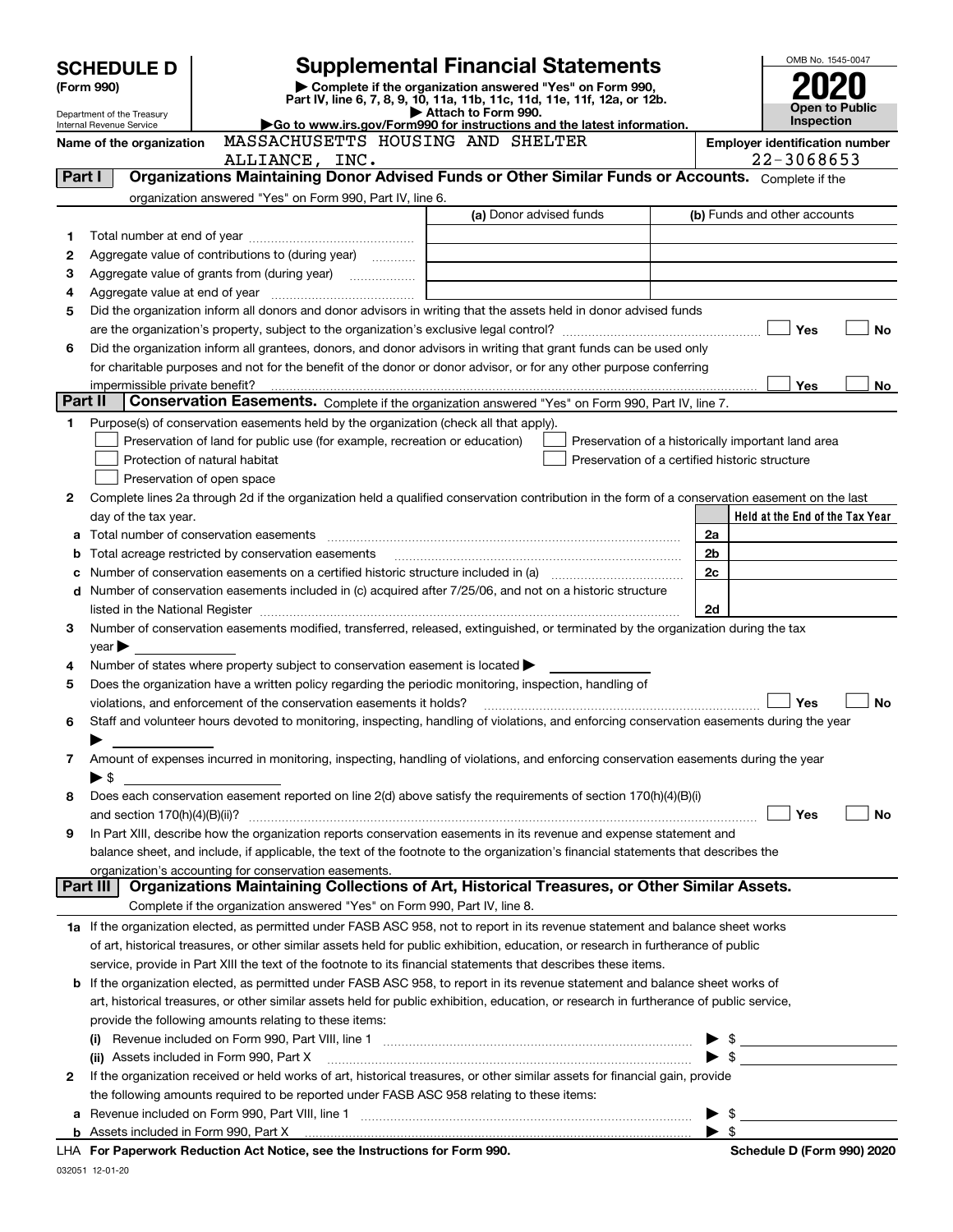# SCHEDULE D (Form 990)

Department of the Treasury
Internal Revenue Service

## Supplemental Financial Statements

▶ Complete if the organization answered "Yes" on Form 990, Part IV, line 6, 7, 8, 9, 10, 11a, 11b, 11c, 11d, 11e, 11f, 12a, or 12b.
▶ Attach to Form 990.
▶ Go to www.irs.gov/Form990 for instructions and the latest information.

OMB No. 1545-0047

**2020**

**Open to Public Inspection**

**Name of the organization:** MASSACHUSETTS HOUSING AND SHELTER ALLIANCE, INC.

**Employer identification number:** 22-3068653

### Part I — Organizations Maintaining Donor Advised Funds or Other Similar Funds or Accounts.
Complete if the organization answered "Yes" on Form 990, Part IV, line 6.

| | | (a) Donor advised funds | (b) Funds and other accounts |
|---|---|---|---|
| 1 | Total number at end of year | | |
| 2 | Aggregate value of contributions to (during year) | | |
| 3 | Aggregate value of grants from (during year) | | |
| 4 | Aggregate value at end of year | | |

5 Did the organization inform all donors and donor advisors in writing that the assets held in donor advised funds are the organization's property, subject to the organization's exclusive legal control? ☐ Yes ☐ No

6 Did the organization inform all grantees, donors, and donor advisors in writing that grant funds can be used only for charitable purposes and not for the benefit of the donor or donor advisor, or for any other purpose conferring impermissible private benefit? ☐ Yes ☐ No

### Part II — Conservation Easements.
Complete if the organization answered "Yes" on Form 990, Part IV, line 7.

1 Purpose(s) of conservation easements held by the organization (check all that apply).
- ☐ Preservation of land for public use (for example, recreation or education)
- ☐ Protection of natural habitat
- ☐ Preservation of open space
- ☐ Preservation of a historically important land area
- ☐ Preservation of a certified historic structure

2 Complete lines 2a through 2d if the organization held a qualified conservation contribution in the form of a conservation easement on the last day of the tax year.

| | | | Held at the End of the Tax Year |
|---|---|---|---|
| a | Total number of conservation easements | 2a | |
| b | Total acreage restricted by conservation easements | 2b | |
| c | Number of conservation easements on a certified historic structure included in (a) | 2c | |
| d | Number of conservation easements included in (c) acquired after 7/25/06, and not on a historic structure listed in the National Register | 2d | |

3 Number of conservation easements modified, transferred, released, extinguished, or terminated by the organization during the tax year ▶

4 Number of states where property subject to conservation easement is located ▶

5 Does the organization have a written policy regarding the periodic monitoring, inspection, handling of violations, and enforcement of the conservation easements it holds? ☐ Yes ☐ No

6 Staff and volunteer hours devoted to monitoring, inspecting, handling of violations, and enforcing conservation easements during the year ▶

7 Amount of expenses incurred in monitoring, inspecting, handling of violations, and enforcing conservation easements during the year ▶ $

8 Does each conservation easement reported on line 2(d) above satisfy the requirements of section 170(h)(4)(B)(i) and section 170(h)(4)(B)(ii)? ☐ Yes ☐ No

9 In Part XIII, describe how the organization reports conservation easements in its revenue and expense statement and balance sheet, and include, if applicable, the text of the footnote to the organization's financial statements that describes the organization's accounting for conservation easements.

### Part III — Organizations Maintaining Collections of Art, Historical Treasures, or Other Similar Assets.
Complete if the organization answered "Yes" on Form 990, Part IV, line 8.

1a If the organization elected, as permitted under FASB ASC 958, not to report in its revenue statement and balance sheet works of art, historical treasures, or other similar assets held for public exhibition, education, or research in furtherance of public service, provide in Part XIII the text of the footnote to its financial statements that describes these items.

b If the organization elected, as permitted under FASB ASC 958, to report in its revenue statement and balance sheet works of art, historical treasures, or other similar assets held for public exhibition, education, or research in furtherance of public service, provide the following amounts relating to these items:

(i) Revenue included on Form 990, Part VIII, line 1 ▶ $

(ii) Assets included in Form 990, Part X ▶ $

2 If the organization received or held works of art, historical treasures, or other similar assets for financial gain, provide the following amounts required to be reported under FASB ASC 958 relating to these items:

a Revenue included on Form 990, Part VIII, line 1 ▶ $

b Assets included in Form 990, Part X ▶ $

LHA **For Paperwork Reduction Act Notice, see the Instructions for Form 990.** **Schedule D (Form 990) 2020**

032051 12-01-20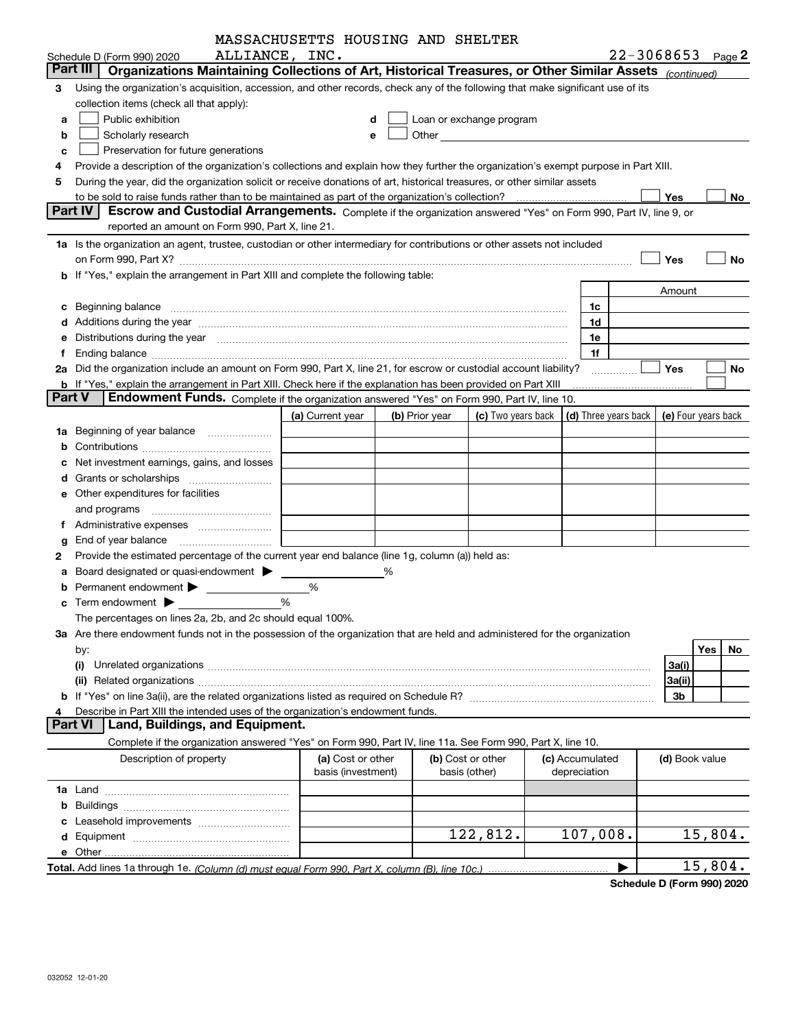MASSACHUSETTS HOUSING AND SHELTER ALLIANCE, INC. 22-3068653

Schedule D (Form 990) 2020

## Part III Organizations Maintaining Collections of Art, Historical Treasures, or Other Similar Assets *(continued)*

**3** Using the organization's acquisition, accession, and other records, check any of the following that make significant use of its collection items (check all that apply):

- **a** ☐ Public exhibition
- **b** ☐ Scholarly research
- **c** ☐ Preservation for future generations
- **d** ☐ Loan or exchange program
- **e** ☐ Other

**4** Provide a description of the organization's collections and explain how they further the organization's exempt purpose in Part XIII.

**5** During the year, did the organization solicit or receive donations of art, historical treasures, or other similar assets to be sold to raise funds rather than to be maintained as part of the organization's collection? ☐ Yes ☐ No

## Part IV Escrow and Custodial Arrangements.

Complete if the organization answered "Yes" on Form 990, Part IV, line 9, or reported an amount on Form 990, Part X, line 21.

**1a** Is the organization an agent, trustee, custodian or other intermediary for contributions or other assets not included on Form 990, Part X? ☐ Yes ☐ No

**b** If "Yes," explain the arrangement in Part XIII and complete the following table:

| | | Amount |
|---|---|---|
| **c** Beginning balance | 1c | |
| **d** Additions during the year | 1d | |
| **e** Distributions during the year | 1e | |
| **f** Ending balance | 1f | |

**2a** Did the organization include an amount on Form 990, Part X, line 21, for escrow or custodial account liability? ☐ Yes ☐ No

**b** If "Yes," explain the arrangement in Part XIII. Check here if the explanation has been provided on Part XIII ☐

## Part V Endowment Funds.

Complete if the organization answered "Yes" on Form 990, Part IV, line 10.

| | (a) Current year | (b) Prior year | (c) Two years back | (d) Three years back | (e) Four years back |
|---|---|---|---|---|---|
| **1a** Beginning of year balance | | | | | |
| **b** Contributions | | | | | |
| **c** Net investment earnings, gains, and losses | | | | | |
| **d** Grants or scholarships | | | | | |
| **e** Other expenditures for facilities and programs | | | | | |
| **f** Administrative expenses | | | | | |
| **g** End of year balance | | | | | |

**2** Provide the estimated percentage of the current year end balance (line 1g, column (a)) held as:

- **a** Board designated or quasi-endowment ▶ ______ %
- **b** Permanent endowment ▶ ______ %
- **c** Term endowment ▶ ______ %

The percentages on lines 2a, 2b, and 2c should equal 100%.

**3a** Are there endowment funds not in the possession of the organization that are held and administered for the organization by:

| | | Yes | No |
|---|---|---|---|
| **(i)** Unrelated organizations | 3a(i) | | |
| **(ii)** Related organizations | 3a(ii) | | |
| **b** If "Yes" on line 3a(ii), are the related organizations listed as required on Schedule R? | 3b | | |

**4** Describe in Part XIII the intended uses of the organization's endowment funds.

## Part VI Land, Buildings, and Equipment.

Complete if the organization answered "Yes" on Form 990, Part IV, line 11a. See Form 990, Part X, line 10.

| Description of property | (a) Cost or other basis (investment) | (b) Cost or other basis (other) | (c) Accumulated depreciation | (d) Book value |
|---|---|---|---|---|
| **1a** Land | | | | |
| **b** Buildings | | | | |
| **c** Leasehold improvements | | | | |
| **d** Equipment | | 122,812. | 107,008. | 15,804. |
| **e** Other | | | | |

**Total.** Add lines 1a through 1e. *(Column (d) must equal Form 990, Part X, column (B), line 10c.)* ▶ 15,804.

**Schedule D (Form 990) 2020**

032052 12-01-20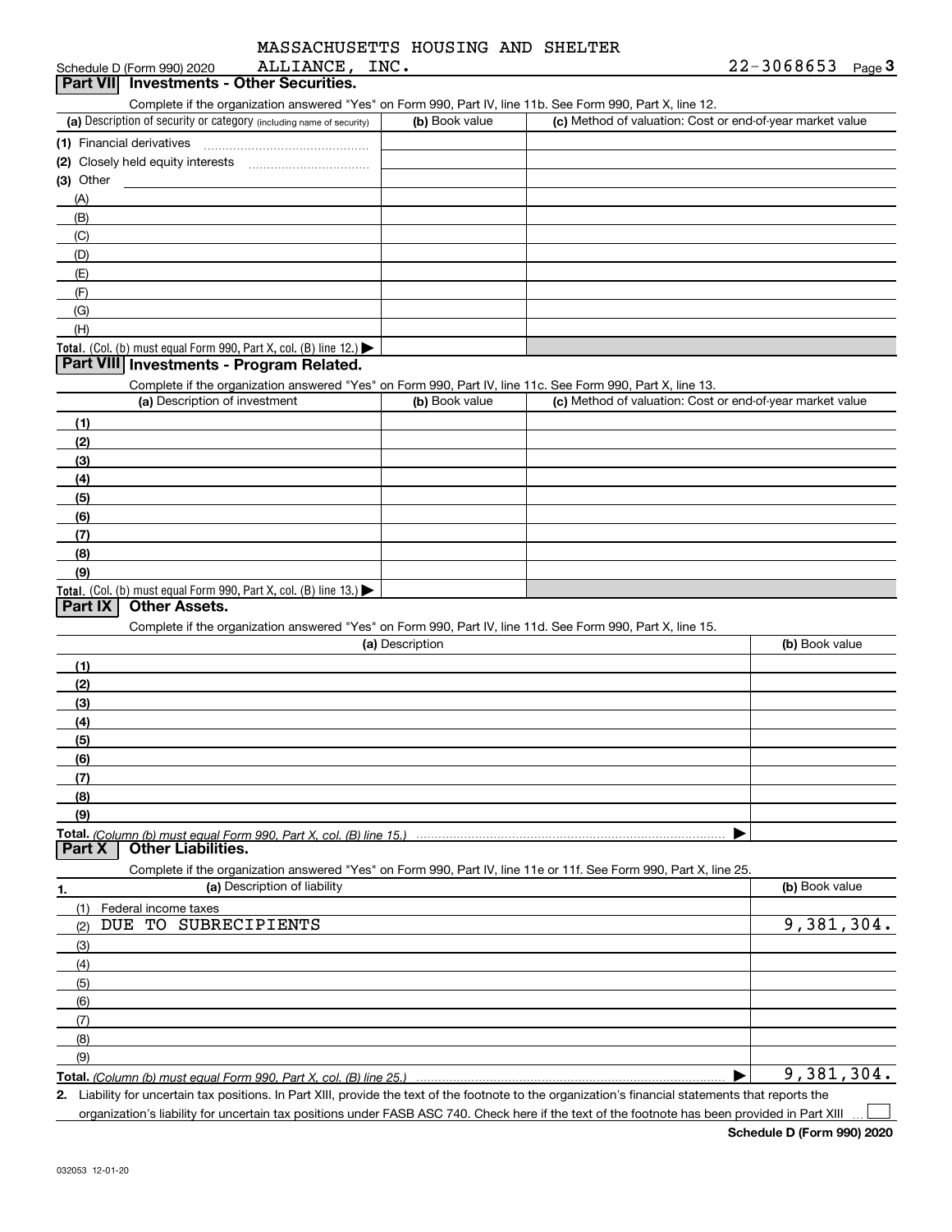MASSACHUSETTS HOUSING AND SHELTER ALLIANCE, INC. 22-3068653

Schedule D (Form 990) 2020

## Part VII Investments - Other Securities.

Complete if the organization answered "Yes" on Form 990, Part IV, line 11b. See Form 990, Part X, line 12.

| (a) Description of security or category (including name of security) | (b) Book value | (c) Method of valuation: Cost or end-of-year market value |
|---|---|---|
| (1) Financial derivatives | | |
| (2) Closely held equity interests | | |
| (3) Other | | |
| (A) | | |
| (B) | | |
| (C) | | |
| (D) | | |
| (E) | | |
| (F) | | |
| (G) | | |
| (H) | | |
| **Total.** (Col. (b) must equal Form 990, Part X, col. (B) line 12.) ▶ | | |

## Part VIII Investments - Program Related.

Complete if the organization answered "Yes" on Form 990, Part IV, line 11c. See Form 990, Part X, line 13.

| (a) Description of investment | (b) Book value | (c) Method of valuation: Cost or end-of-year market value |
|---|---|---|
| (1) | | |
| (2) | | |
| (3) | | |
| (4) | | |
| (5) | | |
| (6) | | |
| (7) | | |
| (8) | | |
| (9) | | |
| **Total.** (Col. (b) must equal Form 990, Part X, col. (B) line 13.) ▶ | | |

## Part IX Other Assets.

Complete if the organization answered "Yes" on Form 990, Part IV, line 11d. See Form 990, Part X, line 15.

| (a) Description | (b) Book value |
|---|---|
| (1) | |
| (2) | |
| (3) | |
| (4) | |
| (5) | |
| (6) | |
| (7) | |
| (8) | |
| (9) | |
| **Total.** *(Column (b) must equal Form 990, Part X, col. (B) line 15.)* ▶ | |

## Part X Other Liabilities.

Complete if the organization answered "Yes" on Form 990, Part IV, line 11e or 11f. See Form 990, Part X, line 25.

| 1. (a) Description of liability | (b) Book value |
|---|---|
| (1) Federal income taxes | |
| (2) DUE TO SUBRECIPIENTS | 9,381,304. |
| (3) | |
| (4) | |
| (5) | |
| (6) | |
| (7) | |
| (8) | |
| (9) | |
| **Total.** *(Column (b) must equal Form 990, Part X, col. (B) line 25.)* ▶ | 9,381,304. |

**2.** Liability for uncertain tax positions. In Part XIII, provide the text of the footnote to the organization's financial statements that reports the organization's liability for uncertain tax positions under FASB ASC 740. Check here if the text of the footnote has been provided in Part XIII ☐

**Schedule D (Form 990) 2020**

032053 12-01-20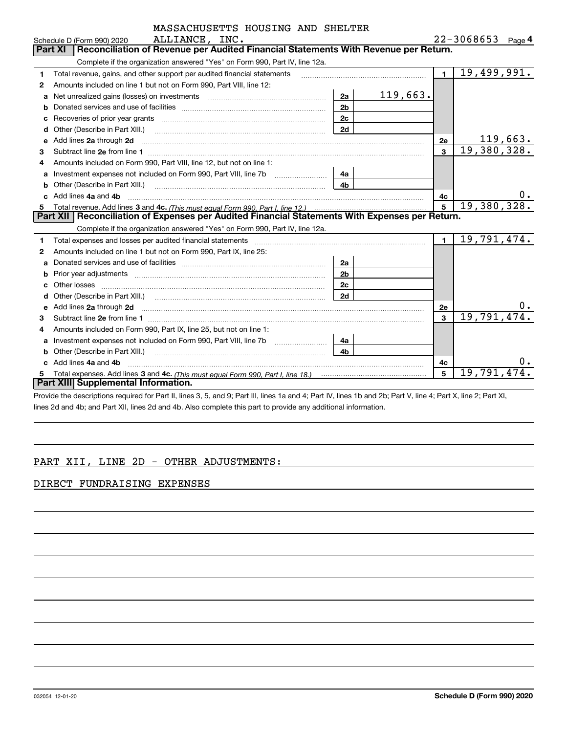MASSACHUSETTS HOUSING AND SHELTER ALLIANCE, INC.

Schedule D (Form 990) 2020 — 22-3068653 — Page 4

## Part XI Reconciliation of Revenue per Audited Financial Statements With Revenue per Return.

Complete if the organization answered "Yes" on Form 990, Part IV, line 12a.

| | | | | | |
|---|---|---|---|---|---|
| 1 | Total revenue, gains, and other support per audited financial statements | | | 1 | 19,499,991. |
| 2 | Amounts included on line 1 but not on Form 990, Part VIII, line 12: | | | | |
| a | Net unrealized gains (losses) on investments | 2a | 119,663. | | |
| b | Donated services and use of facilities | 2b | | | |
| c | Recoveries of prior year grants | 2c | | | |
| d | Other (Describe in Part XIII.) | 2d | | | |
| e | Add lines 2a through 2d | | | 2e | 119,663. |
| 3 | Subtract line 2e from line 1 | | | 3 | 19,380,328. |
| 4 | Amounts included on Form 990, Part VIII, line 12, but not on line 1: | | | | |
| a | Investment expenses not included on Form 990, Part VIII, line 7b | 4a | | | |
| b | Other (Describe in Part XIII.) | 4b | | | |
| c | Add lines 4a and 4b | | | 4c | 0. |
| 5 | Total revenue. Add lines 3 and 4c. *(This must equal Form 990, Part I, line 12.)* | | | 5 | 19,380,328. |

## Part XII Reconciliation of Expenses per Audited Financial Statements With Expenses per Return.

Complete if the organization answered "Yes" on Form 990, Part IV, line 12a.

| | | | | | |
|---|---|---|---|---|---|
| 1 | Total expenses and losses per audited financial statements | | | 1 | 19,791,474. |
| 2 | Amounts included on line 1 but not on Form 990, Part IX, line 25: | | | | |
| a | Donated services and use of facilities | 2a | | | |
| b | Prior year adjustments | 2b | | | |
| c | Other losses | 2c | | | |
| d | Other (Describe in Part XIII.) | 2d | | | |
| e | Add lines 2a through 2d | | | 2e | 0. |
| 3 | Subtract line 2e from line 1 | | | 3 | 19,791,474. |
| 4 | Amounts included on Form 990, Part IX, line 25, but not on line 1: | | | | |
| a | Investment expenses not included on Form 990, Part VIII, line 7b | 4a | | | |
| b | Other (Describe in Part XIII.) | 4b | | | |
| c | Add lines 4a and 4b | | | 4c | 0. |
| 5 | Total expenses. Add lines 3 and 4c. *(This must equal Form 990, Part I, line 18.)* | | | 5 | 19,791,474. |

## Part XIII Supplemental Information.

Provide the descriptions required for Part II, lines 3, 5, and 9; Part III, lines 1a and 4; Part IV, lines 1b and 2b; Part V, line 4; Part X, line 2; Part XI, lines 2d and 4b; and Part XII, lines 2d and 4b. Also complete this part to provide any additional information.

PART XII, LINE 2D - OTHER ADJUSTMENTS:

DIRECT FUNDRAISING EXPENSES

032054 12-01-20 Schedule D (Form 990) 2020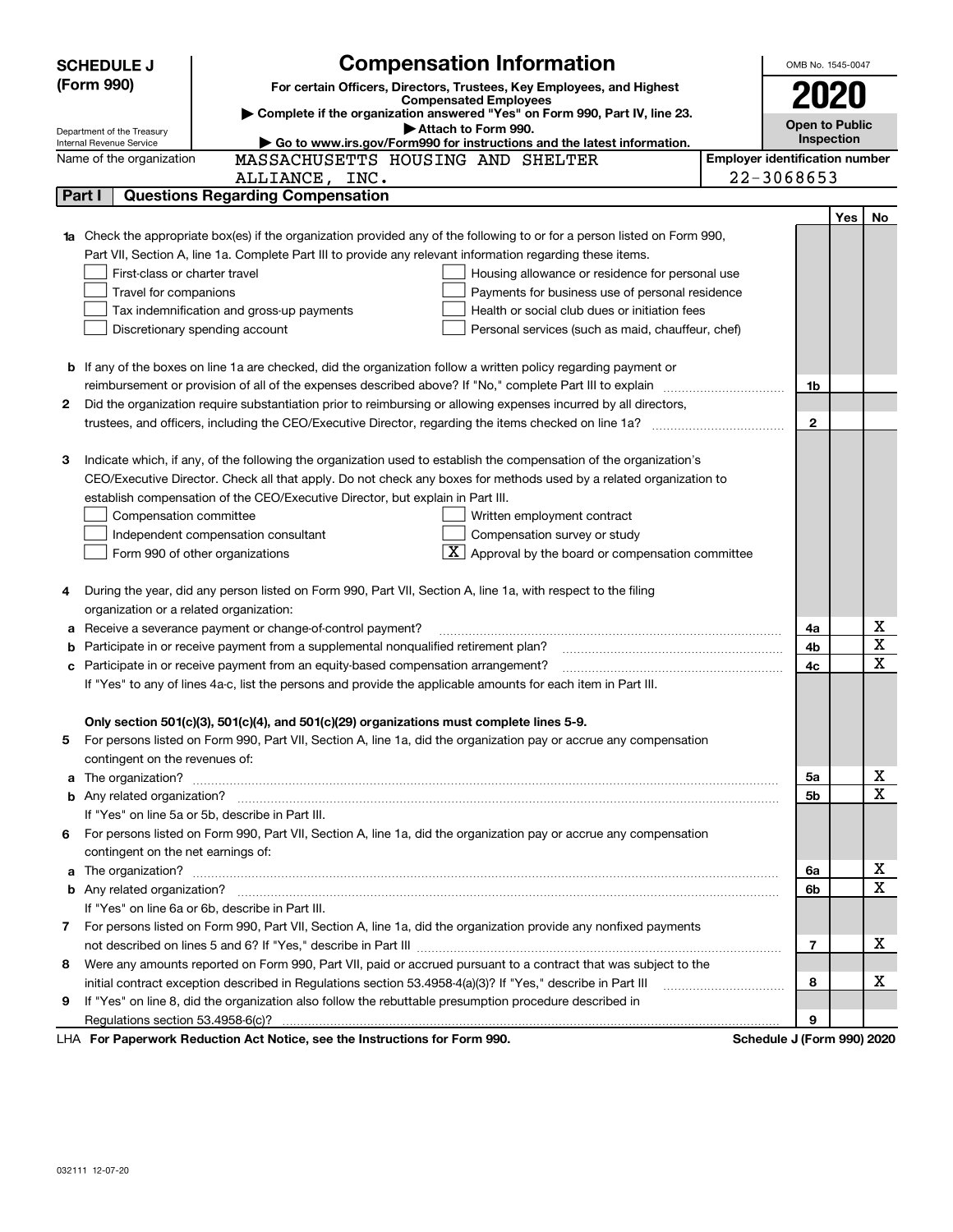# SCHEDULE J (Form 990)

Department of the Treasury
Internal Revenue Service

## Compensation Information

**For certain Officers, Directors, Trustees, Key Employees, and Highest Compensated Employees**

▶ Complete if the organization answered "Yes" on Form 990, Part IV, line 23.

▶ Attach to Form 990.

▶ Go to www.irs.gov/Form990 for instructions and the latest information.

OMB No. 1545-0047

**2020**

**Open to Public Inspection**

Name of the organization: MASSACHUSETTS HOUSING AND SHELTER ALLIANCE, INC.

Employer identification number: 22-3068653

## Part I — Questions Regarding Compensation

| | | | Yes | No |
|---|---|---|---|---|
| **1a** | Check the appropriate box(es) if the organization provided any of the following to or for a person listed on Form 990, Part VII, Section A, line 1a. Complete Part III to provide any relevant information regarding these items.<br>☐ First-class or charter travel ☐ Housing allowance or residence for personal use<br>☐ Travel for companions ☐ Payments for business use of personal residence<br>☐ Tax indemnification and gross-up payments ☐ Health or social club dues or initiation fees<br>☐ Discretionary spending account ☐ Personal services (such as maid, chauffeur, chef) | | | |
| **b** | If any of the boxes on line 1a are checked, did the organization follow a written policy regarding payment or reimbursement or provision of all of the expenses described above? If "No," complete Part III to explain | 1b | | |
| **2** | Did the organization require substantiation prior to reimbursing or allowing expenses incurred by all directors, trustees, and officers, including the CEO/Executive Director, regarding the items checked on line 1a? | 2 | | |
| **3** | Indicate which, if any, of the following the organization used to establish the compensation of the organization's CEO/Executive Director. Check all that apply. Do not check any boxes for methods used by a related organization to establish compensation of the CEO/Executive Director, but explain in Part III.<br>☐ Compensation committee ☐ Written employment contract<br>☐ Independent compensation consultant ☐ Compensation survey or study<br>☐ Form 990 of other organizations ☒ Approval by the board or compensation committee | | | |
| **4** | During the year, did any person listed on Form 990, Part VII, Section A, line 1a, with respect to the filing organization or a related organization: | | | |
| **a** | Receive a severance payment or change-of-control payment? | 4a | | X |
| **b** | Participate in or receive payment from a supplemental nonqualified retirement plan? | 4b | | X |
| **c** | Participate in or receive payment from an equity-based compensation arrangement? | 4c | | X |
| | If "Yes" to any of lines 4a-c, list the persons and provide the applicable amounts for each item in Part III. | | | |
| | **Only section 501(c)(3), 501(c)(4), and 501(c)(29) organizations must complete lines 5-9.** | | | |
| **5** | For persons listed on Form 990, Part VII, Section A, line 1a, did the organization pay or accrue any compensation contingent on the revenues of: | | | |
| **a** | The organization? | 5a | | X |
| **b** | Any related organization? | 5b | | X |
| | If "Yes" on line 5a or 5b, describe in Part III. | | | |
| **6** | For persons listed on Form 990, Part VII, Section A, line 1a, did the organization pay or accrue any compensation contingent on the net earnings of: | | | |
| **a** | The organization? | 6a | | X |
| **b** | Any related organization? | 6b | | X |
| | If "Yes" on line 6a or 6b, describe in Part III. | | | |
| **7** | For persons listed on Form 990, Part VII, Section A, line 1a, did the organization provide any nonfixed payments not described on lines 5 and 6? If "Yes," describe in Part III | 7 | | X |
| **8** | Were any amounts reported on Form 990, Part VII, paid or accrued pursuant to a contract that was subject to the initial contract exception described in Regulations section 53.4958-4(a)(3)? If "Yes," describe in Part III | 8 | | X |
| **9** | If "Yes" on line 8, did the organization also follow the rebuttable presumption procedure described in Regulations section 53.4958-6(c)? | 9 | | |

LHA **For Paperwork Reduction Act Notice, see the Instructions for Form 990.** **Schedule J (Form 990) 2020**

032111 12-07-20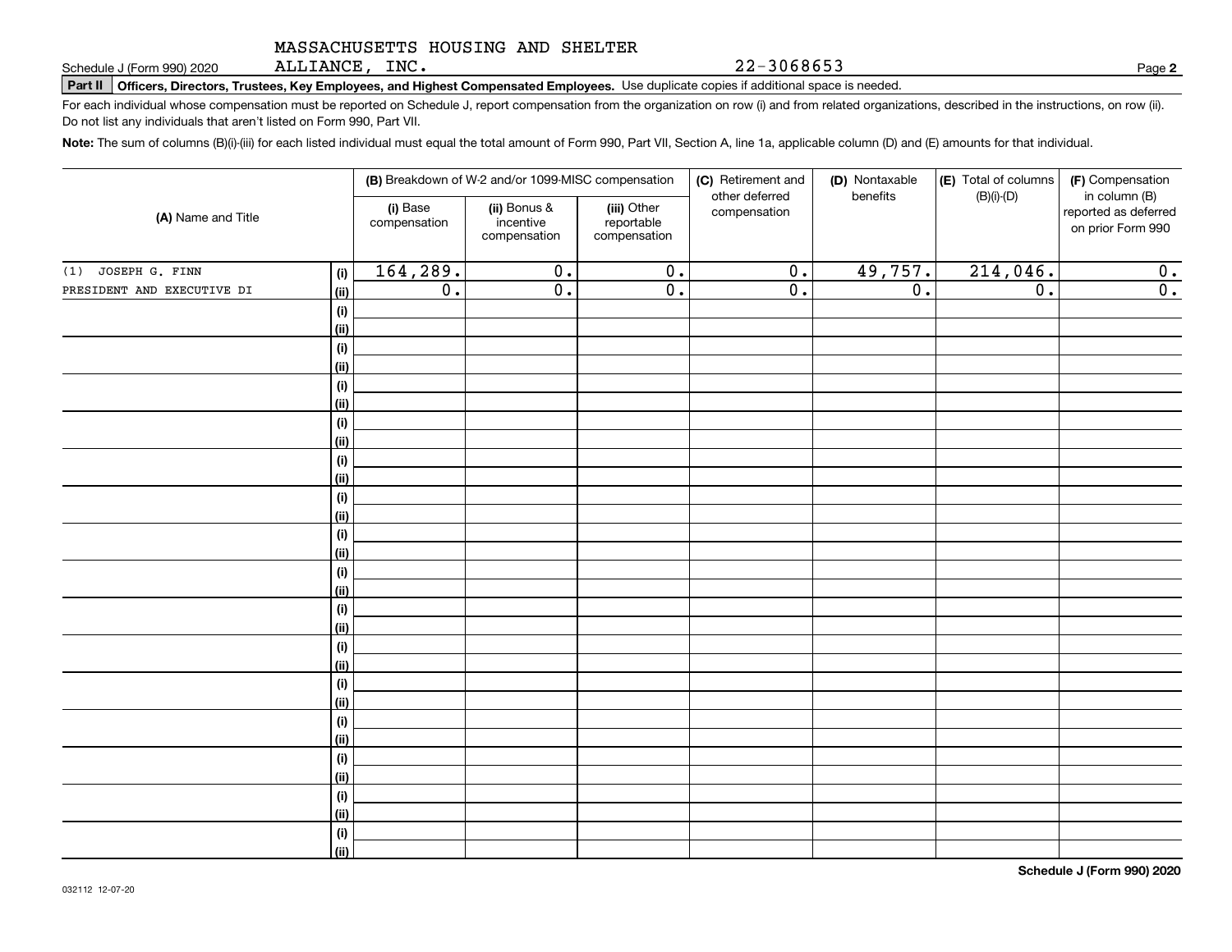Schedule J (Form 990) 2020 MASSACHUSETTS HOUSING AND SHELTER ALLIANCE, INC. 22-3068653

**Part II** **Officers, Directors, Trustees, Key Employees, and Highest Compensated Employees.** Use duplicate copies if additional space is needed.

For each individual whose compensation must be reported on Schedule J, report compensation from the organization on row (i) and from related organizations, described in the instructions, on row (ii). Do not list any individuals that aren't listed on Form 990, Part VII.

**Note:** The sum of columns (B)(i)-(iii) for each listed individual must equal the total amount of Form 990, Part VII, Section A, line 1a, applicable column (D) and (E) amounts for that individual.

| (A) Name and Title | | (B) Breakdown of W-2 and/or 1099-MISC compensation | | | (C) Retirement and other deferred compensation | (D) Nontaxable benefits | (E) Total of columns (B)(i)-(D) | (F) Compensation in column (B) reported as deferred on prior Form 990 |
|---|---|---|---|---|---|---|---|---|
| | | (i) Base compensation | (ii) Bonus & incentive compensation | (iii) Other reportable compensation | | | | |
| (1) JOSEPH G. FINN | (i) | 164,289. | 0. | 0. | 0. | 49,757. | 214,046. | 0. |
| PRESIDENT AND EXECUTIVE DI | (ii) | 0. | 0. | 0. | 0. | 0. | 0. | 0. |

Schedule J (Form 990) 2020

032112 12-07-20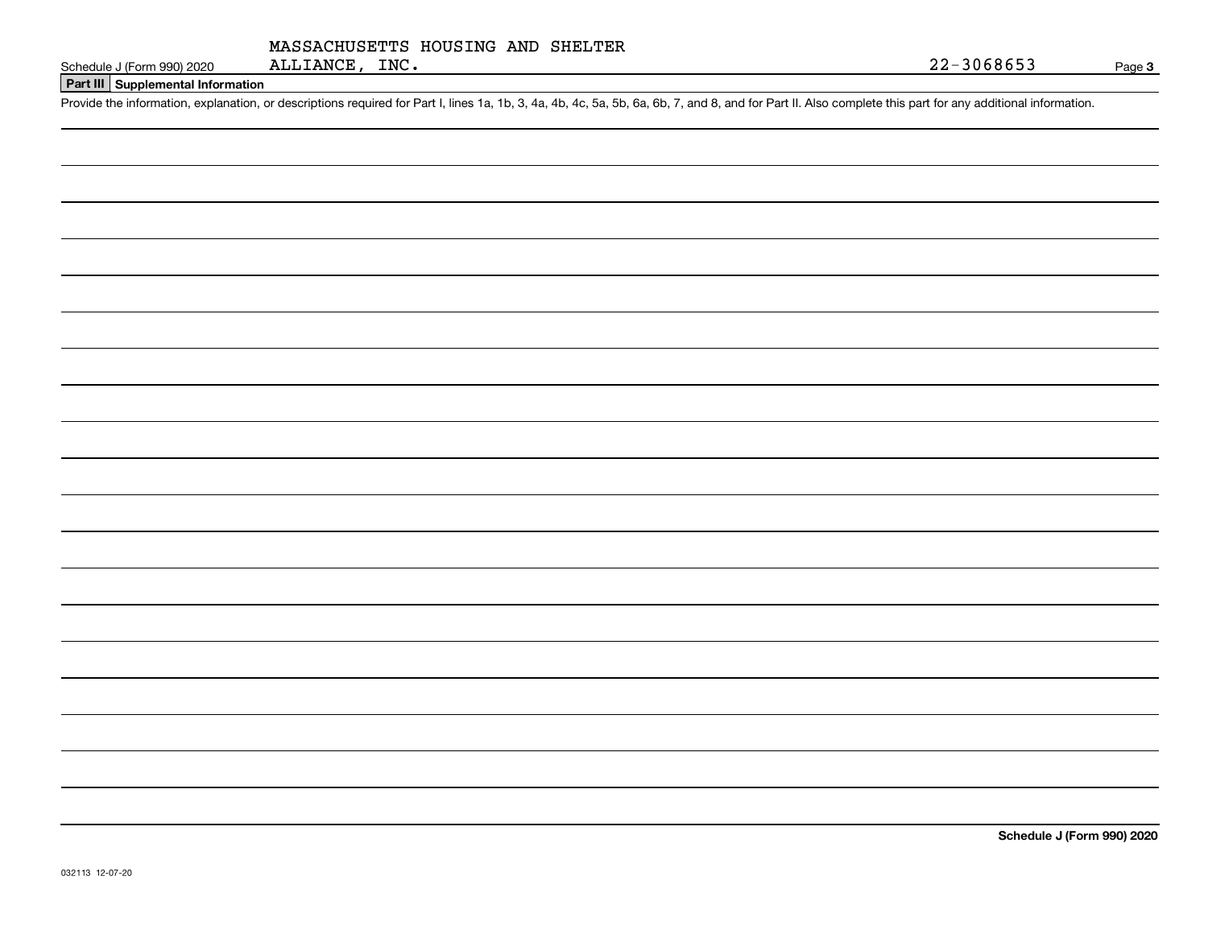MASSACHUSETTS HOUSING AND SHELTER ALLIANCE, INC.

22-3068653

## Part III Supplemental Information

Provide the information, explanation, or descriptions required for Part I, lines 1a, 1b, 3, 4a, 4b, 4c, 5a, 5b, 6a, 6b, 7, and 8, and for Part II. Also complete this part for any additional information.

032113 12-07-20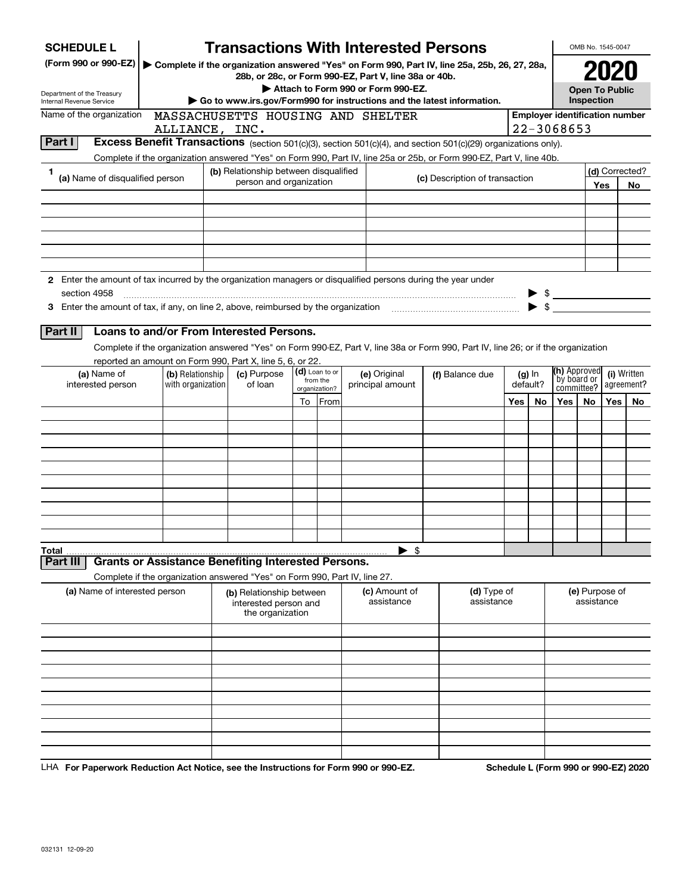# SCHEDULE L (Form 990 or 990-EZ)

Department of the Treasury
Internal Revenue Service

## Transactions With Interested Persons

▶ Complete if the organization answered "Yes" on Form 990, Part IV, line 25a, 25b, 26, 27, 28a, 28b, or 28c, or Form 990-EZ, Part V, line 38a or 40b.

▶ Attach to Form 990 or Form 990-EZ.

▶ Go to www.irs.gov/Form990 for instructions and the latest information.

OMB No. 1545-0047

**2020**

**Open To Public Inspection**

Name of the organization: MASSACHUSETTS HOUSING AND SHELTER ALLIANCE, INC.

Employer identification number: 22-3068653

### Part I Excess Benefit Transactions (section 501(c)(3), section 501(c)(4), and section 501(c)(29) organizations only).

Complete if the organization answered "Yes" on Form 990, Part IV, line 25a or 25b, or Form 990-EZ, Part V, line 40b.

| 1 (a) Name of disqualified person | (b) Relationship between disqualified person and organization | (c) Description of transaction | (d) Corrected? Yes | No |
|---|---|---|---|---|
| | | | | |
| | | | | |
| | | | | |
| | | | | |
| | | | | |
| | | | | |

**2** Enter the amount of tax incurred by the organization managers or disqualified persons during the year under section 4958 ▶ $

**3** Enter the amount of tax, if any, on line 2, above, reimbursed by the organization ▶ $

### Part II Loans to and/or From Interested Persons.

Complete if the organization answered "Yes" on Form 990-EZ, Part V, line 38a or Form 990, Part IV, line 26; or if the organization reported an amount on Form 990, Part X, line 5, 6, or 22.

| (a) Name of interested person | (b) Relationship with organization | (c) Purpose of loan | (d) Loan to or from the organization? To | From | (e) Original principal amount | (f) Balance due | (g) In default? Yes | No | (h) Approved by board or committee? Yes | No | (i) Written agreement? Yes | No |
|---|---|---|---|---|---|---|---|---|---|---|---|---|
| | | | | | | | | | | | | |
| | | | | | | | | | | | | |
| | | | | | | | | | | | | |
| | | | | | | | | | | | | |
| | | | | | | | | | | | | |
| | | | | | | | | | | | | |
| | | | | | | | | | | | | |
| | | | | | | | | | | | | |
| | | | | | | | | | | | | |
| | | | | | | | | | | | | |
| **Total** | | | | | ▶ $ | | | | | | | |

### Part III Grants or Assistance Benefiting Interested Persons.

Complete if the organization answered "Yes" on Form 990, Part IV, line 27.

| (a) Name of interested person | (b) Relationship between interested person and the organization | (c) Amount of assistance | (d) Type of assistance | (e) Purpose of assistance |
|---|---|---|---|---|
| | | | | |
| | | | | |
| | | | | |
| | | | | |
| | | | | |
| | | | | |
| | | | | |
| | | | | |
| | | | | |
| | | | | |

LHA **For Paperwork Reduction Act Notice, see the Instructions for Form 990 or 990-EZ.** **Schedule L (Form 990 or 990-EZ) 2020**

032131 12-09-20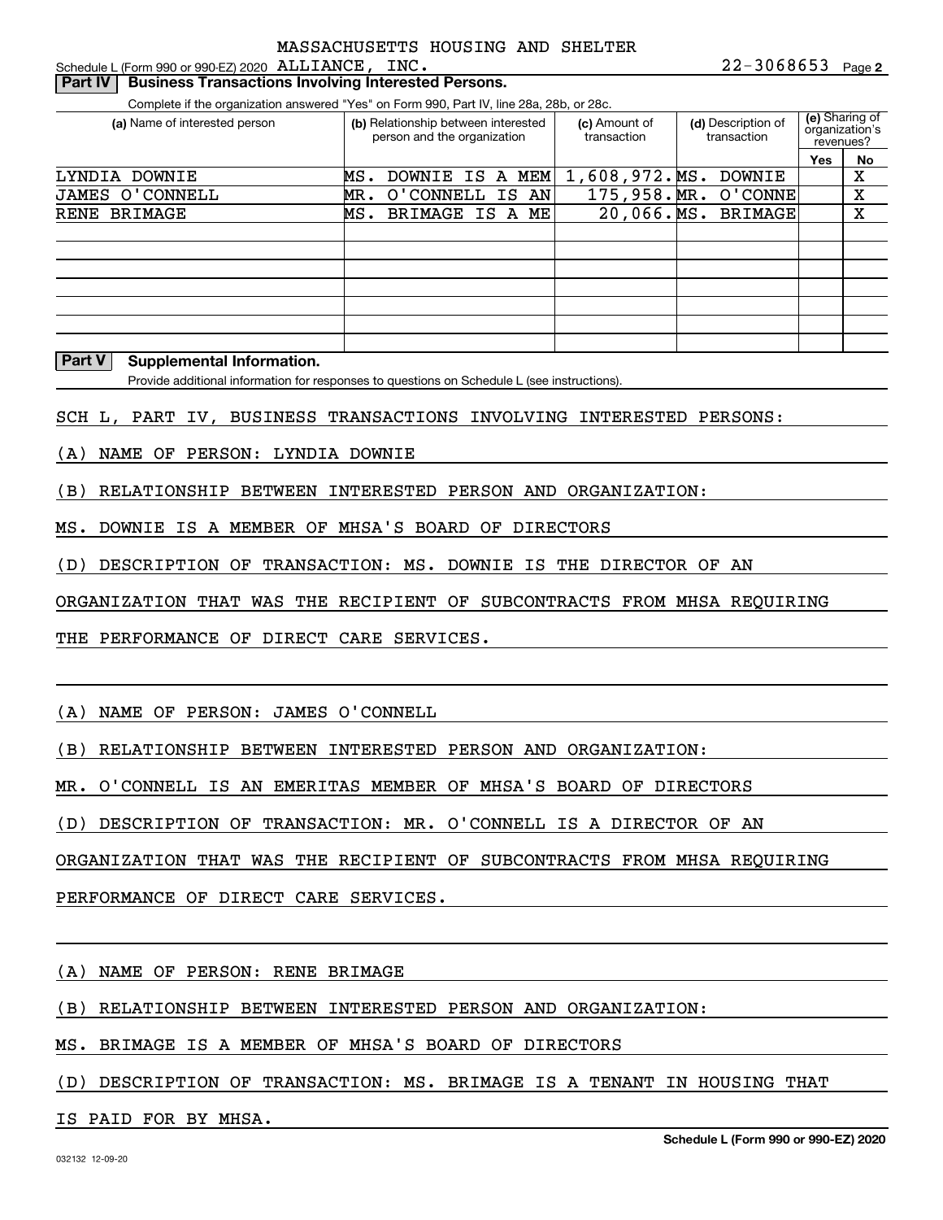Schedule L (Form 990 or 990-EZ) 2020 MASSACHUSETTS HOUSING AND SHELTER ALLIANCE, INC. 22-3068653 Page 2

**Part IV | Business Transactions Involving Interested Persons.**

Complete if the organization answered "Yes" on Form 990, Part IV, line 28a, 28b, or 28c.

| (a) Name of interested person | (b) Relationship between interested person and the organization | (c) Amount of transaction | (d) Description of transaction | (e) Sharing of organization's revenues? Yes | No |
|---|---|---|---|---|---|
| LYNDIA DOWNIE | MS. DOWNIE IS A MEM | 1,608,972. | MS. DOWNIE | | X |
| JAMES O'CONNELL | MR. O'CONNELL IS AN | 175,958. | MR. O'CONNE | | X |
| RENE BRIMAGE | MS. BRIMAGE IS A ME | 20,066. | MS. BRIMAGE | | X |

**Part V | Supplemental Information.**

Provide additional information for responses to questions on Schedule L (see instructions).

SCH L, PART IV, BUSINESS TRANSACTIONS INVOLVING INTERESTED PERSONS:

(A) NAME OF PERSON: LYNDIA DOWNIE

(B) RELATIONSHIP BETWEEN INTERESTED PERSON AND ORGANIZATION:

MS. DOWNIE IS A MEMBER OF MHSA'S BOARD OF DIRECTORS

(D) DESCRIPTION OF TRANSACTION: MS. DOWNIE IS THE DIRECTOR OF AN ORGANIZATION THAT WAS THE RECIPIENT OF SUBCONTRACTS FROM MHSA REQUIRING THE PERFORMANCE OF DIRECT CARE SERVICES.

(A) NAME OF PERSON: JAMES O'CONNELL

(B) RELATIONSHIP BETWEEN INTERESTED PERSON AND ORGANIZATION:

MR. O'CONNELL IS AN EMERITAS MEMBER OF MHSA'S BOARD OF DIRECTORS

(D) DESCRIPTION OF TRANSACTION: MR. O'CONNELL IS A DIRECTOR OF AN ORGANIZATION THAT WAS THE RECIPIENT OF SUBCONTRACTS FROM MHSA REQUIRING PERFORMANCE OF DIRECT CARE SERVICES.

(A) NAME OF PERSON: RENE BRIMAGE

(B) RELATIONSHIP BETWEEN INTERESTED PERSON AND ORGANIZATION:

MS. BRIMAGE IS A MEMBER OF MHSA'S BOARD OF DIRECTORS

(D) DESCRIPTION OF TRANSACTION: MS. BRIMAGE IS A TENANT IN HOUSING THAT IS PAID FOR BY MHSA.

032132 12-09-20 **Schedule L (Form 990 or 990-EZ) 2020**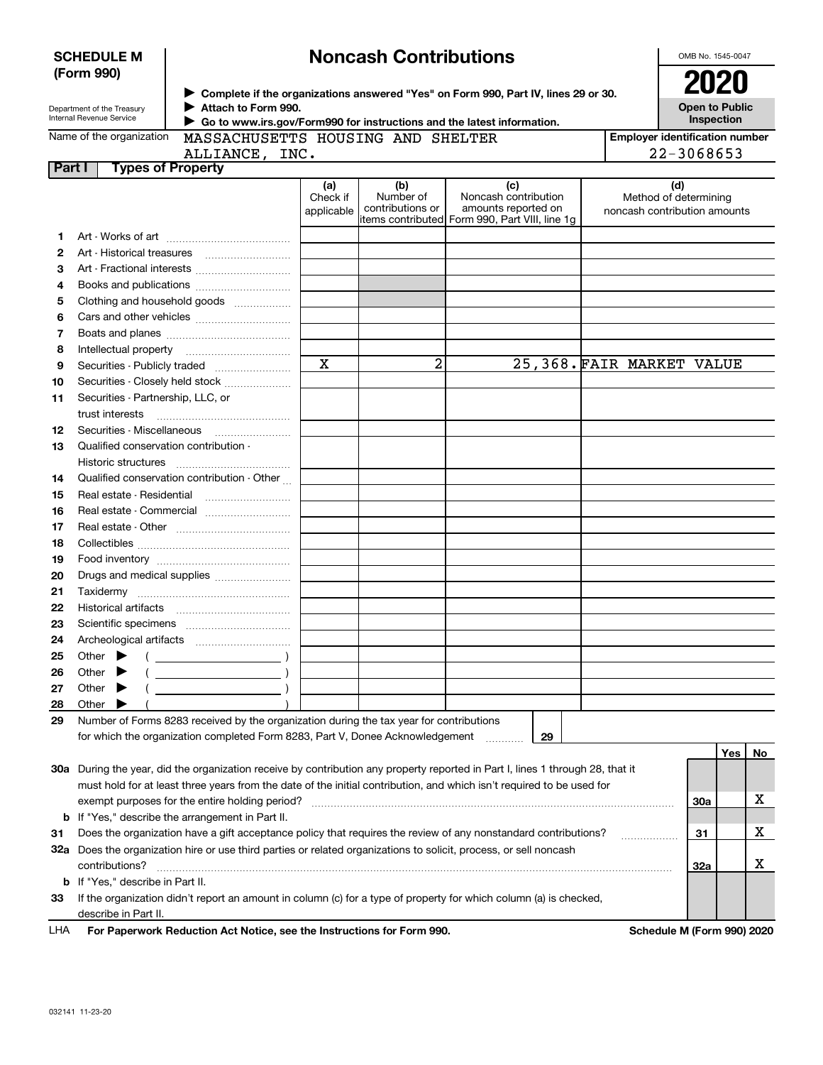**SCHEDULE M (Form 990)**

Department of the Treasury
Internal Revenue Service

# Noncash Contributions

▶ Complete if the organizations answered "Yes" on Form 990, Part IV, lines 29 or 30.
▶ Attach to Form 990.
▶ Go to www.irs.gov/Form990 for instructions and the latest information.

OMB No. 1545-0047

**2020**

**Open to Public Inspection**

Name of the organization: MASSACHUSETTS HOUSING AND SHELTER ALLIANCE, INC.

Employer identification number: 22-3068653

## Part I Types of Property

| | | (a) Check if applicable | (b) Number of contributions or items contributed | (c) Noncash contribution amounts reported on Form 990, Part VIII, line 1g | (d) Method of determining noncash contribution amounts |
|---|---|---|---|---|---|
| 1 | Art - Works of art | | | | |
| 2 | Art - Historical treasures | | | | |
| 3 | Art - Fractional interests | | | | |
| 4 | Books and publications | | | | |
| 5 | Clothing and household goods | | | | |
| 6 | Cars and other vehicles | | | | |
| 7 | Boats and planes | | | | |
| 8 | Intellectual property | | | | |
| 9 | Securities - Publicly traded | X | 2 | 25,368. | FAIR MARKET VALUE |
| 10 | Securities - Closely held stock | | | | |
| 11 | Securities - Partnership, LLC, or trust interests | | | | |
| 12 | Securities - Miscellaneous | | | | |
| 13 | Qualified conservation contribution - Historic structures | | | | |
| 14 | Qualified conservation contribution - Other | | | | |
| 15 | Real estate - Residential | | | | |
| 16 | Real estate - Commercial | | | | |
| 17 | Real estate - Other | | | | |
| 18 | Collectibles | | | | |
| 19 | Food inventory | | | | |
| 20 | Drugs and medical supplies | | | | |
| 21 | Taxidermy | | | | |
| 22 | Historical artifacts | | | | |
| 23 | Scientific specimens | | | | |
| 24 | Archeological artifacts | | | | |
| 25 | Other ▶ ( ) | | | | |
| 26 | Other ▶ ( ) | | | | |
| 27 | Other ▶ ( ) | | | | |
| 28 | Other ▶ ( ) | | | | |

29 Number of Forms 8283 received by the organization during the tax year for contributions for which the organization completed Form 8283, Part V, Donee Acknowledgement ..... 29

| | | | Yes | No |
|---|---|---|---|---|
| 30a | During the year, did the organization receive by contribution any property reported in Part I, lines 1 through 28, that it must hold for at least three years from the date of the initial contribution, and which isn't required to be used for exempt purposes for the entire holding period? | 30a | | X |
| b | If "Yes," describe the arrangement in Part II. | | | |
| 31 | Does the organization have a gift acceptance policy that requires the review of any nonstandard contributions? | 31 | | X |
| 32a | Does the organization hire or use third parties or related organizations to solicit, process, or sell noncash contributions? | 32a | | X |
| b | If "Yes," describe in Part II. | | | |
| 33 | If the organization didn't report an amount in column (c) for a type of property for which column (a) is checked, describe in Part II. | | | |

LHA **For Paperwork Reduction Act Notice, see the Instructions for Form 990.** **Schedule M (Form 990) 2020**

032141 11-23-20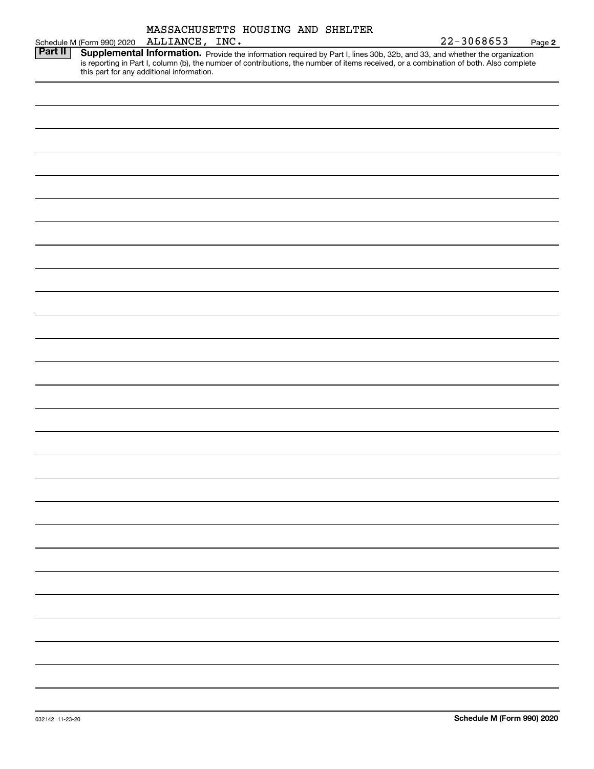Schedule M (Form 990) 2020 MASSACHUSETTS HOUSING AND SHELTER ALLIANCE, INC. 22-3068653 Page **2**

**Part II** **Supplemental Information.** Provide the information required by Part I, lines 30b, 32b, and 33, and whether the organization is reporting in Part I, column (b), the number of contributions, the number of items received, or a combination of both. Also complete this part for any additional information.

032142 11-23-20

**Schedule M (Form 990) 2020**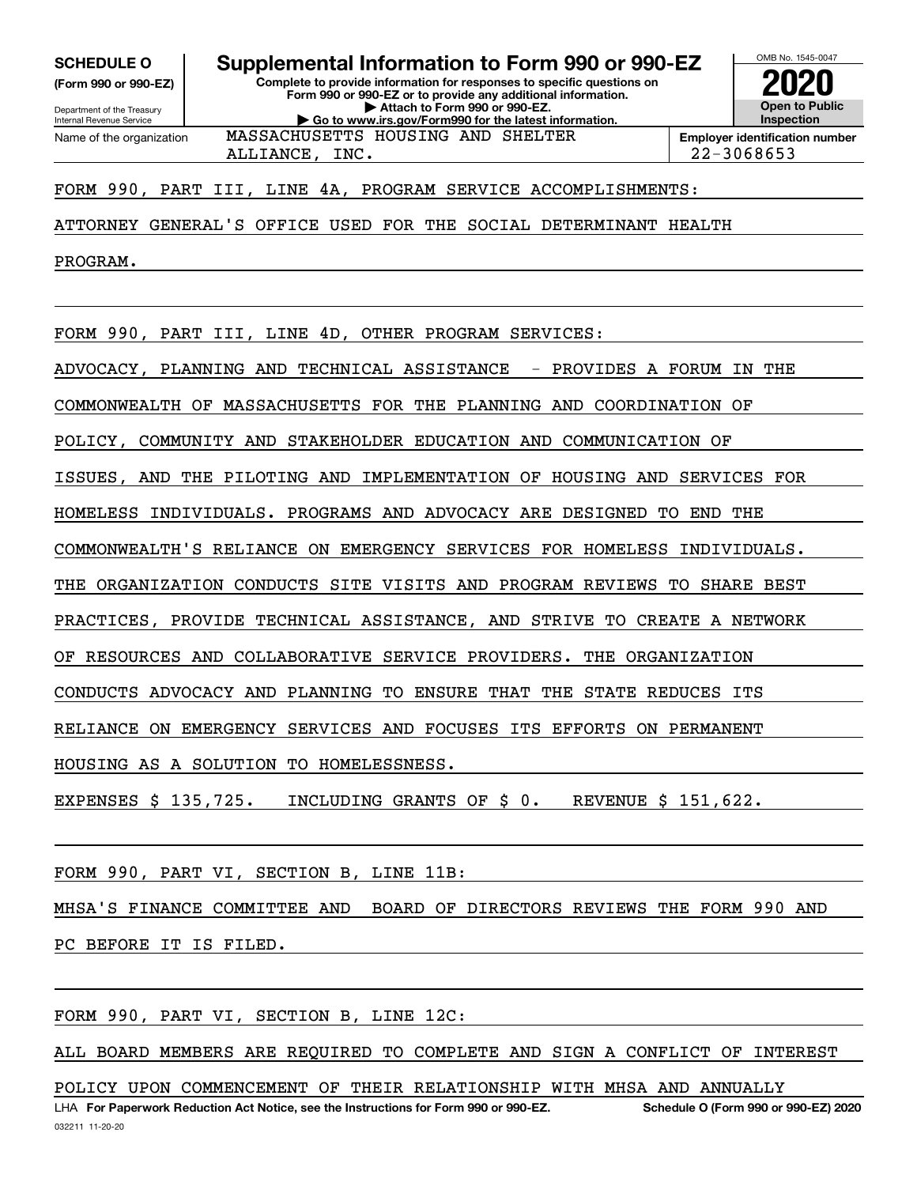**SCHEDULE O**
**(Form 990 or 990-EZ)**

Department of the Treasury
Internal Revenue Service

# Supplemental Information to Form 990 or 990-EZ

**Complete to provide information for responses to specific questions on Form 990 or 990-EZ or to provide any additional information.**
**▶ Attach to Form 990 or 990-EZ.**
**▶ Go to www.irs.gov/Form990 for the latest information.**

OMB No. 1545-0047

**2020**

**Open to Public Inspection**

Name of the organization: MASSACHUSETTS HOUSING AND SHELTER ALLIANCE, INC.

**Employer identification number** 22-3068653

FORM 990, PART III, LINE 4A, PROGRAM SERVICE ACCOMPLISHMENTS:

ATTORNEY GENERAL'S OFFICE USED FOR THE SOCIAL DETERMINANT HEALTH PROGRAM.

FORM 990, PART III, LINE 4D, OTHER PROGRAM SERVICES:

ADVOCACY, PLANNING AND TECHNICAL ASSISTANCE - PROVIDES A FORUM IN THE COMMONWEALTH OF MASSACHUSETTS FOR THE PLANNING AND COORDINATION OF POLICY, COMMUNITY AND STAKEHOLDER EDUCATION AND COMMUNICATION OF ISSUES, AND THE PILOTING AND IMPLEMENTATION OF HOUSING AND SERVICES FOR HOMELESS INDIVIDUALS. PROGRAMS AND ADVOCACY ARE DESIGNED TO END THE COMMONWEALTH'S RELIANCE ON EMERGENCY SERVICES FOR HOMELESS INDIVIDUALS. THE ORGANIZATION CONDUCTS SITE VISITS AND PROGRAM REVIEWS TO SHARE BEST PRACTICES, PROVIDE TECHNICAL ASSISTANCE, AND STRIVE TO CREATE A NETWORK OF RESOURCES AND COLLABORATIVE SERVICE PROVIDERS. THE ORGANIZATION CONDUCTS ADVOCACY AND PLANNING TO ENSURE THAT THE STATE REDUCES ITS RELIANCE ON EMERGENCY SERVICES AND FOCUSES ITS EFFORTS ON PERMANENT HOUSING AS A SOLUTION TO HOMELESSNESS.

EXPENSES $ 135,725. INCLUDING GRANTS OF $ 0. REVENUE $ 151,622.

FORM 990, PART VI, SECTION B, LINE 11B:

MHSA'S FINANCE COMMITTEE AND BOARD OF DIRECTORS REVIEWS THE FORM 990 AND PC BEFORE IT IS FILED.

FORM 990, PART VI, SECTION B, LINE 12C:

ALL BOARD MEMBERS ARE REQUIRED TO COMPLETE AND SIGN A CONFLICT OF INTEREST POLICY UPON COMMENCEMENT OF THEIR RELATIONSHIP WITH MHSA AND ANNUALLY

LHA **For Paperwork Reduction Act Notice, see the Instructions for Form 990 or 990-EZ.** **Schedule O (Form 990 or 990-EZ) 2020**

032211 11-20-20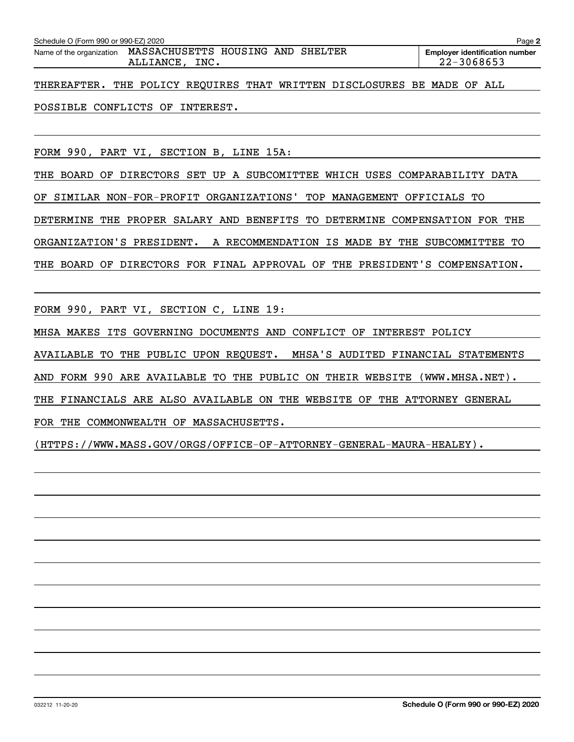Schedule O (Form 990 or 990-EZ) 2020 Page **2**

Name of the organization MASSACHUSETTS HOUSING AND SHELTER ALLIANCE, INC.

**Employer identification number** 22-3068653

THEREAFTER. THE POLICY REQUIRES THAT WRITTEN DISCLOSURES BE MADE OF ALL POSSIBLE CONFLICTS OF INTEREST.

FORM 990, PART VI, SECTION B, LINE 15A:

THE BOARD OF DIRECTORS SET UP A SUBCOMITTEE WHICH USES COMPARABILITY DATA OF SIMILAR NON-FOR-PROFIT ORGANIZATIONS' TOP MANAGEMENT OFFICIALS TO DETERMINE THE PROPER SALARY AND BENEFITS TO DETERMINE COMPENSATION FOR THE ORGANIZATION'S PRESIDENT. A RECOMMENDATION IS MADE BY THE SUBCOMMITTEE TO THE BOARD OF DIRECTORS FOR FINAL APPROVAL OF THE PRESIDENT'S COMPENSATION.

FORM 990, PART VI, SECTION C, LINE 19:

MHSA MAKES ITS GOVERNING DOCUMENTS AND CONFLICT OF INTEREST POLICY AVAILABLE TO THE PUBLIC UPON REQUEST. MHSA'S AUDITED FINANCIAL STATEMENTS AND FORM 990 ARE AVAILABLE TO THE PUBLIC ON THEIR WEBSITE (WWW.MHSA.NET). THE FINANCIALS ARE ALSO AVAILABLE ON THE WEBSITE OF THE ATTORNEY GENERAL FOR THE COMMONWEALTH OF MASSACHUSETTS.

(HTTPS://WWW.MASS.GOV/ORGS/OFFICE-OF-ATTORNEY-GENERAL-MAURA-HEALEY).

032212 11-20-20 **Schedule O (Form 990 or 990-EZ) 2020**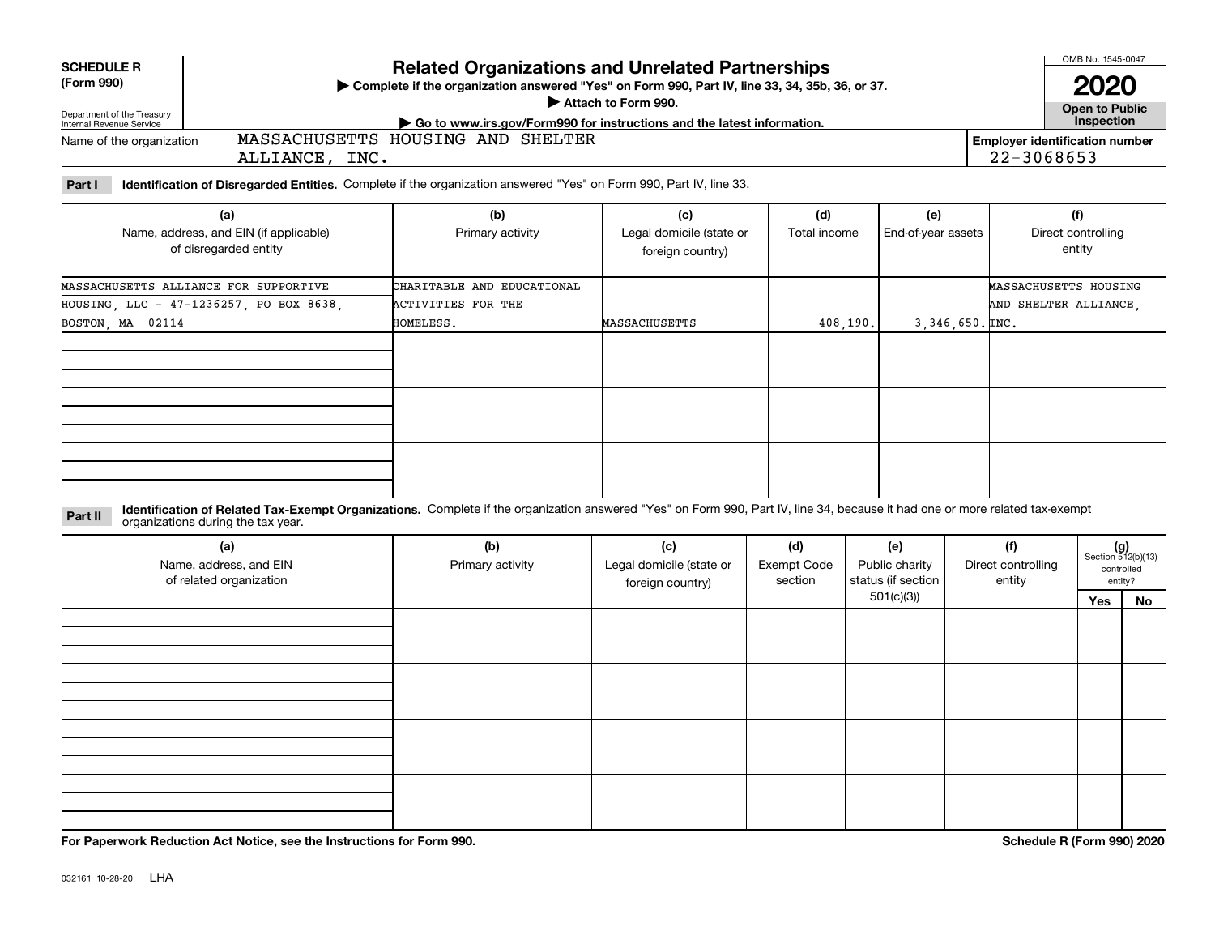**SCHEDULE R (Form 990)**

Department of the Treasury
Internal Revenue Service

# Related Organizations and Unrelated Partnerships

▶ Complete if the organization answered "Yes" on Form 990, Part IV, line 33, 34, 35b, 36, or 37.
▶ Attach to Form 990.
▶ Go to www.irs.gov/Form990 for instructions and the latest information.

OMB No. 1545-0047

**2020**

**Open to Public Inspection**

Name of the organization: MASSACHUSETTS HOUSING AND SHELTER ALLIANCE, INC.

Employer identification number: 22-3068653

**Part I** **Identification of Disregarded Entities.** Complete if the organization answered "Yes" on Form 990, Part IV, line 33.

| (a) Name, address, and EIN (if applicable) of disregarded entity | (b) Primary activity | (c) Legal domicile (state or foreign country) | (d) Total income | (e) End-of-year assets | (f) Direct controlling entity |
|---|---|---|---|---|---|
| MASSACHUSETTS ALLIANCE FOR SUPPORTIVE HOUSING, LLC - 47-1236257, PO BOX 8638, BOSTON, MA 02114 | CHARITABLE AND EDUCATIONAL ACTIVITIES FOR THE HOMELESS. | MASSACHUSETTS | 408,190. | 3,346,650. | MASSACHUSETTS HOUSING AND SHELTER ALLIANCE, INC. |
| | | | | | |
| | | | | | |
| | | | | | |

**Part II** **Identification of Related Tax-Exempt Organizations.** Complete if the organization answered "Yes" on Form 990, Part IV, line 34, because it had one or more related tax-exempt organizations during the tax year.

| (a) Name, address, and EIN of related organization | (b) Primary activity | (c) Legal domicile (state or foreign country) | (d) Exempt Code section | (e) Public charity status (if section 501(c)(3)) | (f) Direct controlling entity | (g) Section 512(b)(13) controlled entity? Yes | No |
|---|---|---|---|---|---|---|---|
| | | | | | | | |
| | | | | | | | |
| | | | | | | | |
| | | | | | | | |

**For Paperwork Reduction Act Notice, see the Instructions for Form 990.**

**Schedule R (Form 990) 2020**

032161 10-28-20 LHA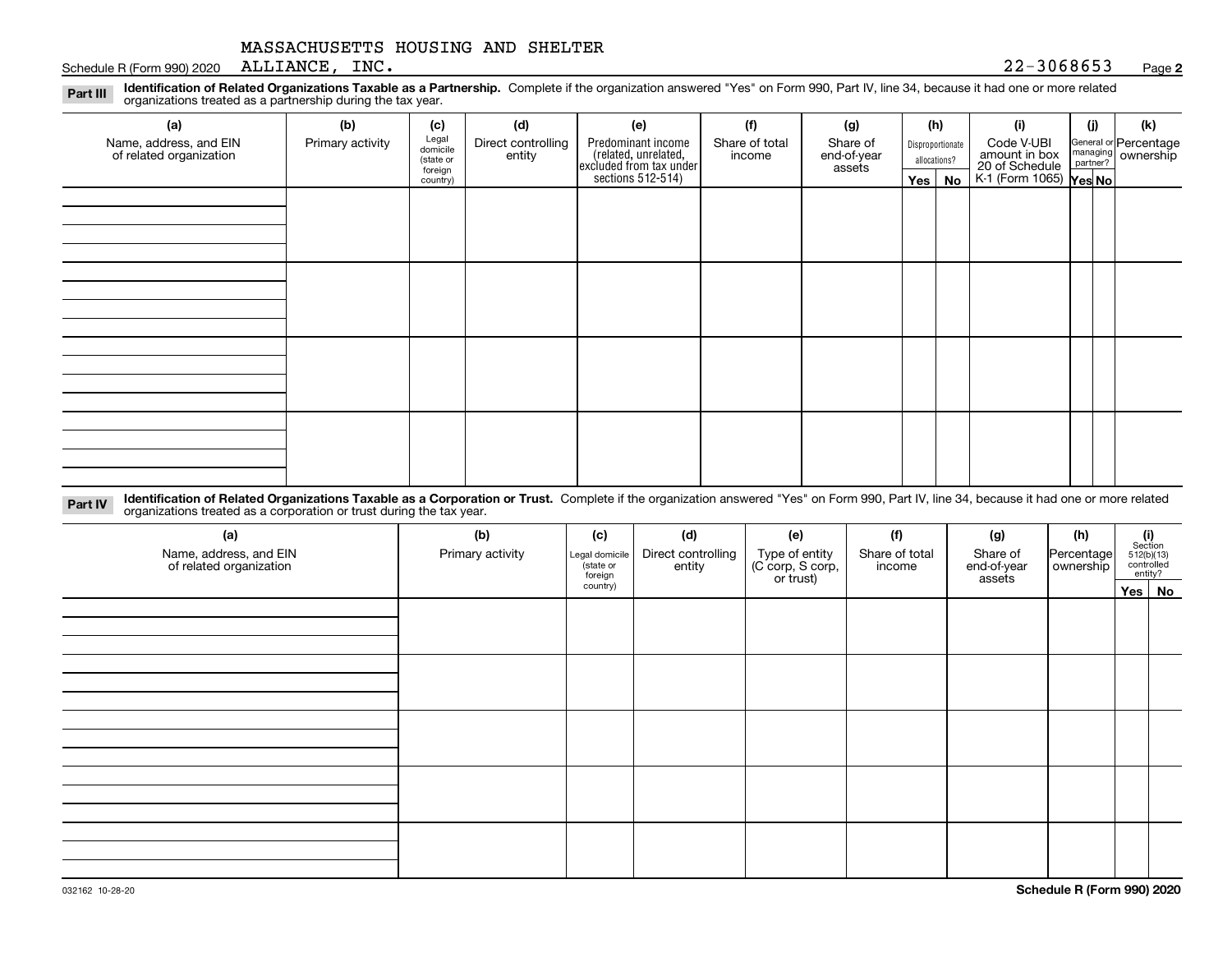MASSACHUSETTS HOUSING AND SHELTER ALLIANCE, INC. 22-3068653

Schedule R (Form 990) 2020

**Part III** **Identification of Related Organizations Taxable as a Partnership.** Complete if the organization answered "Yes" on Form 990, Part IV, line 34, because it had one or more related organizations treated as a partnership during the tax year.

| (a) Name, address, and EIN of related organization | (b) Primary activity | (c) Legal domicile (state or foreign country) | (d) Direct controlling entity | (e) Predominant income (related, unrelated, excluded from tax under sections 512-514) | (f) Share of total income | (g) Share of end-of-year assets | (h) Disproportionate allocations? Yes | No | (i) Code V-UBI amount in box 20 of Schedule K-1 (Form 1065) | (j) General or managing partner? Yes | No | (k) Percentage ownership |
|---|---|---|---|---|---|---|---|---|---|---|---|---|
| | | | | | | | | | | | | |
| | | | | | | | | | | | | |
| | | | | | | | | | | | | |
| | | | | | | | | | | | | |

**Part IV** **Identification of Related Organizations Taxable as a Corporation or Trust.** Complete if the organization answered "Yes" on Form 990, Part IV, line 34, because it had one or more related organizations treated as a corporation or trust during the tax year.

| (a) Name, address, and EIN of related organization | (b) Primary activity | (c) Legal domicile (state or foreign country) | (d) Direct controlling entity | (e) Type of entity (C corp, S corp, or trust) | (f) Share of total income | (g) Share of end-of-year assets | (h) Percentage ownership | (i) Section 512(b)(13) controlled entity? Yes | No |
|---|---|---|---|---|---|---|---|---|---|
| | | | | | | | | | |
| | | | | | | | | | |
| | | | | | | | | | |
| | | | | | | | | | |
| | | | | | | | | | |

032162 10-28-20 **Schedule R (Form 990) 2020**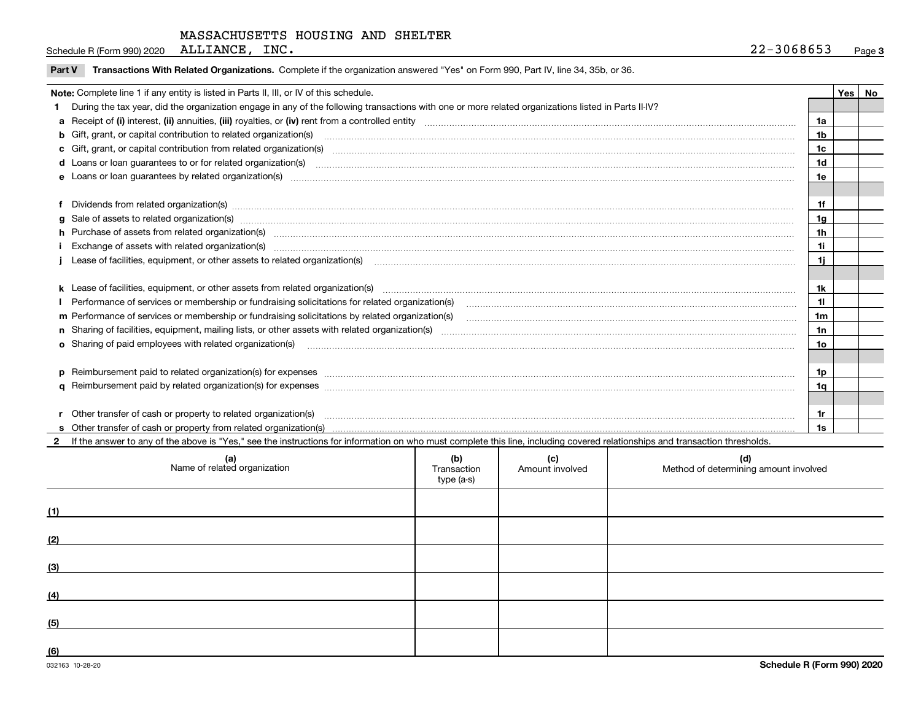MASSACHUSETTS HOUSING AND SHELTER ALLIANCE, INC. 22-3068653

## Part V Transactions With Related Organizations.

Complete if the organization answered "Yes" on Form 990, Part IV, line 34, 35b, or 36.

**Note:** Complete line 1 if any entity is listed in Parts II, III, or IV of this schedule.

| | | Line | Yes | No |
|---|---|---|---|---|
| **1** | During the tax year, did the organization engage in any of the following transactions with one or more related organizations listed in Parts II-IV? | | | |
| **a** | Receipt of **(i)** interest, **(ii)** annuities, **(iii)** royalties, or **(iv)** rent from a controlled entity | 1a | | |
| **b** | Gift, grant, or capital contribution to related organization(s) | 1b | | |
| **c** | Gift, grant, or capital contribution from related organization(s) | 1c | | |
| **d** | Loans or loan guarantees to or for related organization(s) | 1d | | |
| **e** | Loans or loan guarantees by related organization(s) | 1e | | |
| **f** | Dividends from related organization(s) | 1f | | |
| **g** | Sale of assets to related organization(s) | 1g | | |
| **h** | Purchase of assets from related organization(s) | 1h | | |
| **i** | Exchange of assets with related organization(s) | 1i | | |
| **j** | Lease of facilities, equipment, or other assets to related organization(s) | 1j | | |
| **k** | Lease of facilities, equipment, or other assets from related organization(s) | 1k | | |
| **l** | Performance of services or membership or fundraising solicitations for related organization(s) | 1l | | |
| **m** | Performance of services or membership or fundraising solicitations by related organization(s) | 1m | | |
| **n** | Sharing of facilities, equipment, mailing lists, or other assets with related organization(s) | 1n | | |
| **o** | Sharing of paid employees with related organization(s) | 1o | | |
| **p** | Reimbursement paid to related organization(s) for expenses | 1p | | |
| **q** | Reimbursement paid by related organization(s) for expenses | 1q | | |
| **r** | Other transfer of cash or property to related organization(s) | 1r | | |
| **s** | Other transfer of cash or property from related organization(s) | 1s | | |

**2** If the answer to any of the above is "Yes," see the instructions for information on who must complete this line, including covered relationships and transaction thresholds.

| | (a) Name of related organization | (b) Transaction type (a-s) | (c) Amount involved | (d) Method of determining amount involved |
|---|---|---|---|---|
| (1) | | | | |
| (2) | | | | |
| (3) | | | | |
| (4) | | | | |
| (5) | | | | |
| (6) | | | | |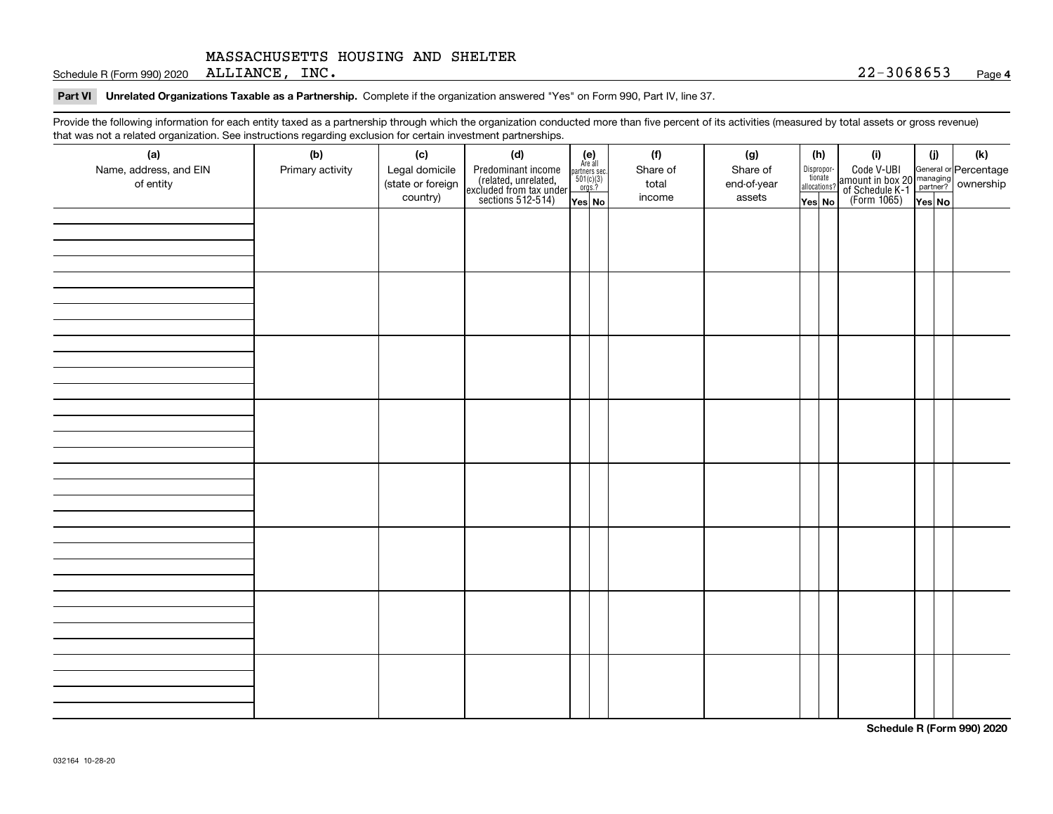MASSACHUSETTS HOUSING AND SHELTER ALLIANCE, INC. 22-3068653

## Part VI Unrelated Organizations Taxable as a Partnership.

Complete if the organization answered "Yes" on Form 990, Part IV, line 37.

Provide the following information for each entity taxed as a partnership through which the organization conducted more than five percent of its activities (measured by total assets or gross revenue) that was not a related organization. See instructions regarding exclusion for certain investment partnerships.

| (a) Name, address, and EIN of entity | (b) Primary activity | (c) Legal domicile (state or foreign country) | (d) Predominant income (related, unrelated, excluded from tax under sections 512-514) | (e) Are all partners sec. 501(c)(3) orgs.? | | (f) Share of total income | (g) Share of end-of-year assets | (h) Disproportionate allocations? | | (i) Code V-UBI amount in box 20 of Schedule K-1 (Form 1065) | (j) General or managing partner? | | (k) Percentage ownership |
|---|---|---|---|---|---|---|---|---|---|---|---|---|---|
| | | | | Yes | No | | | Yes | No | | Yes | No | |
| | | | | | | | | | | | | | |
| | | | | | | | | | | | | | |
| | | | | | | | | | | | | | |
| | | | | | | | | | | | | | |
| | | | | | | | | | | | | | |
| | | | | | | | | | | | | | |
| | | | | | | | | | | | | | |
| | | | | | | | | | | | | | |

Schedule R (Form 990) 2020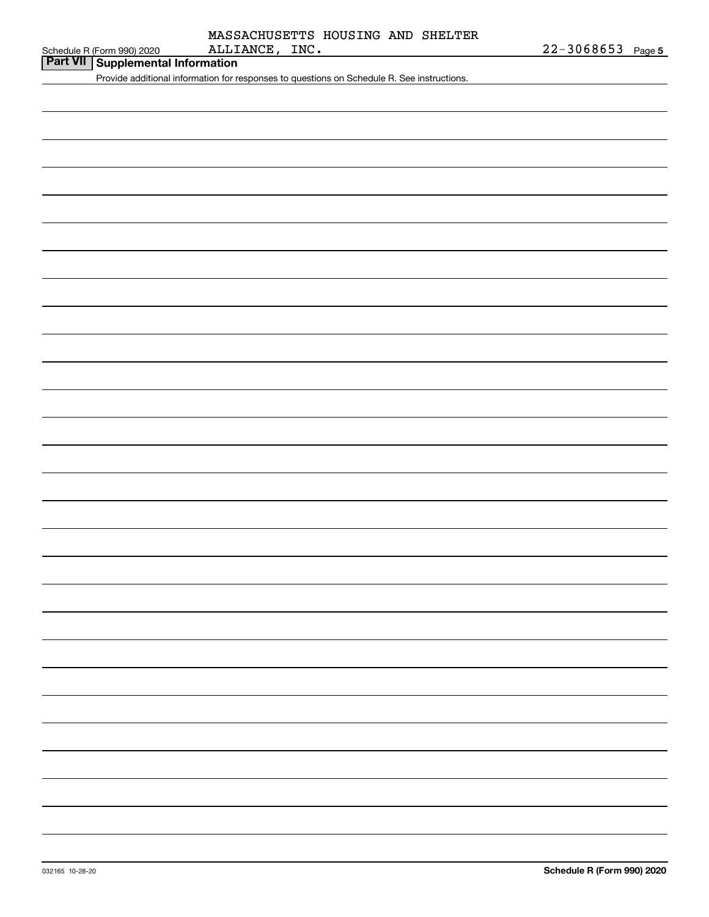MASSACHUSETTS HOUSING AND SHELTER ALLIANCE, INC. 22-3068653

## Part VII Supplemental Information

Provide additional information for responses to questions on Schedule R. See instructions.